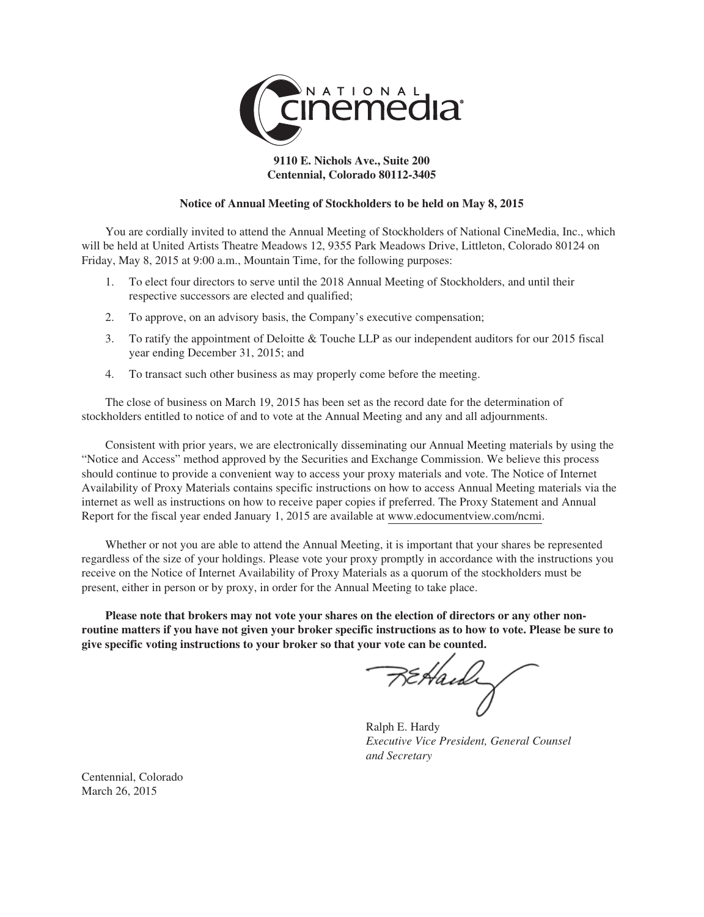**9110 E. Nichols Ave., Suite 200**
**Centennial, Colorado 80112-3405**

## Notice of Annual Meeting of Stockholders to be held on May 8, 2015

You are cordially invited to attend the Annual Meeting of Stockholders of National CineMedia, Inc., which will be held at United Artists Theatre Meadows 12, 9355 Park Meadows Drive, Littleton, Colorado 80124 on Friday, May 8, 2015 at 9:00 a.m., Mountain Time, for the following purposes:

1. To elect four directors to serve until the 2018 Annual Meeting of Stockholders, and until their respective successors are elected and qualified;
2. To approve, on an advisory basis, the Company's executive compensation;
3. To ratify the appointment of Deloitte & Touche LLP as our independent auditors for our 2015 fiscal year ending December 31, 2015; and
4. To transact such other business as may properly come before the meeting.

The close of business on March 19, 2015 has been set as the record date for the determination of stockholders entitled to notice of and to vote at the Annual Meeting and any and all adjournments.

Consistent with prior years, we are electronically disseminating our Annual Meeting materials by using the "Notice and Access" method approved by the Securities and Exchange Commission. We believe this process should continue to provide a convenient way to access your proxy materials and vote. The Notice of Internet Availability of Proxy Materials contains specific instructions on how to access Annual Meeting materials via the internet as well as instructions on how to receive paper copies if preferred. The Proxy Statement and Annual Report for the fiscal year ended January 1, 2015 are available at www.edocumentview.com/ncmi.

Whether or not you are able to attend the Annual Meeting, it is important that your shares be represented regardless of the size of your holdings. Please vote your proxy promptly in accordance with the instructions you receive on the Notice of Internet Availability of Proxy Materials as a quorum of the stockholders must be present, either in person or by proxy, in order for the Annual Meeting to take place.

**Please note that brokers may not vote your shares on the election of directors or any other non-routine matters if you have not given your broker specific instructions as to how to vote. Please be sure to give specific voting instructions to your broker so that your vote can be counted.**

Ralph E. Hardy
*Executive Vice President, General Counsel and Secretary*

Centennial, Colorado
March 26, 2015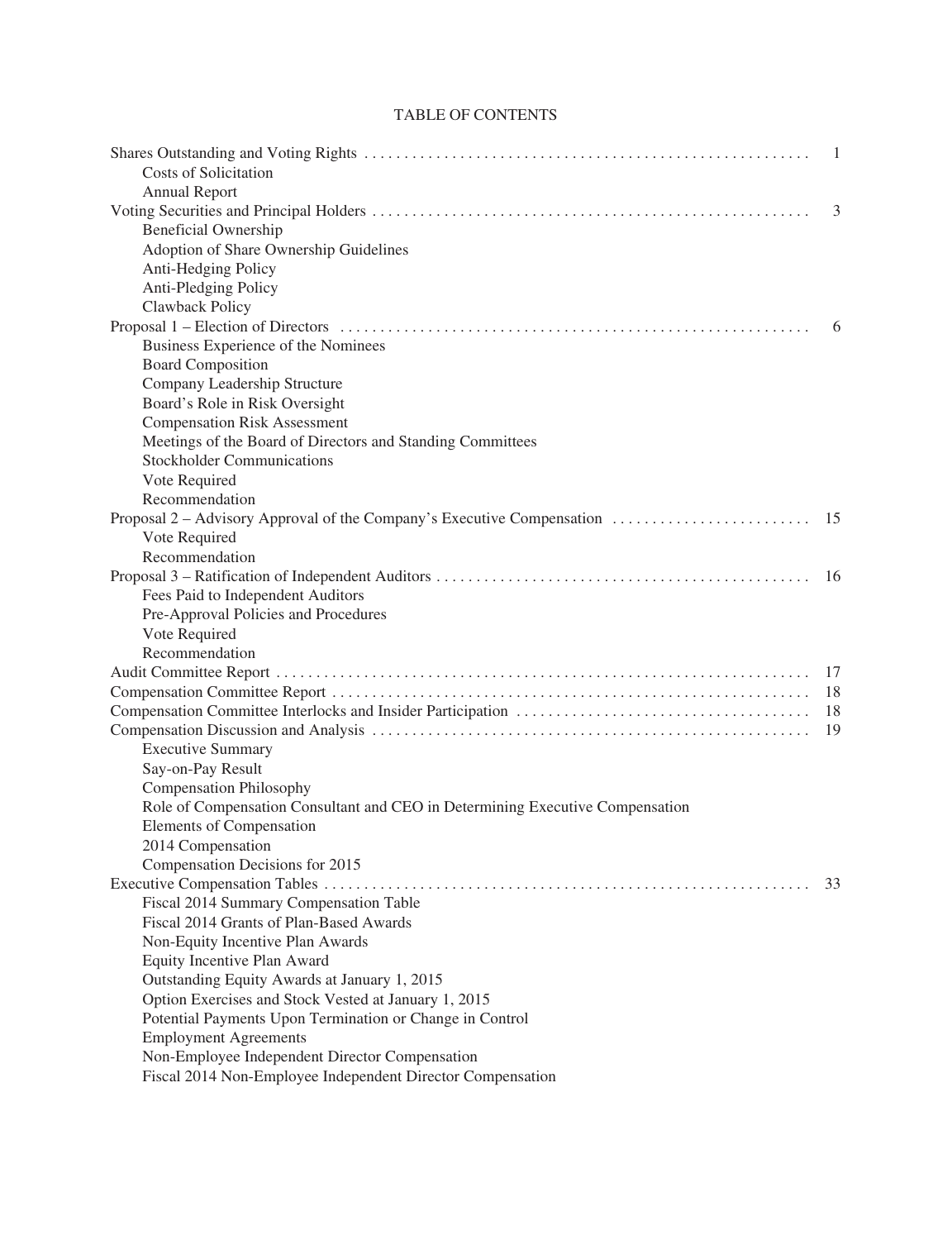# TABLE OF CONTENTS

| | |
|---|---|
| Shares Outstanding and Voting Rights | 1 |
| Costs of Solicitation | |
| Annual Report | |
| Voting Securities and Principal Holders | 3 |
| Beneficial Ownership | |
| Adoption of Share Ownership Guidelines | |
| Anti-Hedging Policy | |
| Anti-Pledging Policy | |
| Clawback Policy | |
| Proposal 1 – Election of Directors | 6 |
| Business Experience of the Nominees | |
| Board Composition | |
| Company Leadership Structure | |
| Board's Role in Risk Oversight | |
| Compensation Risk Assessment | |
| Meetings of the Board of Directors and Standing Committees | |
| Stockholder Communications | |
| Vote Required | |
| Recommendation | |
| Proposal 2 – Advisory Approval of the Company's Executive Compensation | 15 |
| Vote Required | |
| Recommendation | |
| Proposal 3 – Ratification of Independent Auditors | 16 |
| Fees Paid to Independent Auditors | |
| Pre-Approval Policies and Procedures | |
| Vote Required | |
| Recommendation | |
| Audit Committee Report | 17 |
| Compensation Committee Report | 18 |
| Compensation Committee Interlocks and Insider Participation | 18 |
| Compensation Discussion and Analysis | 19 |
| Executive Summary | |
| Say-on-Pay Result | |
| Compensation Philosophy | |
| Role of Compensation Consultant and CEO in Determining Executive Compensation | |
| Elements of Compensation | |
| 2014 Compensation | |
| Compensation Decisions for 2015 | |
| Executive Compensation Tables | 33 |
| Fiscal 2014 Summary Compensation Table | |
| Fiscal 2014 Grants of Plan-Based Awards | |
| Non-Equity Incentive Plan Awards | |
| Equity Incentive Plan Award | |
| Outstanding Equity Awards at January 1, 2015 | |
| Option Exercises and Stock Vested at January 1, 2015 | |
| Potential Payments Upon Termination or Change in Control | |
| Employment Agreements | |
| Non-Employee Independent Director Compensation | |
| Fiscal 2014 Non-Employee Independent Director Compensation | |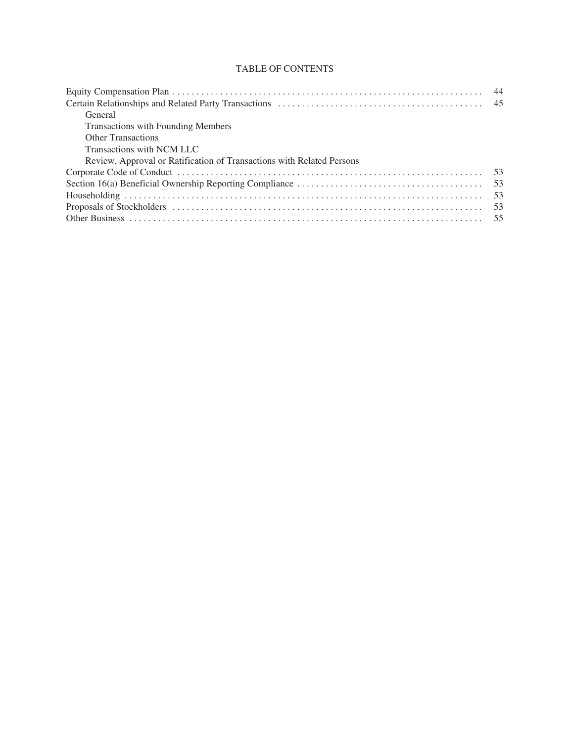TABLE OF CONTENTS

| | |
|---|---|
| Equity Compensation Plan | 44 |
| Certain Relationships and Related Party Transactions | 45 |
| General | |
| Transactions with Founding Members | |
| Other Transactions | |
| Transactions with NCM LLC | |
| Review, Approval or Ratification of Transactions with Related Persons | |
| Corporate Code of Conduct | 53 |
| Section 16(a) Beneficial Ownership Reporting Compliance | 53 |
| Householding | 53 |
| Proposals of Stockholders | 53 |
| Other Business | 55 |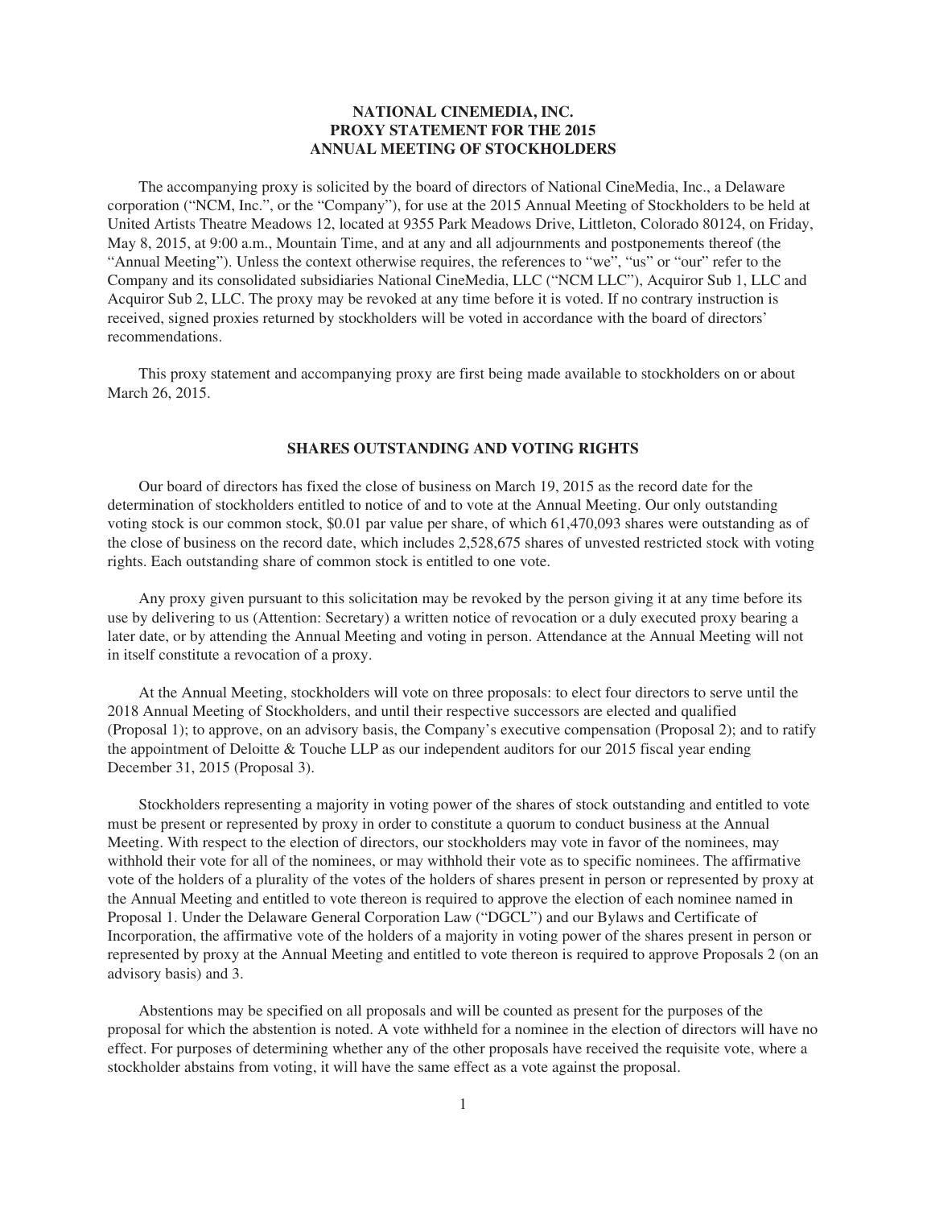# NATIONAL CINEMEDIA, INC.
# PROXY STATEMENT FOR THE 2015
# ANNUAL MEETING OF STOCKHOLDERS

The accompanying proxy is solicited by the board of directors of National CineMedia, Inc., a Delaware corporation ("NCM, Inc.", or the "Company"), for use at the 2015 Annual Meeting of Stockholders to be held at United Artists Theatre Meadows 12, located at 9355 Park Meadows Drive, Littleton, Colorado 80124, on Friday, May 8, 2015, at 9:00 a.m., Mountain Time, and at any and all adjournments and postponements thereof (the "Annual Meeting"). Unless the context otherwise requires, the references to "we", "us" or "our" refer to the Company and its consolidated subsidiaries National CineMedia, LLC ("NCM LLC"), Acquiror Sub 1, LLC and Acquiror Sub 2, LLC. The proxy may be revoked at any time before it is voted. If no contrary instruction is received, signed proxies returned by stockholders will be voted in accordance with the board of directors' recommendations.

This proxy statement and accompanying proxy are first being made available to stockholders on or about March 26, 2015.

## SHARES OUTSTANDING AND VOTING RIGHTS

Our board of directors has fixed the close of business on March 19, 2015 as the record date for the determination of stockholders entitled to notice of and to vote at the Annual Meeting. Our only outstanding voting stock is our common stock, $0.01 par value per share, of which 61,470,093 shares were outstanding as of the close of business on the record date, which includes 2,528,675 shares of unvested restricted stock with voting rights. Each outstanding share of common stock is entitled to one vote.

Any proxy given pursuant to this solicitation may be revoked by the person giving it at any time before its use by delivering to us (Attention: Secretary) a written notice of revocation or a duly executed proxy bearing a later date, or by attending the Annual Meeting and voting in person. Attendance at the Annual Meeting will not in itself constitute a revocation of a proxy.

At the Annual Meeting, stockholders will vote on three proposals: to elect four directors to serve until the 2018 Annual Meeting of Stockholders, and until their respective successors are elected and qualified (Proposal 1); to approve, on an advisory basis, the Company's executive compensation (Proposal 2); and to ratify the appointment of Deloitte & Touche LLP as our independent auditors for our 2015 fiscal year ending December 31, 2015 (Proposal 3).

Stockholders representing a majority in voting power of the shares of stock outstanding and entitled to vote must be present or represented by proxy in order to constitute a quorum to conduct business at the Annual Meeting. With respect to the election of directors, our stockholders may vote in favor of the nominees, may withhold their vote for all of the nominees, or may withhold their vote as to specific nominees. The affirmative vote of the holders of a plurality of the votes of the holders of shares present in person or represented by proxy at the Annual Meeting and entitled to vote thereon is required to approve the election of each nominee named in Proposal 1. Under the Delaware General Corporation Law ("DGCL") and our Bylaws and Certificate of Incorporation, the affirmative vote of the holders of a majority in voting power of the shares present in person or represented by proxy at the Annual Meeting and entitled to vote thereon is required to approve Proposals 2 (on an advisory basis) and 3.

Abstentions may be specified on all proposals and will be counted as present for the purposes of the proposal for which the abstention is noted. A vote withheld for a nominee in the election of directors will have no effect. For purposes of determining whether any of the other proposals have received the requisite vote, where a stockholder abstains from voting, it will have the same effect as a vote against the proposal.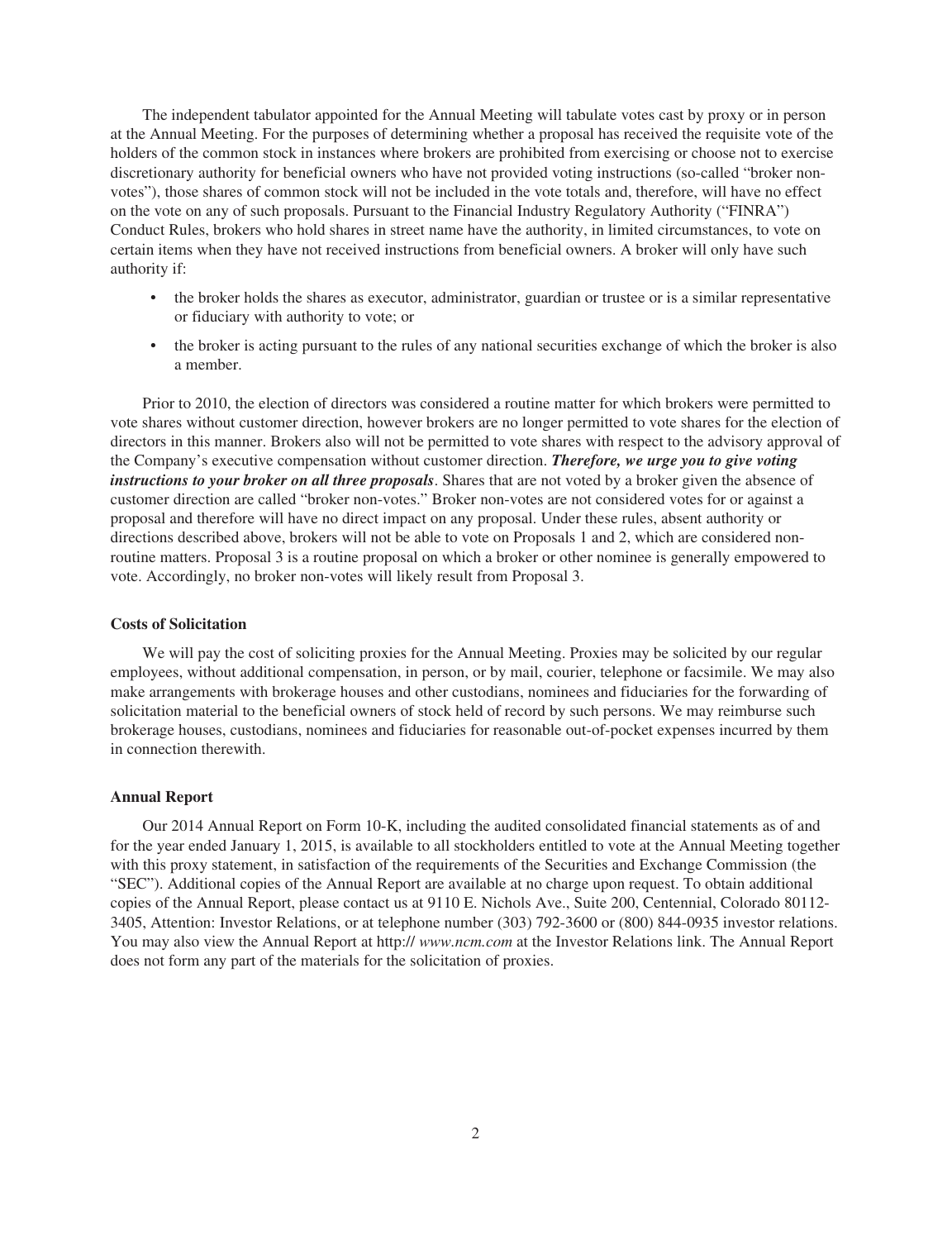The independent tabulator appointed for the Annual Meeting will tabulate votes cast by proxy or in person at the Annual Meeting. For the purposes of determining whether a proposal has received the requisite vote of the holders of the common stock in instances where brokers are prohibited from exercising or choose not to exercise discretionary authority for beneficial owners who have not provided voting instructions (so-called "broker non-votes"), those shares of common stock will not be included in the vote totals and, therefore, will have no effect on the vote on any of such proposals. Pursuant to the Financial Industry Regulatory Authority ("FINRA") Conduct Rules, brokers who hold shares in street name have the authority, in limited circumstances, to vote on certain items when they have not received instructions from beneficial owners. A broker will only have such authority if:

- the broker holds the shares as executor, administrator, guardian or trustee or is a similar representative or fiduciary with authority to vote; or
- the broker is acting pursuant to the rules of any national securities exchange of which the broker is also a member.

Prior to 2010, the election of directors was considered a routine matter for which brokers were permitted to vote shares without customer direction, however brokers are no longer permitted to vote shares for the election of directors in this manner. Brokers also will not be permitted to vote shares with respect to the advisory approval of the Company's executive compensation without customer direction. ***Therefore, we urge you to give voting instructions to your broker on all three proposals***. Shares that are not voted by a broker given the absence of customer direction are called "broker non-votes." Broker non-votes are not considered votes for or against a proposal and therefore will have no direct impact on any proposal. Under these rules, absent authority or directions described above, brokers will not be able to vote on Proposals 1 and 2, which are considered non-routine matters. Proposal 3 is a routine proposal on which a broker or other nominee is generally empowered to vote. Accordingly, no broker non-votes will likely result from Proposal 3.

**Costs of Solicitation**

We will pay the cost of soliciting proxies for the Annual Meeting. Proxies may be solicited by our regular employees, without additional compensation, in person, or by mail, courier, telephone or facsimile. We may also make arrangements with brokerage houses and other custodians, nominees and fiduciaries for the forwarding of solicitation material to the beneficial owners of stock held of record by such persons. We may reimburse such brokerage houses, custodians, nominees and fiduciaries for reasonable out-of-pocket expenses incurred by them in connection therewith.

**Annual Report**

Our 2014 Annual Report on Form 10-K, including the audited consolidated financial statements as of and for the year ended January 1, 2015, is available to all stockholders entitled to vote at the Annual Meeting together with this proxy statement, in satisfaction of the requirements of the Securities and Exchange Commission (the "SEC"). Additional copies of the Annual Report are available at no charge upon request. To obtain additional copies of the Annual Report, please contact us at 9110 E. Nichols Ave., Suite 200, Centennial, Colorado 80112-3405, Attention: Investor Relations, or at telephone number (303) 792-3600 or (800) 844-0935 investor relations. You may also view the Annual Report at http:// *www.ncm.com* at the Investor Relations link. The Annual Report does not form any part of the materials for the solicitation of proxies.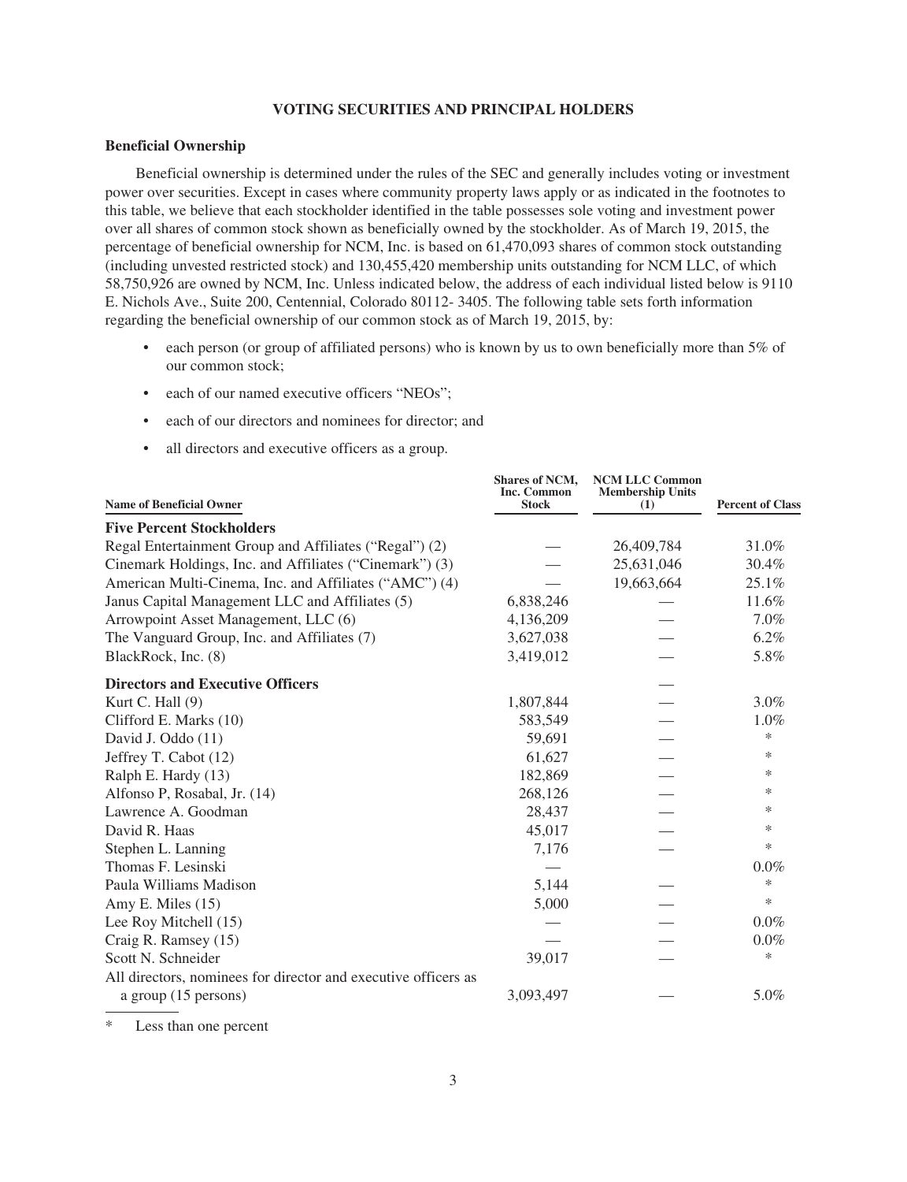# VOTING SECURITIES AND PRINCIPAL HOLDERS

## Beneficial Ownership

Beneficial ownership is determined under the rules of the SEC and generally includes voting or investment power over securities. Except in cases where community property laws apply or as indicated in the footnotes to this table, we believe that each stockholder identified in the table possesses sole voting and investment power over all shares of common stock shown as beneficially owned by the stockholder. As of March 19, 2015, the percentage of beneficial ownership for NCM, Inc. is based on 61,470,093 shares of common stock outstanding (including unvested restricted stock) and 130,455,420 membership units outstanding for NCM LLC, of which 58,750,926 are owned by NCM, Inc. Unless indicated below, the address of each individual listed below is 9110 E. Nichols Ave., Suite 200, Centennial, Colorado 80112- 3405. The following table sets forth information regarding the beneficial ownership of our common stock as of March 19, 2015, by:

- each person (or group of affiliated persons) who is known by us to own beneficially more than 5% of our common stock;
- each of our named executive officers "NEOs";
- each of our directors and nominees for director; and
- all directors and executive officers as a group.

| Name of Beneficial Owner | Shares of NCM, Inc. Common Stock | NCM LLC Common Membership Units (1) | Percent of Class |
|---|---|---|---|
| **Five Percent Stockholders** | | | |
| Regal Entertainment Group and Affiliates ("Regal") (2) | — | 26,409,784 | 31.0% |
| Cinemark Holdings, Inc. and Affiliates ("Cinemark") (3) | — | 25,631,046 | 30.4% |
| American Multi-Cinema, Inc. and Affiliates ("AMC") (4) | — | 19,663,664 | 25.1% |
| Janus Capital Management LLC and Affiliates (5) | 6,838,246 | — | 11.6% |
| Arrowpoint Asset Management, LLC (6) | 4,136,209 | — | 7.0% |
| The Vanguard Group, Inc. and Affiliates (7) | 3,627,038 | — | 6.2% |
| BlackRock, Inc. (8) | 3,419,012 | — | 5.8% |
| **Directors and Executive Officers** | | — | |
| Kurt C. Hall (9) | 1,807,844 | — | 3.0% |
| Clifford E. Marks (10) | 583,549 | — | 1.0% |
| David J. Oddo (11) | 59,691 | — | * |
| Jeffrey T. Cabot (12) | 61,627 | — | * |
| Ralph E. Hardy (13) | 182,869 | — | * |
| Alfonso P, Rosabal, Jr. (14) | 268,126 | — | * |
| Lawrence A. Goodman | 28,437 | — | * |
| David R. Haas | 45,017 | — | * |
| Stephen L. Lanning | 7,176 | — | * |
| Thomas F. Lesinski | — | | 0.0% |
| Paula Williams Madison | 5,144 | — | * |
| Amy E. Miles (15) | 5,000 | — | * |
| Lee Roy Mitchell (15) | — | — | 0.0% |
| Craig R. Ramsey (15) | — | — | 0.0% |
| Scott N. Schneider | 39,017 | — | * |
| All directors, nominees for director and executive officers as a group (15 persons) | 3,093,497 | — | 5.0% |

\* Less than one percent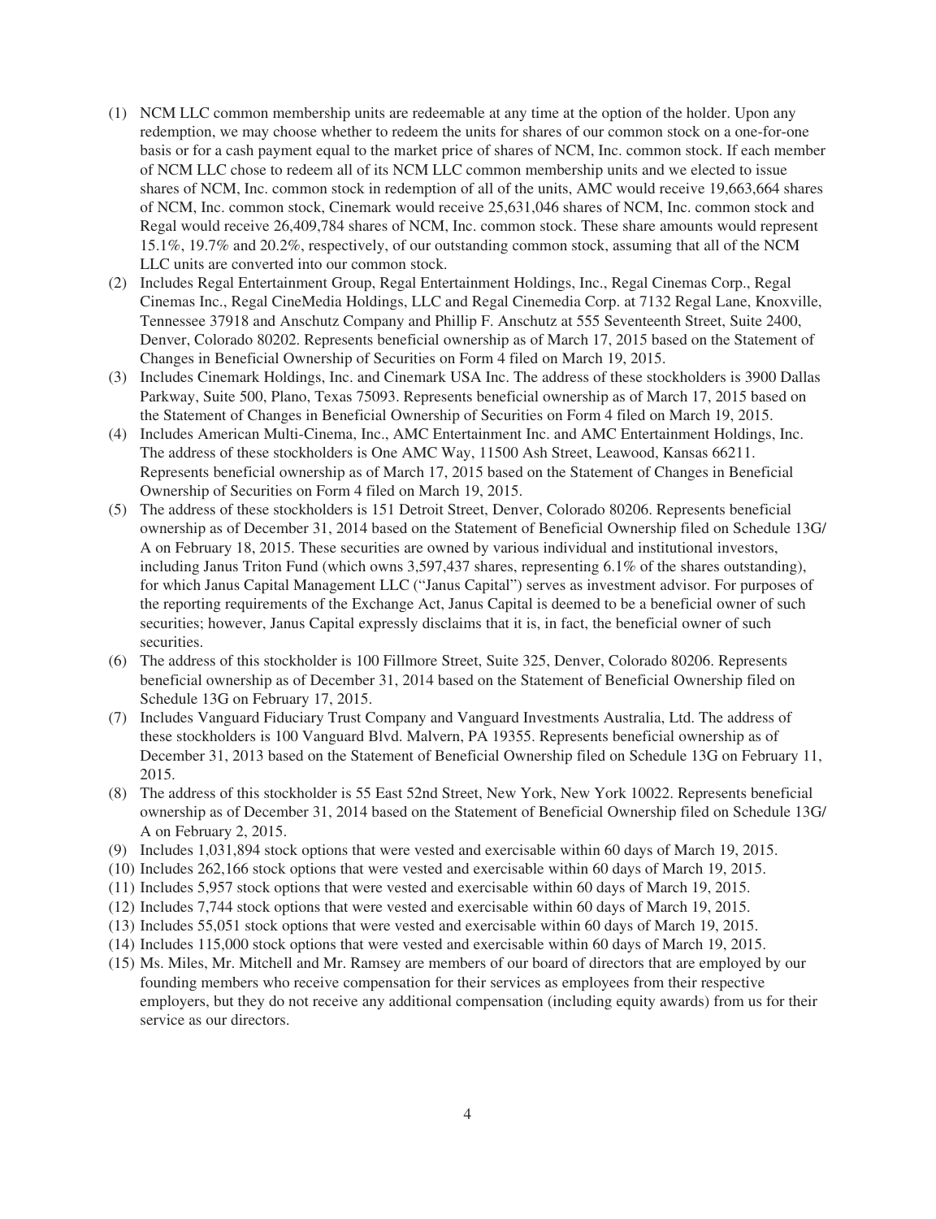(1) NCM LLC common membership units are redeemable at any time at the option of the holder. Upon any redemption, we may choose whether to redeem the units for shares of our common stock on a one-for-one basis or for a cash payment equal to the market price of shares of NCM, Inc. common stock. If each member of NCM LLC chose to redeem all of its NCM LLC common membership units and we elected to issue shares of NCM, Inc. common stock in redemption of all of the units, AMC would receive 19,663,664 shares of NCM, Inc. common stock, Cinemark would receive 25,631,046 shares of NCM, Inc. common stock and Regal would receive 26,409,784 shares of NCM, Inc. common stock. These share amounts would represent 15.1%, 19.7% and 20.2%, respectively, of our outstanding common stock, assuming that all of the NCM LLC units are converted into our common stock.

(2) Includes Regal Entertainment Group, Regal Entertainment Holdings, Inc., Regal Cinemas Corp., Regal Cinemas Inc., Regal CineMedia Holdings, LLC and Regal Cinemedia Corp. at 7132 Regal Lane, Knoxville, Tennessee 37918 and Anschutz Company and Phillip F. Anschutz at 555 Seventeenth Street, Suite 2400, Denver, Colorado 80202. Represents beneficial ownership as of March 17, 2015 based on the Statement of Changes in Beneficial Ownership of Securities on Form 4 filed on March 19, 2015.

(3) Includes Cinemark Holdings, Inc. and Cinemark USA Inc. The address of these stockholders is 3900 Dallas Parkway, Suite 500, Plano, Texas 75093. Represents beneficial ownership as of March 17, 2015 based on the Statement of Changes in Beneficial Ownership of Securities on Form 4 filed on March 19, 2015.

(4) Includes American Multi-Cinema, Inc., AMC Entertainment Inc. and AMC Entertainment Holdings, Inc. The address of these stockholders is One AMC Way, 11500 Ash Street, Leawood, Kansas 66211. Represents beneficial ownership as of March 17, 2015 based on the Statement of Changes in Beneficial Ownership of Securities on Form 4 filed on March 19, 2015.

(5) The address of these stockholders is 151 Detroit Street, Denver, Colorado 80206. Represents beneficial ownership as of December 31, 2014 based on the Statement of Beneficial Ownership filed on Schedule 13G/A on February 18, 2015. These securities are owned by various individual and institutional investors, including Janus Triton Fund (which owns 3,597,437 shares, representing 6.1% of the shares outstanding), for which Janus Capital Management LLC ("Janus Capital") serves as investment advisor. For purposes of the reporting requirements of the Exchange Act, Janus Capital is deemed to be a beneficial owner of such securities; however, Janus Capital expressly disclaims that it is, in fact, the beneficial owner of such securities.

(6) The address of this stockholder is 100 Fillmore Street, Suite 325, Denver, Colorado 80206. Represents beneficial ownership as of December 31, 2014 based on the Statement of Beneficial Ownership filed on Schedule 13G on February 17, 2015.

(7) Includes Vanguard Fiduciary Trust Company and Vanguard Investments Australia, Ltd. The address of these stockholders is 100 Vanguard Blvd. Malvern, PA 19355. Represents beneficial ownership as of December 31, 2013 based on the Statement of Beneficial Ownership filed on Schedule 13G on February 11, 2015.

(8) The address of this stockholder is 55 East 52nd Street, New York, New York 10022. Represents beneficial ownership as of December 31, 2014 based on the Statement of Beneficial Ownership filed on Schedule 13G/A on February 2, 2015.

(9) Includes 1,031,894 stock options that were vested and exercisable within 60 days of March 19, 2015.

(10) Includes 262,166 stock options that were vested and exercisable within 60 days of March 19, 2015.

(11) Includes 5,957 stock options that were vested and exercisable within 60 days of March 19, 2015.

(12) Includes 7,744 stock options that were vested and exercisable within 60 days of March 19, 2015.

(13) Includes 55,051 stock options that were vested and exercisable within 60 days of March 19, 2015.

(14) Includes 115,000 stock options that were vested and exercisable within 60 days of March 19, 2015.

(15) Ms. Miles, Mr. Mitchell and Mr. Ramsey are members of our board of directors that are employed by our founding members who receive compensation for their services as employees from their respective employers, but they do not receive any additional compensation (including equity awards) from us for their service as our directors.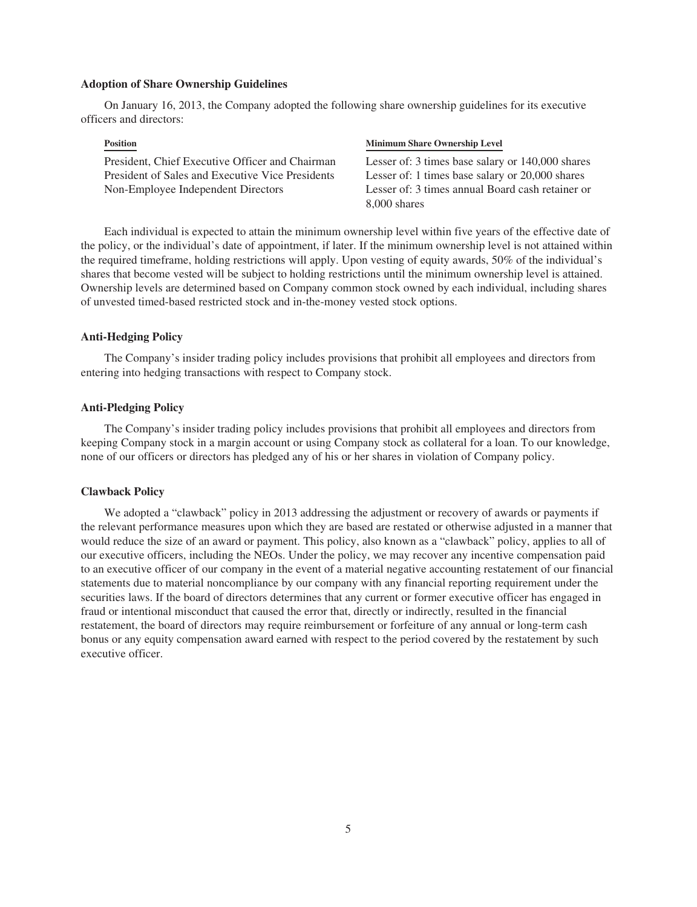**Adoption of Share Ownership Guidelines**

On January 16, 2013, the Company adopted the following share ownership guidelines for its executive officers and directors:

| Position | Minimum Share Ownership Level |
| --- | --- |
| President, Chief Executive Officer and Chairman | Lesser of: 3 times base salary or 140,000 shares |
| President of Sales and Executive Vice Presidents | Lesser of: 1 times base salary or 20,000 shares |
| Non-Employee Independent Directors | Lesser of: 3 times annual Board cash retainer or 8,000 shares |

Each individual is expected to attain the minimum ownership level within five years of the effective date of the policy, or the individual's date of appointment, if later. If the minimum ownership level is not attained within the required timeframe, holding restrictions will apply. Upon vesting of equity awards, 50% of the individual's shares that become vested will be subject to holding restrictions until the minimum ownership level is attained. Ownership levels are determined based on Company common stock owned by each individual, including shares of unvested timed-based restricted stock and in-the-money vested stock options.

**Anti-Hedging Policy**

The Company's insider trading policy includes provisions that prohibit all employees and directors from entering into hedging transactions with respect to Company stock.

**Anti-Pledging Policy**

The Company's insider trading policy includes provisions that prohibit all employees and directors from keeping Company stock in a margin account or using Company stock as collateral for a loan. To our knowledge, none of our officers or directors has pledged any of his or her shares in violation of Company policy.

**Clawback Policy**

We adopted a "clawback" policy in 2013 addressing the adjustment or recovery of awards or payments if the relevant performance measures upon which they are based are restated or otherwise adjusted in a manner that would reduce the size of an award or payment. This policy, also known as a "clawback" policy, applies to all of our executive officers, including the NEOs. Under the policy, we may recover any incentive compensation paid to an executive officer of our company in the event of a material negative accounting restatement of our financial statements due to material noncompliance by our company with any financial reporting requirement under the securities laws. If the board of directors determines that any current or former executive officer has engaged in fraud or intentional misconduct that caused the error that, directly or indirectly, resulted in the financial restatement, the board of directors may require reimbursement or forfeiture of any annual or long-term cash bonus or any equity compensation award earned with respect to the period covered by the restatement by such executive officer.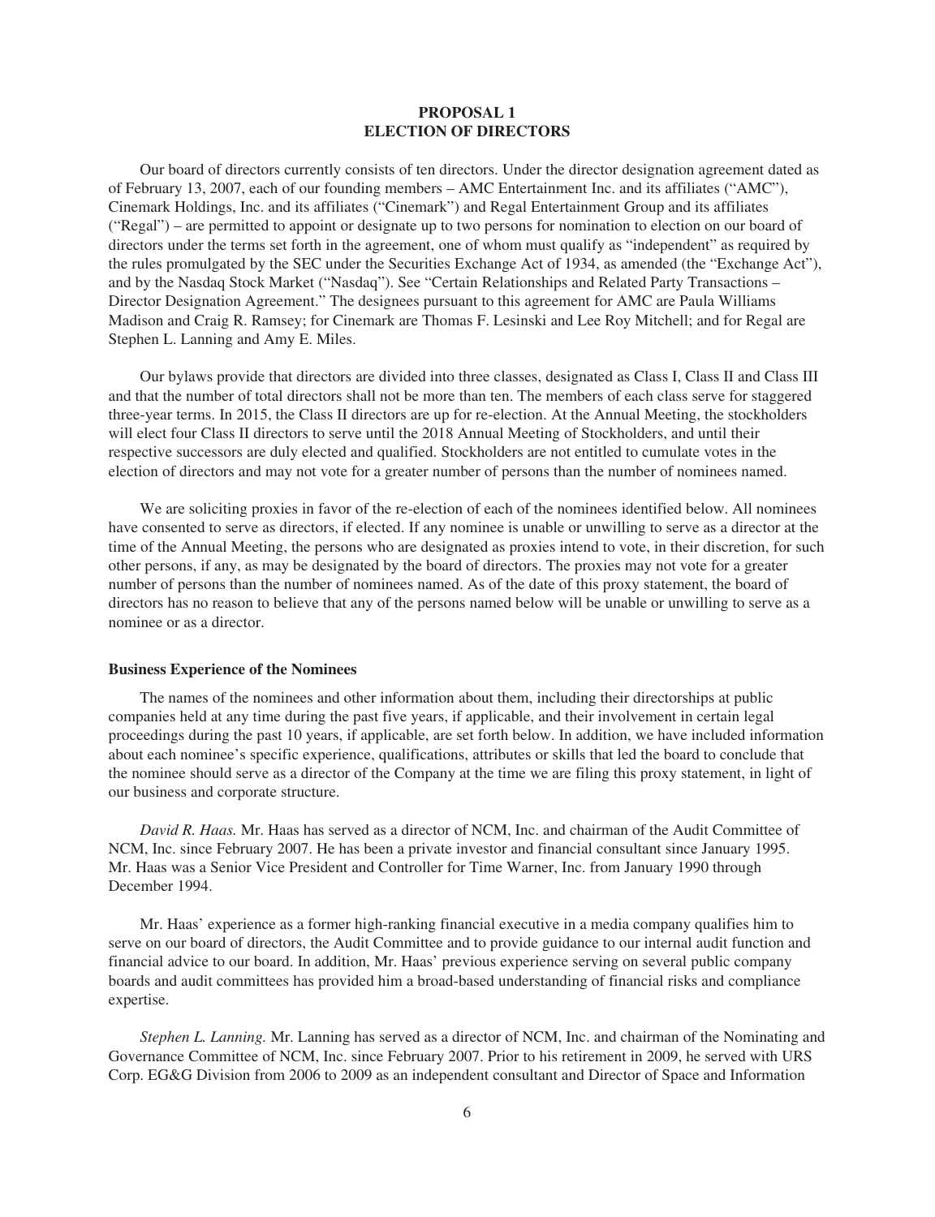## PROPOSAL 1
## ELECTION OF DIRECTORS

Our board of directors currently consists of ten directors. Under the director designation agreement dated as of February 13, 2007, each of our founding members – AMC Entertainment Inc. and its affiliates ("AMC"), Cinemark Holdings, Inc. and its affiliates ("Cinemark") and Regal Entertainment Group and its affiliates ("Regal") – are permitted to appoint or designate up to two persons for nomination to election on our board of directors under the terms set forth in the agreement, one of whom must qualify as "independent" as required by the rules promulgated by the SEC under the Securities Exchange Act of 1934, as amended (the "Exchange Act"), and by the Nasdaq Stock Market ("Nasdaq"). See "Certain Relationships and Related Party Transactions – Director Designation Agreement." The designees pursuant to this agreement for AMC are Paula Williams Madison and Craig R. Ramsey; for Cinemark are Thomas F. Lesinski and Lee Roy Mitchell; and for Regal are Stephen L. Lanning and Amy E. Miles.

Our bylaws provide that directors are divided into three classes, designated as Class I, Class II and Class III and that the number of total directors shall not be more than ten. The members of each class serve for staggered three-year terms. In 2015, the Class II directors are up for re-election. At the Annual Meeting, the stockholders will elect four Class II directors to serve until the 2018 Annual Meeting of Stockholders, and until their respective successors are duly elected and qualified. Stockholders are not entitled to cumulate votes in the election of directors and may not vote for a greater number of persons than the number of nominees named.

We are soliciting proxies in favor of the re-election of each of the nominees identified below. All nominees have consented to serve as directors, if elected. If any nominee is unable or unwilling to serve as a director at the time of the Annual Meeting, the persons who are designated as proxies intend to vote, in their discretion, for such other persons, if any, as may be designated by the board of directors. The proxies may not vote for a greater number of persons than the number of nominees named. As of the date of this proxy statement, the board of directors has no reason to believe that any of the persons named below will be unable or unwilling to serve as a nominee or as a director.

### Business Experience of the Nominees

The names of the nominees and other information about them, including their directorships at public companies held at any time during the past five years, if applicable, and their involvement in certain legal proceedings during the past 10 years, if applicable, are set forth below. In addition, we have included information about each nominee's specific experience, qualifications, attributes or skills that led the board to conclude that the nominee should serve as a director of the Company at the time we are filing this proxy statement, in light of our business and corporate structure.

*David R. Haas.* Mr. Haas has served as a director of NCM, Inc. and chairman of the Audit Committee of NCM, Inc. since February 2007. He has been a private investor and financial consultant since January 1995. Mr. Haas was a Senior Vice President and Controller for Time Warner, Inc. from January 1990 through December 1994.

Mr. Haas' experience as a former high-ranking financial executive in a media company qualifies him to serve on our board of directors, the Audit Committee and to provide guidance to our internal audit function and financial advice to our board. In addition, Mr. Haas' previous experience serving on several public company boards and audit committees has provided him a broad-based understanding of financial risks and compliance expertise.

*Stephen L. Lanning.* Mr. Lanning has served as a director of NCM, Inc. and chairman of the Nominating and Governance Committee of NCM, Inc. since February 2007. Prior to his retirement in 2009, he served with URS Corp. EG&G Division from 2006 to 2009 as an independent consultant and Director of Space and Information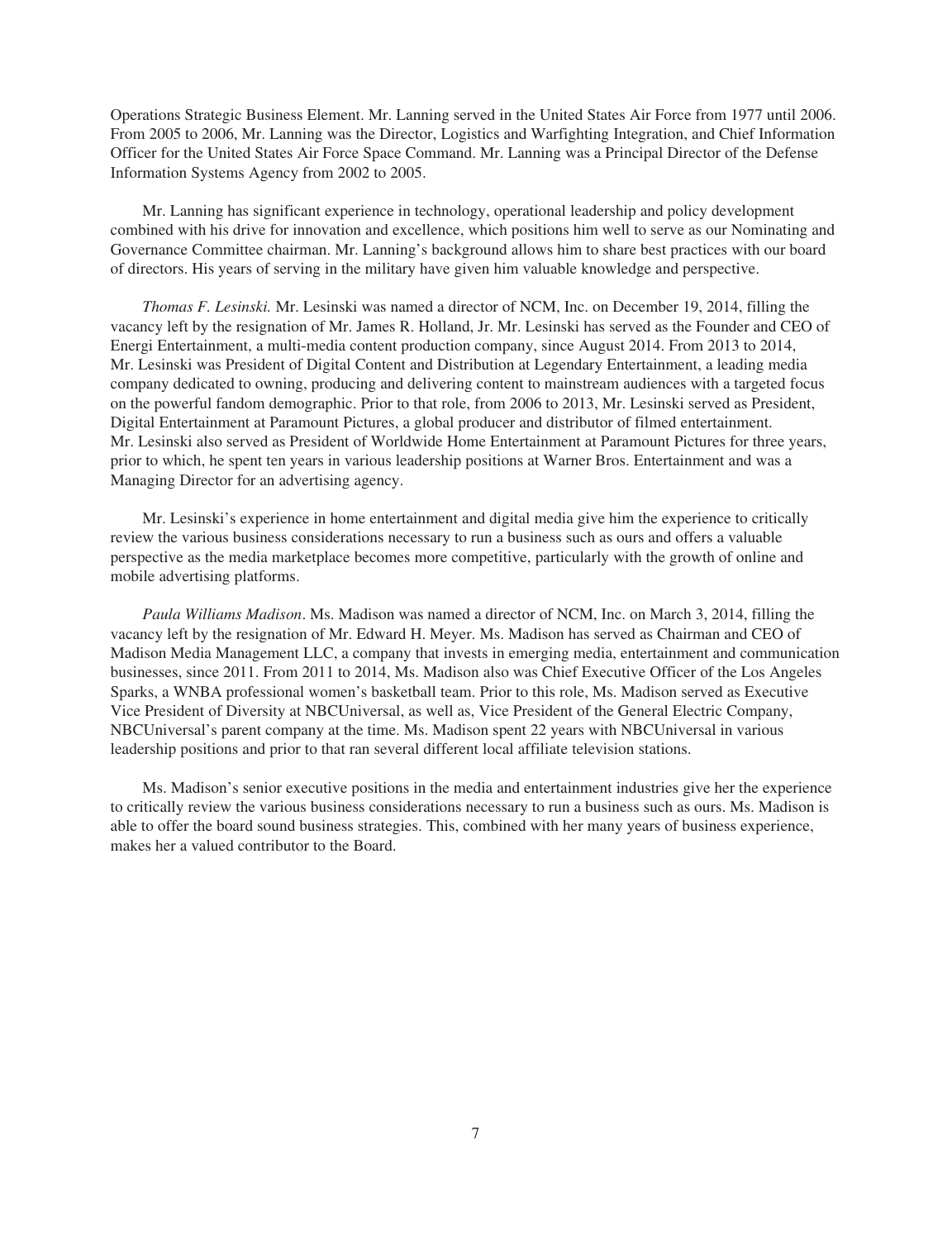Operations Strategic Business Element. Mr. Lanning served in the United States Air Force from 1977 until 2006. From 2005 to 2006, Mr. Lanning was the Director, Logistics and Warfighting Integration, and Chief Information Officer for the United States Air Force Space Command. Mr. Lanning was a Principal Director of the Defense Information Systems Agency from 2002 to 2005.

Mr. Lanning has significant experience in technology, operational leadership and policy development combined with his drive for innovation and excellence, which positions him well to serve as our Nominating and Governance Committee chairman. Mr. Lanning's background allows him to share best practices with our board of directors. His years of serving in the military have given him valuable knowledge and perspective.

*Thomas F. Lesinski.* Mr. Lesinski was named a director of NCM, Inc. on December 19, 2014, filling the vacancy left by the resignation of Mr. James R. Holland, Jr. Mr. Lesinski has served as the Founder and CEO of Energi Entertainment, a multi-media content production company, since August 2014. From 2013 to 2014, Mr. Lesinski was President of Digital Content and Distribution at Legendary Entertainment, a leading media company dedicated to owning, producing and delivering content to mainstream audiences with a targeted focus on the powerful fandom demographic. Prior to that role, from 2006 to 2013, Mr. Lesinski served as President, Digital Entertainment at Paramount Pictures, a global producer and distributor of filmed entertainment. Mr. Lesinski also served as President of Worldwide Home Entertainment at Paramount Pictures for three years, prior to which, he spent ten years in various leadership positions at Warner Bros. Entertainment and was a Managing Director for an advertising agency.

Mr. Lesinski's experience in home entertainment and digital media give him the experience to critically review the various business considerations necessary to run a business such as ours and offers a valuable perspective as the media marketplace becomes more competitive, particularly with the growth of online and mobile advertising platforms.

*Paula Williams Madison*. Ms. Madison was named a director of NCM, Inc. on March 3, 2014, filling the vacancy left by the resignation of Mr. Edward H. Meyer. Ms. Madison has served as Chairman and CEO of Madison Media Management LLC, a company that invests in emerging media, entertainment and communication businesses, since 2011. From 2011 to 2014, Ms. Madison also was Chief Executive Officer of the Los Angeles Sparks, a WNBA professional women's basketball team. Prior to this role, Ms. Madison served as Executive Vice President of Diversity at NBCUniversal, as well as, Vice President of the General Electric Company, NBCUniversal's parent company at the time. Ms. Madison spent 22 years with NBCUniversal in various leadership positions and prior to that ran several different local affiliate television stations.

Ms. Madison's senior executive positions in the media and entertainment industries give her the experience to critically review the various business considerations necessary to run a business such as ours. Ms. Madison is able to offer the board sound business strategies. This, combined with her many years of business experience, makes her a valued contributor to the Board.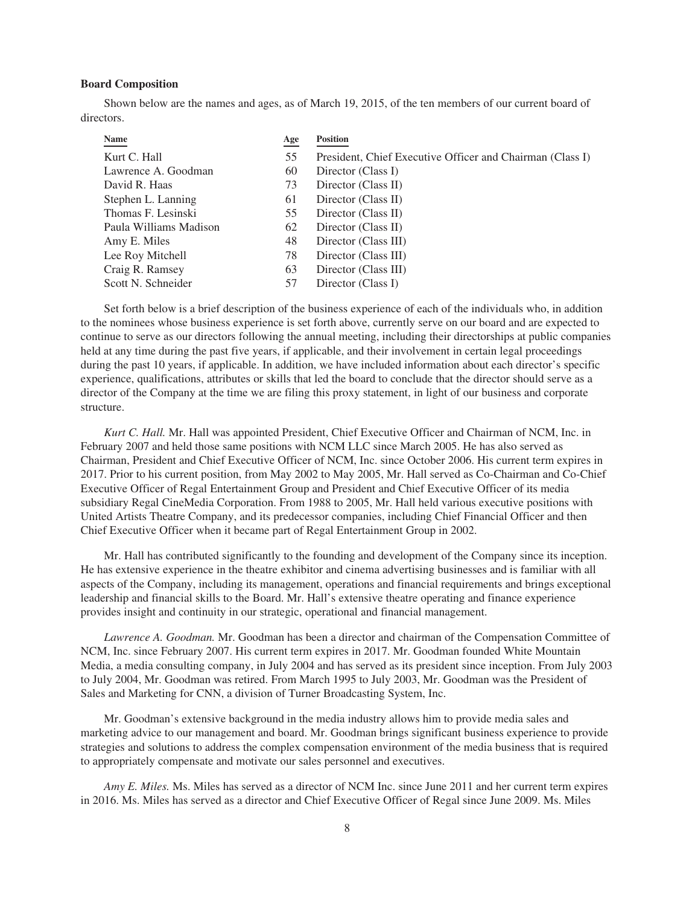### Board Composition

Shown below are the names and ages, as of March 19, 2015, of the ten members of our current board of directors.

| Name | Age | Position |
| --- | --- | --- |
| Kurt C. Hall | 55 | President, Chief Executive Officer and Chairman (Class I) |
| Lawrence A. Goodman | 60 | Director (Class I) |
| David R. Haas | 73 | Director (Class II) |
| Stephen L. Lanning | 61 | Director (Class II) |
| Thomas F. Lesinski | 55 | Director (Class II) |
| Paula Williams Madison | 62 | Director (Class II) |
| Amy E. Miles | 48 | Director (Class III) |
| Lee Roy Mitchell | 78 | Director (Class III) |
| Craig R. Ramsey | 63 | Director (Class III) |
| Scott N. Schneider | 57 | Director (Class I) |

Set forth below is a brief description of the business experience of each of the individuals who, in addition to the nominees whose business experience is set forth above, currently serve on our board and are expected to continue to serve as our directors following the annual meeting, including their directorships at public companies held at any time during the past five years, if applicable, and their involvement in certain legal proceedings during the past 10 years, if applicable. In addition, we have included information about each director's specific experience, qualifications, attributes or skills that led the board to conclude that the director should serve as a director of the Company at the time we are filing this proxy statement, in light of our business and corporate structure.

*Kurt C. Hall.* Mr. Hall was appointed President, Chief Executive Officer and Chairman of NCM, Inc. in February 2007 and held those same positions with NCM LLC since March 2005. He has also served as Chairman, President and Chief Executive Officer of NCM, Inc. since October 2006. His current term expires in 2017. Prior to his current position, from May 2002 to May 2005, Mr. Hall served as Co-Chairman and Co-Chief Executive Officer of Regal Entertainment Group and President and Chief Executive Officer of its media subsidiary Regal CineMedia Corporation. From 1988 to 2005, Mr. Hall held various executive positions with United Artists Theatre Company, and its predecessor companies, including Chief Financial Officer and then Chief Executive Officer when it became part of Regal Entertainment Group in 2002.

Mr. Hall has contributed significantly to the founding and development of the Company since its inception. He has extensive experience in the theatre exhibitor and cinema advertising businesses and is familiar with all aspects of the Company, including its management, operations and financial requirements and brings exceptional leadership and financial skills to the Board. Mr. Hall's extensive theatre operating and finance experience provides insight and continuity in our strategic, operational and financial management.

*Lawrence A. Goodman.* Mr. Goodman has been a director and chairman of the Compensation Committee of NCM, Inc. since February 2007. His current term expires in 2017. Mr. Goodman founded White Mountain Media, a media consulting company, in July 2004 and has served as its president since inception. From July 2003 to July 2004, Mr. Goodman was retired. From March 1995 to July 2003, Mr. Goodman was the President of Sales and Marketing for CNN, a division of Turner Broadcasting System, Inc.

Mr. Goodman's extensive background in the media industry allows him to provide media sales and marketing advice to our management and board. Mr. Goodman brings significant business experience to provide strategies and solutions to address the complex compensation environment of the media business that is required to appropriately compensate and motivate our sales personnel and executives.

*Amy E. Miles.* Ms. Miles has served as a director of NCM Inc. since June 2011 and her current term expires in 2016. Ms. Miles has served as a director and Chief Executive Officer of Regal since June 2009. Ms. Miles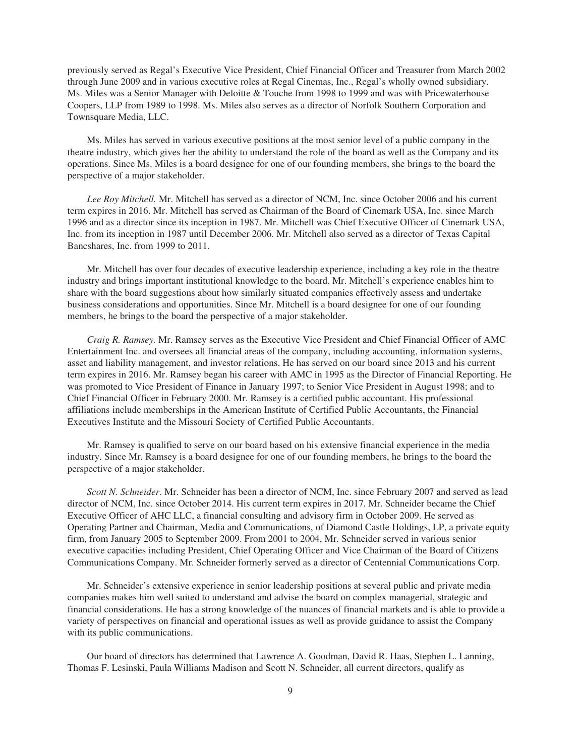previously served as Regal's Executive Vice President, Chief Financial Officer and Treasurer from March 2002 through June 2009 and in various executive roles at Regal Cinemas, Inc., Regal's wholly owned subsidiary. Ms. Miles was a Senior Manager with Deloitte & Touche from 1998 to 1999 and was with Pricewaterhouse Coopers, LLP from 1989 to 1998. Ms. Miles also serves as a director of Norfolk Southern Corporation and Townsquare Media, LLC.

Ms. Miles has served in various executive positions at the most senior level of a public company in the theatre industry, which gives her the ability to understand the role of the board as well as the Company and its operations. Since Ms. Miles is a board designee for one of our founding members, she brings to the board the perspective of a major stakeholder.

*Lee Roy Mitchell.* Mr. Mitchell has served as a director of NCM, Inc. since October 2006 and his current term expires in 2016. Mr. Mitchell has served as Chairman of the Board of Cinemark USA, Inc. since March 1996 and as a director since its inception in 1987. Mr. Mitchell was Chief Executive Officer of Cinemark USA, Inc. from its inception in 1987 until December 2006. Mr. Mitchell also served as a director of Texas Capital Bancshares, Inc. from 1999 to 2011.

Mr. Mitchell has over four decades of executive leadership experience, including a key role in the theatre industry and brings important institutional knowledge to the board. Mr. Mitchell's experience enables him to share with the board suggestions about how similarly situated companies effectively assess and undertake business considerations and opportunities. Since Mr. Mitchell is a board designee for one of our founding members, he brings to the board the perspective of a major stakeholder.

*Craig R. Ramsey.* Mr. Ramsey serves as the Executive Vice President and Chief Financial Officer of AMC Entertainment Inc. and oversees all financial areas of the company, including accounting, information systems, asset and liability management, and investor relations. He has served on our board since 2013 and his current term expires in 2016. Mr. Ramsey began his career with AMC in 1995 as the Director of Financial Reporting. He was promoted to Vice President of Finance in January 1997; to Senior Vice President in August 1998; and to Chief Financial Officer in February 2000. Mr. Ramsey is a certified public accountant. His professional affiliations include memberships in the American Institute of Certified Public Accountants, the Financial Executives Institute and the Missouri Society of Certified Public Accountants.

Mr. Ramsey is qualified to serve on our board based on his extensive financial experience in the media industry. Since Mr. Ramsey is a board designee for one of our founding members, he brings to the board the perspective of a major stakeholder.

*Scott N. Schneider*. Mr. Schneider has been a director of NCM, Inc. since February 2007 and served as lead director of NCM, Inc. since October 2014. His current term expires in 2017. Mr. Schneider became the Chief Executive Officer of AHC LLC, a financial consulting and advisory firm in October 2009. He served as Operating Partner and Chairman, Media and Communications, of Diamond Castle Holdings, LP, a private equity firm, from January 2005 to September 2009. From 2001 to 2004, Mr. Schneider served in various senior executive capacities including President, Chief Operating Officer and Vice Chairman of the Board of Citizens Communications Company. Mr. Schneider formerly served as a director of Centennial Communications Corp.

Mr. Schneider's extensive experience in senior leadership positions at several public and private media companies makes him well suited to understand and advise the board on complex managerial, strategic and financial considerations. He has a strong knowledge of the nuances of financial markets and is able to provide a variety of perspectives on financial and operational issues as well as provide guidance to assist the Company with its public communications.

Our board of directors has determined that Lawrence A. Goodman, David R. Haas, Stephen L. Lanning, Thomas F. Lesinski, Paula Williams Madison and Scott N. Schneider, all current directors, qualify as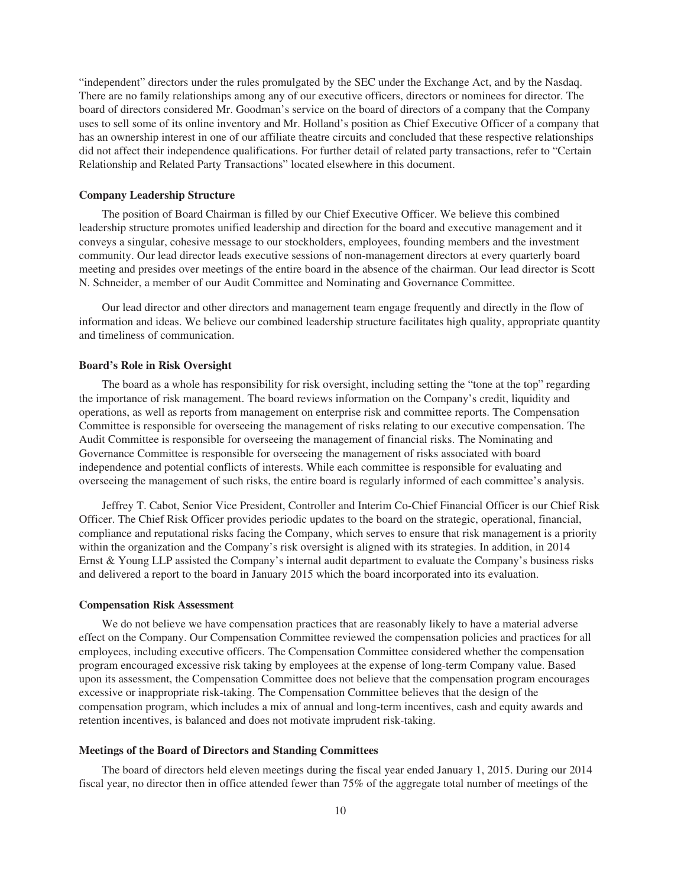"independent" directors under the rules promulgated by the SEC under the Exchange Act, and by the Nasdaq. There are no family relationships among any of our executive officers, directors or nominees for director. The board of directors considered Mr. Goodman's service on the board of directors of a company that the Company uses to sell some of its online inventory and Mr. Holland's position as Chief Executive Officer of a company that has an ownership interest in one of our affiliate theatre circuits and concluded that these respective relationships did not affect their independence qualifications. For further detail of related party transactions, refer to "Certain Relationship and Related Party Transactions" located elsewhere in this document.

**Company Leadership Structure**

The position of Board Chairman is filled by our Chief Executive Officer. We believe this combined leadership structure promotes unified leadership and direction for the board and executive management and it conveys a singular, cohesive message to our stockholders, employees, founding members and the investment community. Our lead director leads executive sessions of non-management directors at every quarterly board meeting and presides over meetings of the entire board in the absence of the chairman. Our lead director is Scott N. Schneider, a member of our Audit Committee and Nominating and Governance Committee.

Our lead director and other directors and management team engage frequently and directly in the flow of information and ideas. We believe our combined leadership structure facilitates high quality, appropriate quantity and timeliness of communication.

**Board's Role in Risk Oversight**

The board as a whole has responsibility for risk oversight, including setting the "tone at the top" regarding the importance of risk management. The board reviews information on the Company's credit, liquidity and operations, as well as reports from management on enterprise risk and committee reports. The Compensation Committee is responsible for overseeing the management of risks relating to our executive compensation. The Audit Committee is responsible for overseeing the management of financial risks. The Nominating and Governance Committee is responsible for overseeing the management of risks associated with board independence and potential conflicts of interests. While each committee is responsible for evaluating and overseeing the management of such risks, the entire board is regularly informed of each committee's analysis.

Jeffrey T. Cabot, Senior Vice President, Controller and Interim Co-Chief Financial Officer is our Chief Risk Officer. The Chief Risk Officer provides periodic updates to the board on the strategic, operational, financial, compliance and reputational risks facing the Company, which serves to ensure that risk management is a priority within the organization and the Company's risk oversight is aligned with its strategies. In addition, in 2014 Ernst & Young LLP assisted the Company's internal audit department to evaluate the Company's business risks and delivered a report to the board in January 2015 which the board incorporated into its evaluation.

**Compensation Risk Assessment**

We do not believe we have compensation practices that are reasonably likely to have a material adverse effect on the Company. Our Compensation Committee reviewed the compensation policies and practices for all employees, including executive officers. The Compensation Committee considered whether the compensation program encouraged excessive risk taking by employees at the expense of long-term Company value. Based upon its assessment, the Compensation Committee does not believe that the compensation program encourages excessive or inappropriate risk-taking. The Compensation Committee believes that the design of the compensation program, which includes a mix of annual and long-term incentives, cash and equity awards and retention incentives, is balanced and does not motivate imprudent risk-taking.

**Meetings of the Board of Directors and Standing Committees**

The board of directors held eleven meetings during the fiscal year ended January 1, 2015. During our 2014 fiscal year, no director then in office attended fewer than 75% of the aggregate total number of meetings of the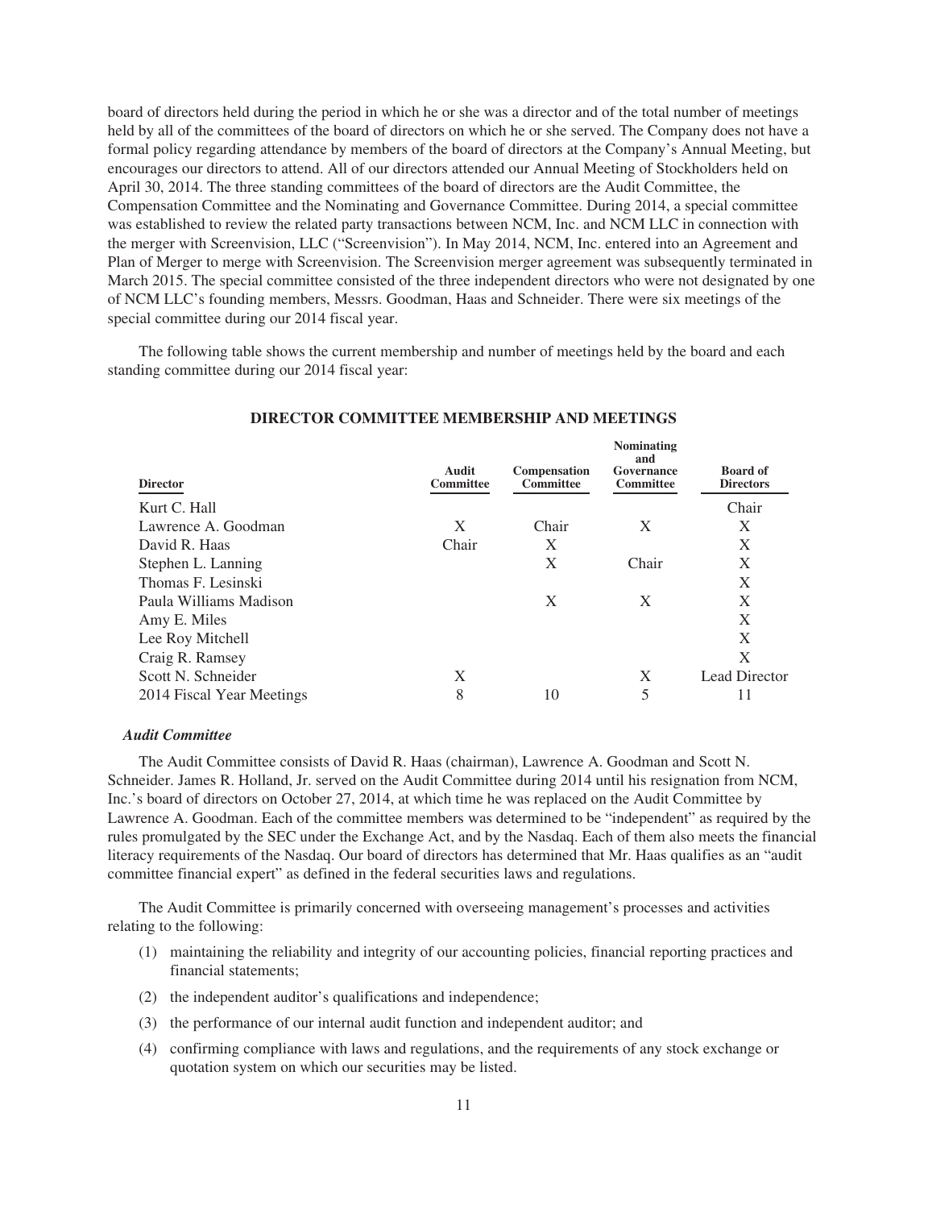board of directors held during the period in which he or she was a director and of the total number of meetings held by all of the committees of the board of directors on which he or she served. The Company does not have a formal policy regarding attendance by members of the board of directors at the Company's Annual Meeting, but encourages our directors to attend. All of our directors attended our Annual Meeting of Stockholders held on April 30, 2014. The three standing committees of the board of directors are the Audit Committee, the Compensation Committee and the Nominating and Governance Committee. During 2014, a special committee was established to review the related party transactions between NCM, Inc. and NCM LLC in connection with the merger with Screenvision, LLC ("Screenvision"). In May 2014, NCM, Inc. entered into an Agreement and Plan of Merger to merge with Screenvision. The Screenvision merger agreement was subsequently terminated in March 2015. The special committee consisted of the three independent directors who were not designated by one of NCM LLC's founding members, Messrs. Goodman, Haas and Schneider. There were six meetings of the special committee during our 2014 fiscal year.

The following table shows the current membership and number of meetings held by the board and each standing committee during our 2014 fiscal year:

**DIRECTOR COMMITTEE MEMBERSHIP AND MEETINGS**

| Director | Audit Committee | Compensation Committee | Nominating and Governance Committee | Board of Directors |
|---|---|---|---|---|
| Kurt C. Hall | | | | Chair |
| Lawrence A. Goodman | X | Chair | X | X |
| David R. Haas | Chair | X | | X |
| Stephen L. Lanning | | X | Chair | X |
| Thomas F. Lesinski | | | | X |
| Paula Williams Madison | | X | X | X |
| Amy E. Miles | | | | X |
| Lee Roy Mitchell | | | | X |
| Craig R. Ramsey | | | | X |
| Scott N. Schneider | X | | X | Lead Director |
| 2014 Fiscal Year Meetings | 8 | 10 | 5 | 11 |

### *Audit Committee*

The Audit Committee consists of David R. Haas (chairman), Lawrence A. Goodman and Scott N. Schneider. James R. Holland, Jr. served on the Audit Committee during 2014 until his resignation from NCM, Inc.'s board of directors on October 27, 2014, at which time he was replaced on the Audit Committee by Lawrence A. Goodman. Each of the committee members was determined to be "independent" as required by the rules promulgated by the SEC under the Exchange Act, and by the Nasdaq. Each of them also meets the financial literacy requirements of the Nasdaq. Our board of directors has determined that Mr. Haas qualifies as an "audit committee financial expert" as defined in the federal securities laws and regulations.

The Audit Committee is primarily concerned with overseeing management's processes and activities relating to the following:

(1) maintaining the reliability and integrity of our accounting policies, financial reporting practices and financial statements;

(2) the independent auditor's qualifications and independence;

(3) the performance of our internal audit function and independent auditor; and

(4) confirming compliance with laws and regulations, and the requirements of any stock exchange or quotation system on which our securities may be listed.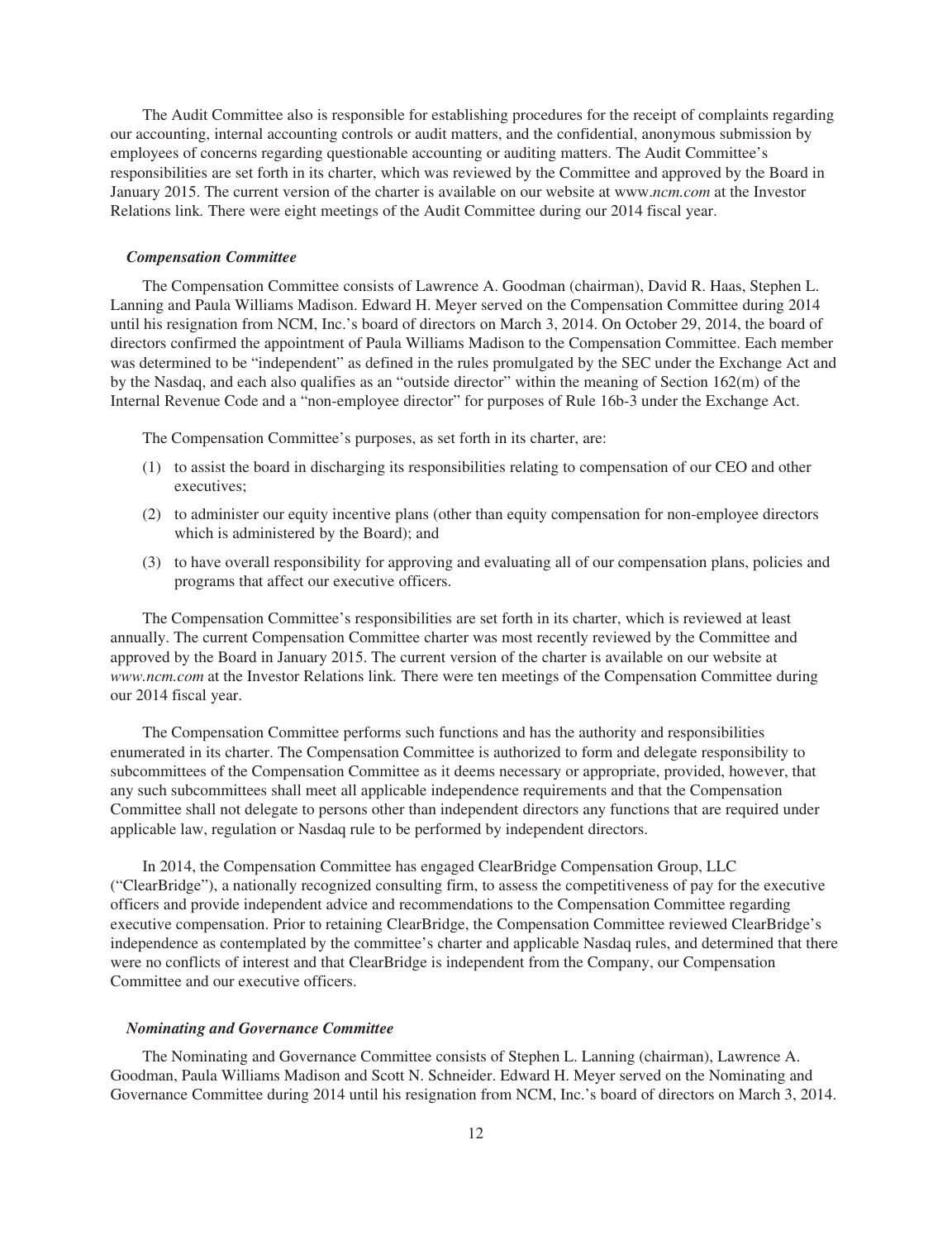The Audit Committee also is responsible for establishing procedures for the receipt of complaints regarding our accounting, internal accounting controls or audit matters, and the confidential, anonymous submission by employees of concerns regarding questionable accounting or auditing matters. The Audit Committee's responsibilities are set forth in its charter, which was reviewed by the Committee and approved by the Board in January 2015. The current version of the charter is available on our website at www.*ncm.com* at the Investor Relations link. There were eight meetings of the Audit Committee during our 2014 fiscal year.

### *Compensation Committee*

The Compensation Committee consists of Lawrence A. Goodman (chairman), David R. Haas, Stephen L. Lanning and Paula Williams Madison. Edward H. Meyer served on the Compensation Committee during 2014 until his resignation from NCM, Inc.'s board of directors on March 3, 2014. On October 29, 2014, the board of directors confirmed the appointment of Paula Williams Madison to the Compensation Committee. Each member was determined to be "independent" as defined in the rules promulgated by the SEC under the Exchange Act and by the Nasdaq, and each also qualifies as an "outside director" within the meaning of Section 162(m) of the Internal Revenue Code and a "non-employee director" for purposes of Rule 16b-3 under the Exchange Act.

The Compensation Committee's purposes, as set forth in its charter, are:

(1) to assist the board in discharging its responsibilities relating to compensation of our CEO and other executives;

(2) to administer our equity incentive plans (other than equity compensation for non-employee directors which is administered by the Board); and

(3) to have overall responsibility for approving and evaluating all of our compensation plans, policies and programs that affect our executive officers.

The Compensation Committee's responsibilities are set forth in its charter, which is reviewed at least annually. The current Compensation Committee charter was most recently reviewed by the Committee and approved by the Board in January 2015. The current version of the charter is available on our website at *www.ncm.com* at the Investor Relations link. There were ten meetings of the Compensation Committee during our 2014 fiscal year.

The Compensation Committee performs such functions and has the authority and responsibilities enumerated in its charter. The Compensation Committee is authorized to form and delegate responsibility to subcommittees of the Compensation Committee as it deems necessary or appropriate, provided, however, that any such subcommittees shall meet all applicable independence requirements and that the Compensation Committee shall not delegate to persons other than independent directors any functions that are required under applicable law, regulation or Nasdaq rule to be performed by independent directors.

In 2014, the Compensation Committee has engaged ClearBridge Compensation Group, LLC ("ClearBridge"), a nationally recognized consulting firm, to assess the competitiveness of pay for the executive officers and provide independent advice and recommendations to the Compensation Committee regarding executive compensation. Prior to retaining ClearBridge, the Compensation Committee reviewed ClearBridge's independence as contemplated by the committee's charter and applicable Nasdaq rules, and determined that there were no conflicts of interest and that ClearBridge is independent from the Company, our Compensation Committee and our executive officers.

### *Nominating and Governance Committee*

The Nominating and Governance Committee consists of Stephen L. Lanning (chairman), Lawrence A. Goodman, Paula Williams Madison and Scott N. Schneider. Edward H. Meyer served on the Nominating and Governance Committee during 2014 until his resignation from NCM, Inc.'s board of directors on March 3, 2014.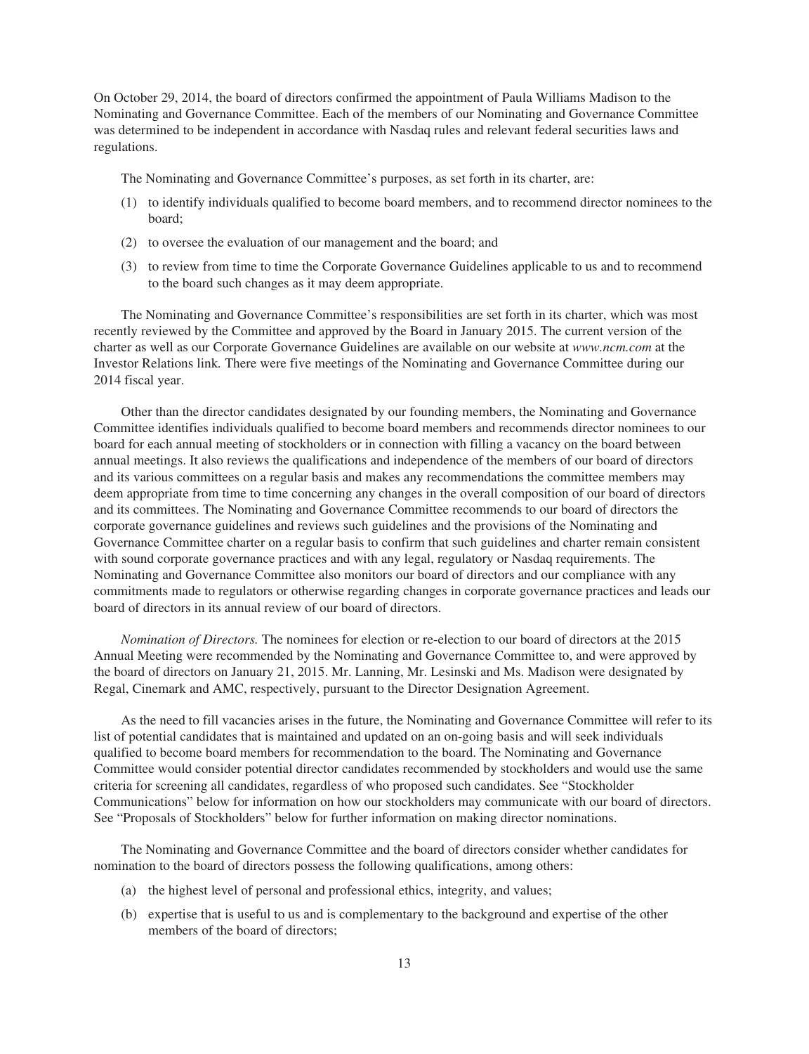On October 29, 2014, the board of directors confirmed the appointment of Paula Williams Madison to the Nominating and Governance Committee. Each of the members of our Nominating and Governance Committee was determined to be independent in accordance with Nasdaq rules and relevant federal securities laws and regulations.

The Nominating and Governance Committee's purposes, as set forth in its charter, are:

(1) to identify individuals qualified to become board members, and to recommend director nominees to the board;

(2) to oversee the evaluation of our management and the board; and

(3) to review from time to time the Corporate Governance Guidelines applicable to us and to recommend to the board such changes as it may deem appropriate.

The Nominating and Governance Committee's responsibilities are set forth in its charter, which was most recently reviewed by the Committee and approved by the Board in January 2015. The current version of the charter as well as our Corporate Governance Guidelines are available on our website at *www.ncm.com* at the Investor Relations link. There were five meetings of the Nominating and Governance Committee during our 2014 fiscal year.

Other than the director candidates designated by our founding members, the Nominating and Governance Committee identifies individuals qualified to become board members and recommends director nominees to our board for each annual meeting of stockholders or in connection with filling a vacancy on the board between annual meetings. It also reviews the qualifications and independence of the members of our board of directors and its various committees on a regular basis and makes any recommendations the committee members may deem appropriate from time to time concerning any changes in the overall composition of our board of directors and its committees. The Nominating and Governance Committee recommends to our board of directors the corporate governance guidelines and reviews such guidelines and the provisions of the Nominating and Governance Committee charter on a regular basis to confirm that such guidelines and charter remain consistent with sound corporate governance practices and with any legal, regulatory or Nasdaq requirements. The Nominating and Governance Committee also monitors our board of directors and our compliance with any commitments made to regulators or otherwise regarding changes in corporate governance practices and leads our board of directors in its annual review of our board of directors.

*Nomination of Directors.* The nominees for election or re-election to our board of directors at the 2015 Annual Meeting were recommended by the Nominating and Governance Committee to, and were approved by the board of directors on January 21, 2015. Mr. Lanning, Mr. Lesinski and Ms. Madison were designated by Regal, Cinemark and AMC, respectively, pursuant to the Director Designation Agreement.

As the need to fill vacancies arises in the future, the Nominating and Governance Committee will refer to its list of potential candidates that is maintained and updated on an on-going basis and will seek individuals qualified to become board members for recommendation to the board. The Nominating and Governance Committee would consider potential director candidates recommended by stockholders and would use the same criteria for screening all candidates, regardless of who proposed such candidates. See "Stockholder Communications" below for information on how our stockholders may communicate with our board of directors. See "Proposals of Stockholders" below for further information on making director nominations.

The Nominating and Governance Committee and the board of directors consider whether candidates for nomination to the board of directors possess the following qualifications, among others:

(a) the highest level of personal and professional ethics, integrity, and values;

(b) expertise that is useful to us and is complementary to the background and expertise of the other members of the board of directors;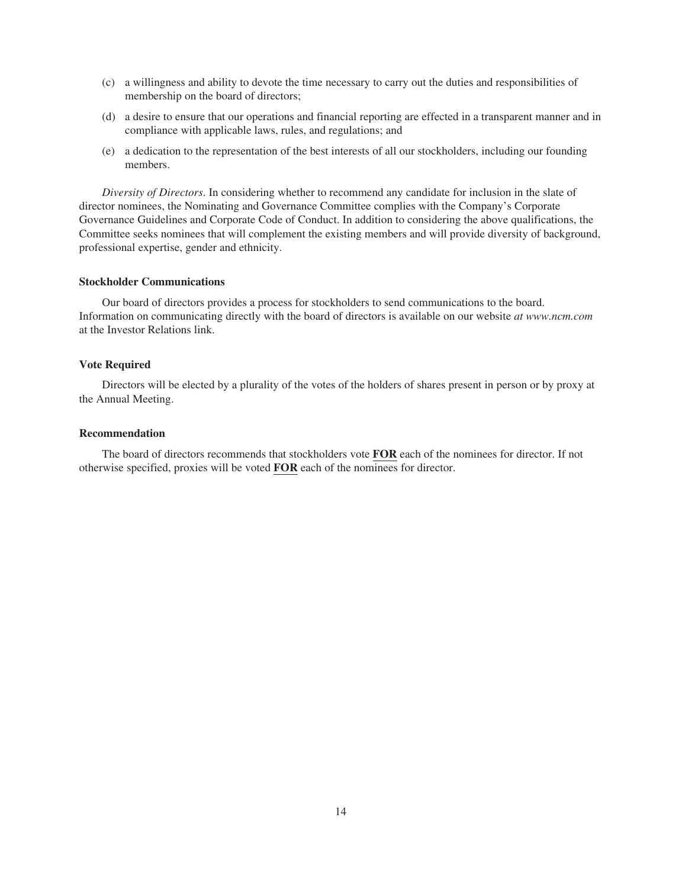(c) a willingness and ability to devote the time necessary to carry out the duties and responsibilities of membership on the board of directors;

(d) a desire to ensure that our operations and financial reporting are effected in a transparent manner and in compliance with applicable laws, rules, and regulations; and

(e) a dedication to the representation of the best interests of all our stockholders, including our founding members.

*Diversity of Directors*. In considering whether to recommend any candidate for inclusion in the slate of director nominees, the Nominating and Governance Committee complies with the Company's Corporate Governance Guidelines and Corporate Code of Conduct. In addition to considering the above qualifications, the Committee seeks nominees that will complement the existing members and will provide diversity of background, professional expertise, gender and ethnicity.

**Stockholder Communications**

Our board of directors provides a process for stockholders to send communications to the board. Information on communicating directly with the board of directors is available on our website *at www.ncm.com* at the Investor Relations link.

**Vote Required**

Directors will be elected by a plurality of the votes of the holders of shares present in person or by proxy at the Annual Meeting.

**Recommendation**

The board of directors recommends that stockholders vote **FOR** each of the nominees for director. If not otherwise specified, proxies will be voted **FOR** each of the nominees for director.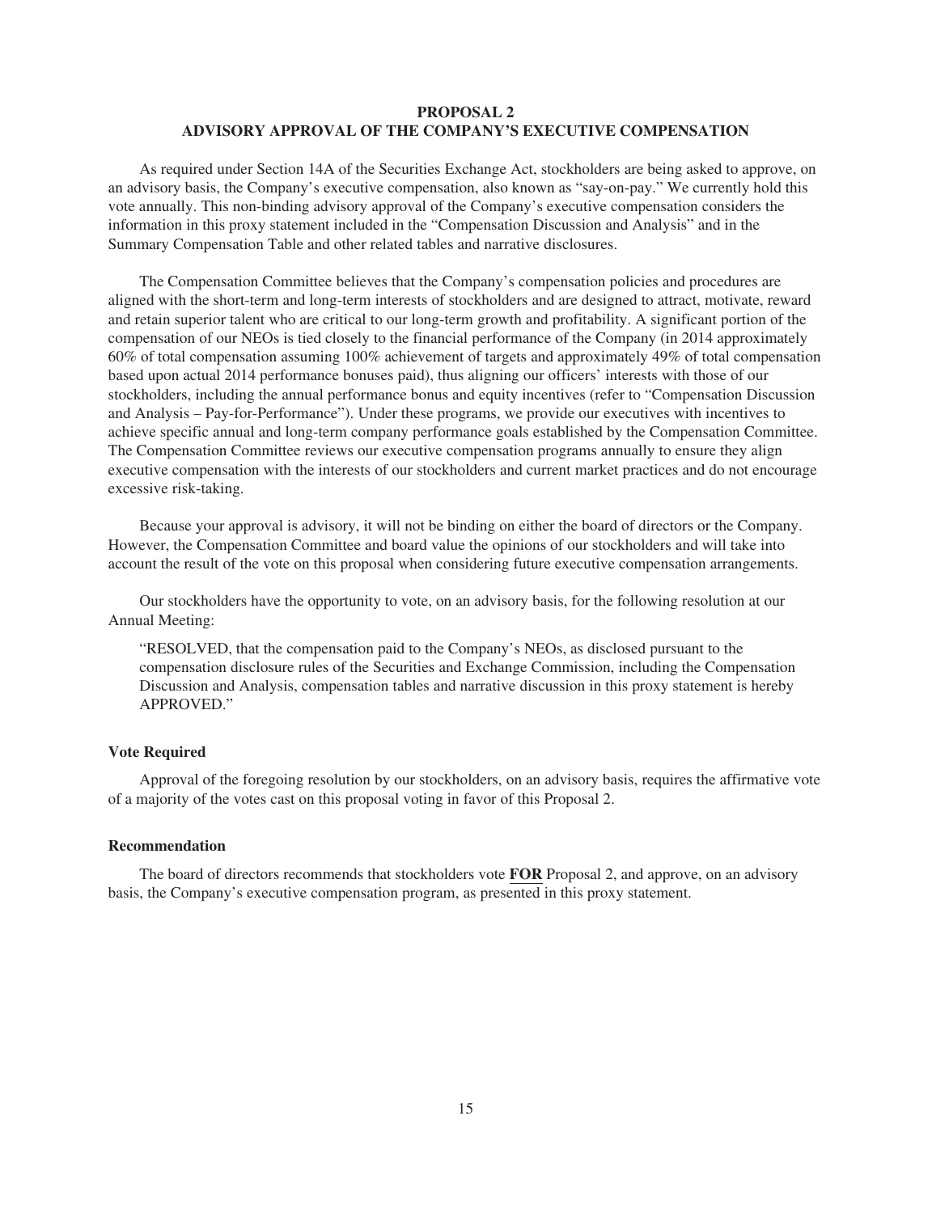# PROPOSAL 2
# ADVISORY APPROVAL OF THE COMPANY'S EXECUTIVE COMPENSATION

As required under Section 14A of the Securities Exchange Act, stockholders are being asked to approve, on an advisory basis, the Company's executive compensation, also known as "say-on-pay." We currently hold this vote annually. This non-binding advisory approval of the Company's executive compensation considers the information in this proxy statement included in the "Compensation Discussion and Analysis" and in the Summary Compensation Table and other related tables and narrative disclosures.

The Compensation Committee believes that the Company's compensation policies and procedures are aligned with the short-term and long-term interests of stockholders and are designed to attract, motivate, reward and retain superior talent who are critical to our long-term growth and profitability. A significant portion of the compensation of our NEOs is tied closely to the financial performance of the Company (in 2014 approximately 60% of total compensation assuming 100% achievement of targets and approximately 49% of total compensation based upon actual 2014 performance bonuses paid), thus aligning our officers' interests with those of our stockholders, including the annual performance bonus and equity incentives (refer to "Compensation Discussion and Analysis – Pay-for-Performance"). Under these programs, we provide our executives with incentives to achieve specific annual and long-term company performance goals established by the Compensation Committee. The Compensation Committee reviews our executive compensation programs annually to ensure they align executive compensation with the interests of our stockholders and current market practices and do not encourage excessive risk-taking.

Because your approval is advisory, it will not be binding on either the board of directors or the Company. However, the Compensation Committee and board value the opinions of our stockholders and will take into account the result of the vote on this proposal when considering future executive compensation arrangements.

Our stockholders have the opportunity to vote, on an advisory basis, for the following resolution at our Annual Meeting:

> "RESOLVED, that the compensation paid to the Company's NEOs, as disclosed pursuant to the compensation disclosure rules of the Securities and Exchange Commission, including the Compensation Discussion and Analysis, compensation tables and narrative discussion in this proxy statement is hereby APPROVED."

### Vote Required

Approval of the foregoing resolution by our stockholders, on an advisory basis, requires the affirmative vote of a majority of the votes cast on this proposal voting in favor of this Proposal 2.

### Recommendation

The board of directors recommends that stockholders vote **FOR** Proposal 2, and approve, on an advisory basis, the Company's executive compensation program, as presented in this proxy statement.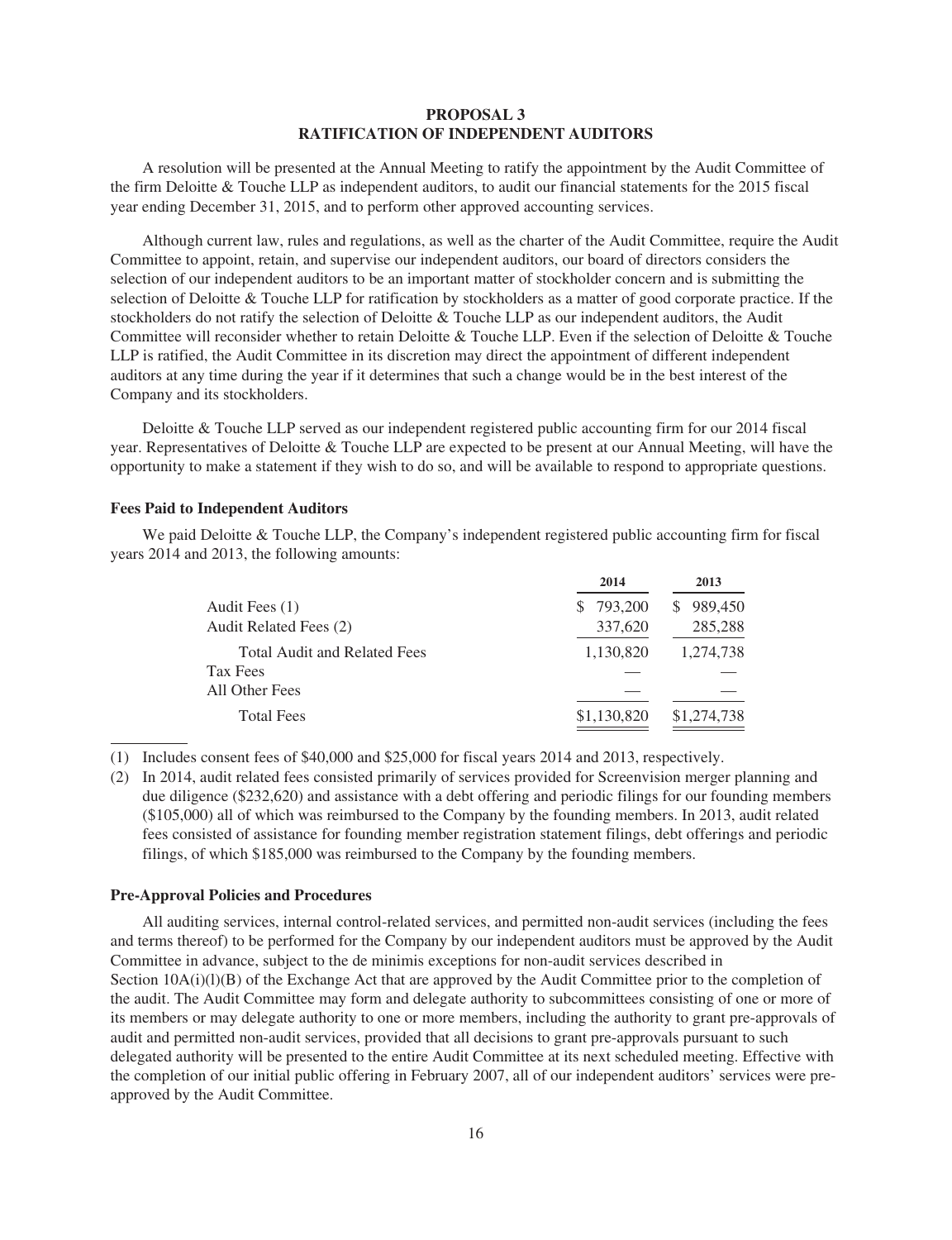## PROPOSAL 3
## RATIFICATION OF INDEPENDENT AUDITORS

A resolution will be presented at the Annual Meeting to ratify the appointment by the Audit Committee of the firm Deloitte & Touche LLP as independent auditors, to audit our financial statements for the 2015 fiscal year ending December 31, 2015, and to perform other approved accounting services.

Although current law, rules and regulations, as well as the charter of the Audit Committee, require the Audit Committee to appoint, retain, and supervise our independent auditors, our board of directors considers the selection of our independent auditors to be an important matter of stockholder concern and is submitting the selection of Deloitte & Touche LLP for ratification by stockholders as a matter of good corporate practice. If the stockholders do not ratify the selection of Deloitte & Touche LLP as our independent auditors, the Audit Committee will reconsider whether to retain Deloitte & Touche LLP. Even if the selection of Deloitte & Touche LLP is ratified, the Audit Committee in its discretion may direct the appointment of different independent auditors at any time during the year if it determines that such a change would be in the best interest of the Company and its stockholders.

Deloitte & Touche LLP served as our independent registered public accounting firm for our 2014 fiscal year. Representatives of Deloitte & Touche LLP are expected to be present at our Annual Meeting, will have the opportunity to make a statement if they wish to do so, and will be available to respond to appropriate questions.

### Fees Paid to Independent Auditors

We paid Deloitte & Touche LLP, the Company's independent registered public accounting firm for fiscal years 2014 and 2013, the following amounts:

| | 2014 | 2013 |
|---|---|---|
| Audit Fees (1) | $ 793,200 | $ 989,450 |
| Audit Related Fees (2) | 337,620 | 285,288 |
| Total Audit and Related Fees | 1,130,820 | 1,274,738 |
| Tax Fees | — | — |
| All Other Fees | — | — |
| Total Fees | $1,130,820 | $1,274,738 |

(1) Includes consent fees of $40,000 and $25,000 for fiscal years 2014 and 2013, respectively.

(2) In 2014, audit related fees consisted primarily of services provided for Screenvision merger planning and due diligence ($232,620) and assistance with a debt offering and periodic filings for our founding members ($105,000) all of which was reimbursed to the Company by the founding members. In 2013, audit related fees consisted of assistance for founding member registration statement filings, debt offerings and periodic filings, of which $185,000 was reimbursed to the Company by the founding members.

### Pre-Approval Policies and Procedures

All auditing services, internal control-related services, and permitted non-audit services (including the fees and terms thereof) to be performed for the Company by our independent auditors must be approved by the Audit Committee in advance, subject to the de minimis exceptions for non-audit services described in Section 10A(i)(l)(B) of the Exchange Act that are approved by the Audit Committee prior to the completion of the audit. The Audit Committee may form and delegate authority to subcommittees consisting of one or more of its members or may delegate authority to one or more members, including the authority to grant pre-approvals of audit and permitted non-audit services, provided that all decisions to grant pre-approvals pursuant to such delegated authority will be presented to the entire Audit Committee at its next scheduled meeting. Effective with the completion of our initial public offering in February 2007, all of our independent auditors' services were pre-approved by the Audit Committee.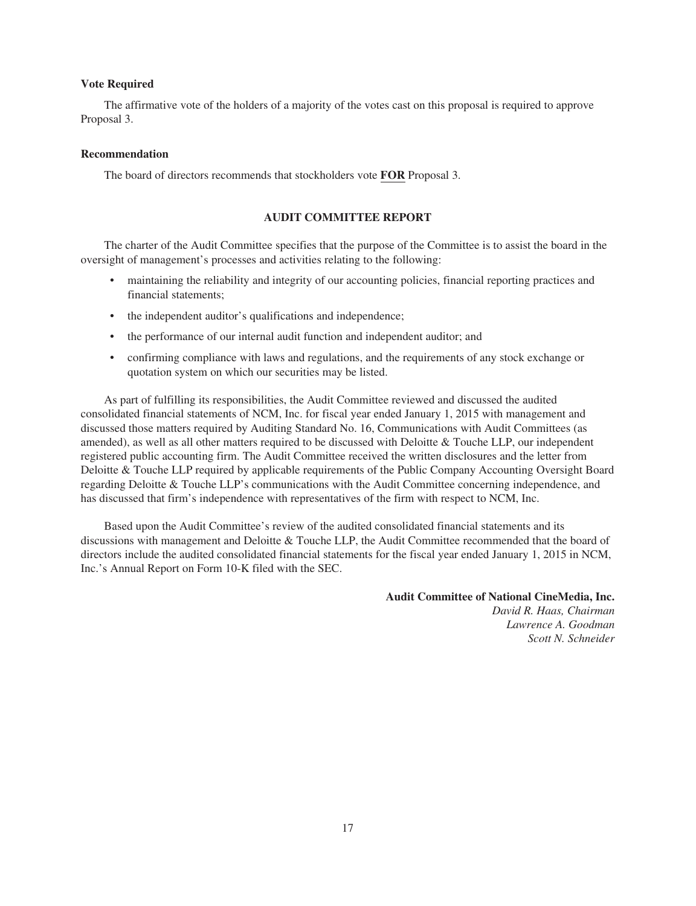**Vote Required**

The affirmative vote of the holders of a majority of the votes cast on this proposal is required to approve Proposal 3.

**Recommendation**

The board of directors recommends that stockholders vote **FOR** Proposal 3.

## AUDIT COMMITTEE REPORT

The charter of the Audit Committee specifies that the purpose of the Committee is to assist the board in the oversight of management's processes and activities relating to the following:

- maintaining the reliability and integrity of our accounting policies, financial reporting practices and financial statements;
- the independent auditor's qualifications and independence;
- the performance of our internal audit function and independent auditor; and
- confirming compliance with laws and regulations, and the requirements of any stock exchange or quotation system on which our securities may be listed.

As part of fulfilling its responsibilities, the Audit Committee reviewed and discussed the audited consolidated financial statements of NCM, Inc. for fiscal year ended January 1, 2015 with management and discussed those matters required by Auditing Standard No. 16, Communications with Audit Committees (as amended), as well as all other matters required to be discussed with Deloitte & Touche LLP, our independent registered public accounting firm. The Audit Committee received the written disclosures and the letter from Deloitte & Touche LLP required by applicable requirements of the Public Company Accounting Oversight Board regarding Deloitte & Touche LLP's communications with the Audit Committee concerning independence, and has discussed that firm's independence with representatives of the firm with respect to NCM, Inc.

Based upon the Audit Committee's review of the audited consolidated financial statements and its discussions with management and Deloitte & Touche LLP, the Audit Committee recommended that the board of directors include the audited consolidated financial statements for the fiscal year ended January 1, 2015 in NCM, Inc.'s Annual Report on Form 10-K filed with the SEC.

**Audit Committee of National CineMedia, Inc.**
*David R. Haas, Chairman*
*Lawrence A. Goodman*
*Scott N. Schneider*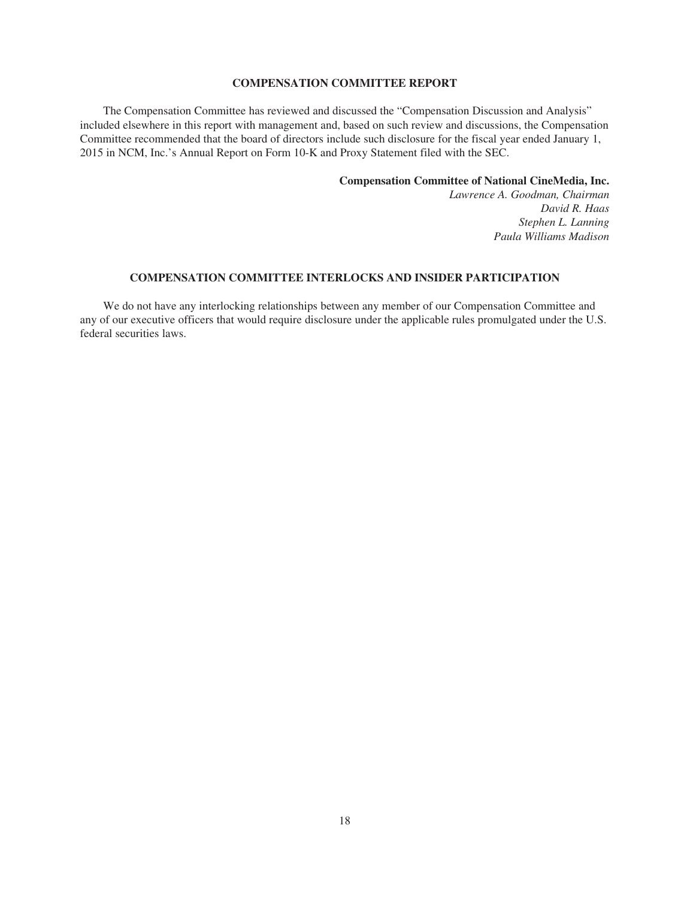## COMPENSATION COMMITTEE REPORT

The Compensation Committee has reviewed and discussed the "Compensation Discussion and Analysis" included elsewhere in this report with management and, based on such review and discussions, the Compensation Committee recommended that the board of directors include such disclosure for the fiscal year ended January 1, 2015 in NCM, Inc.'s Annual Report on Form 10-K and Proxy Statement filed with the SEC.

**Compensation Committee of National CineMedia, Inc.**
*Lawrence A. Goodman, Chairman*
*David R. Haas*
*Stephen L. Lanning*
*Paula Williams Madison*

## COMPENSATION COMMITTEE INTERLOCKS AND INSIDER PARTICIPATION

We do not have any interlocking relationships between any member of our Compensation Committee and any of our executive officers that would require disclosure under the applicable rules promulgated under the U.S. federal securities laws.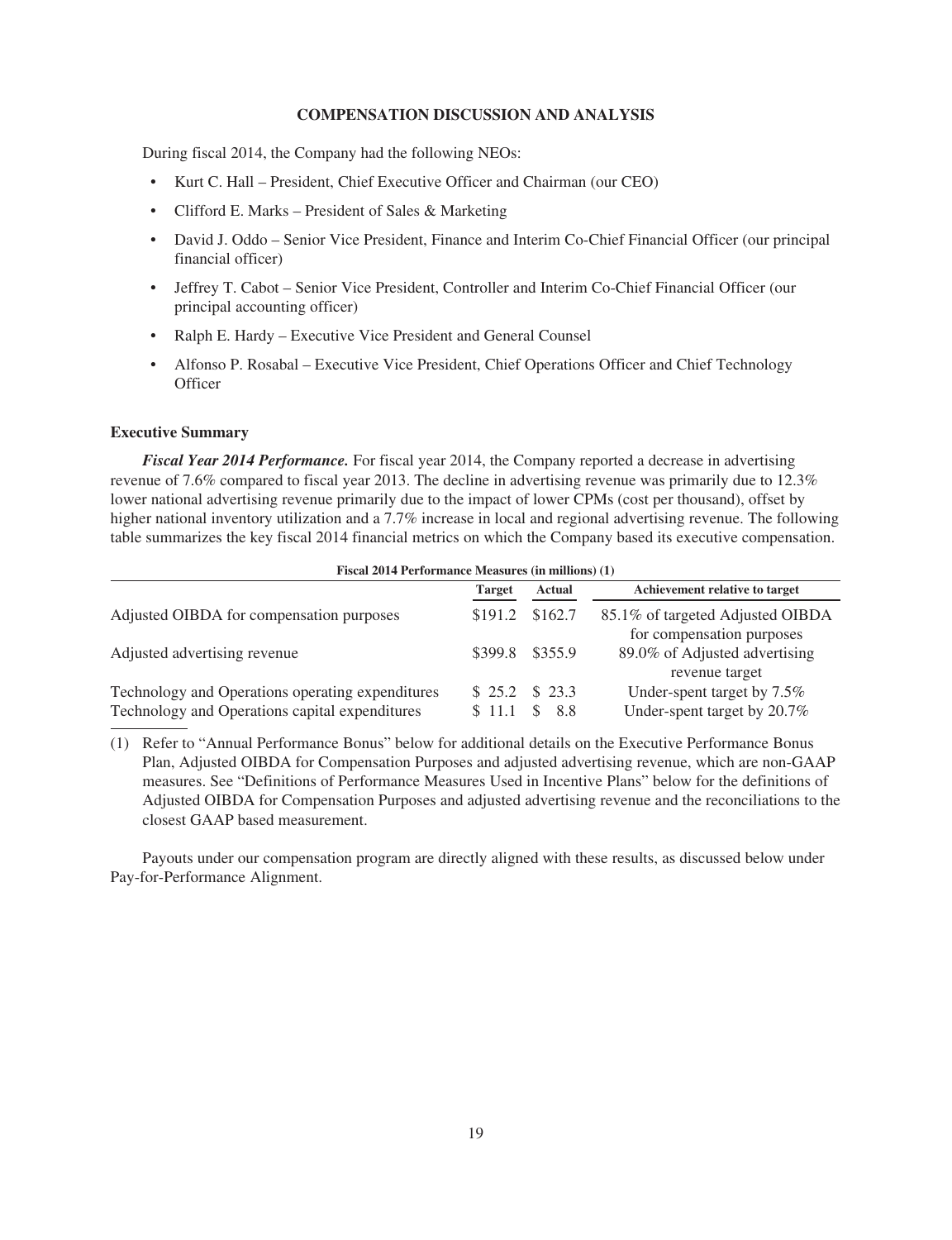## COMPENSATION DISCUSSION AND ANALYSIS

During fiscal 2014, the Company had the following NEOs:

- Kurt C. Hall – President, Chief Executive Officer and Chairman (our CEO)
- Clifford E. Marks – President of Sales & Marketing
- David J. Oddo – Senior Vice President, Finance and Interim Co-Chief Financial Officer (our principal financial officer)
- Jeffrey T. Cabot – Senior Vice President, Controller and Interim Co-Chief Financial Officer (our principal accounting officer)
- Ralph E. Hardy – Executive Vice President and General Counsel
- Alfonso P. Rosabal – Executive Vice President, Chief Operations Officer and Chief Technology Officer

### Executive Summary

***Fiscal Year 2014 Performance.*** For fiscal year 2014, the Company reported a decrease in advertising revenue of 7.6% compared to fiscal year 2013. The decline in advertising revenue was primarily due to 12.3% lower national advertising revenue primarily due to the impact of lower CPMs (cost per thousand), offset by higher national inventory utilization and a 7.7% increase in local and regional advertising revenue. The following table summarizes the key fiscal 2014 financial metrics on which the Company based its executive compensation.

**Fiscal 2014 Performance Measures (in millions) (1)**

| | Target | Actual | Achievement relative to target |
|---|---|---|---|
| Adjusted OIBDA for compensation purposes | $191.2 | $162.7 | 85.1% of targeted Adjusted OIBDA for compensation purposes |
| Adjusted advertising revenue | $399.8 | $355.9 | 89.0% of Adjusted advertising revenue target |
| Technology and Operations operating expenditures | $ 25.2 | $ 23.3 | Under-spent target by 7.5% |
| Technology and Operations capital expenditures | $ 11.1 | $ 8.8 | Under-spent target by 20.7% |

(1) Refer to "Annual Performance Bonus" below for additional details on the Executive Performance Bonus Plan, Adjusted OIBDA for Compensation Purposes and adjusted advertising revenue, which are non-GAAP measures. See "Definitions of Performance Measures Used in Incentive Plans" below for the definitions of Adjusted OIBDA for Compensation Purposes and adjusted advertising revenue and the reconciliations to the closest GAAP based measurement.

Payouts under our compensation program are directly aligned with these results, as discussed below under Pay-for-Performance Alignment.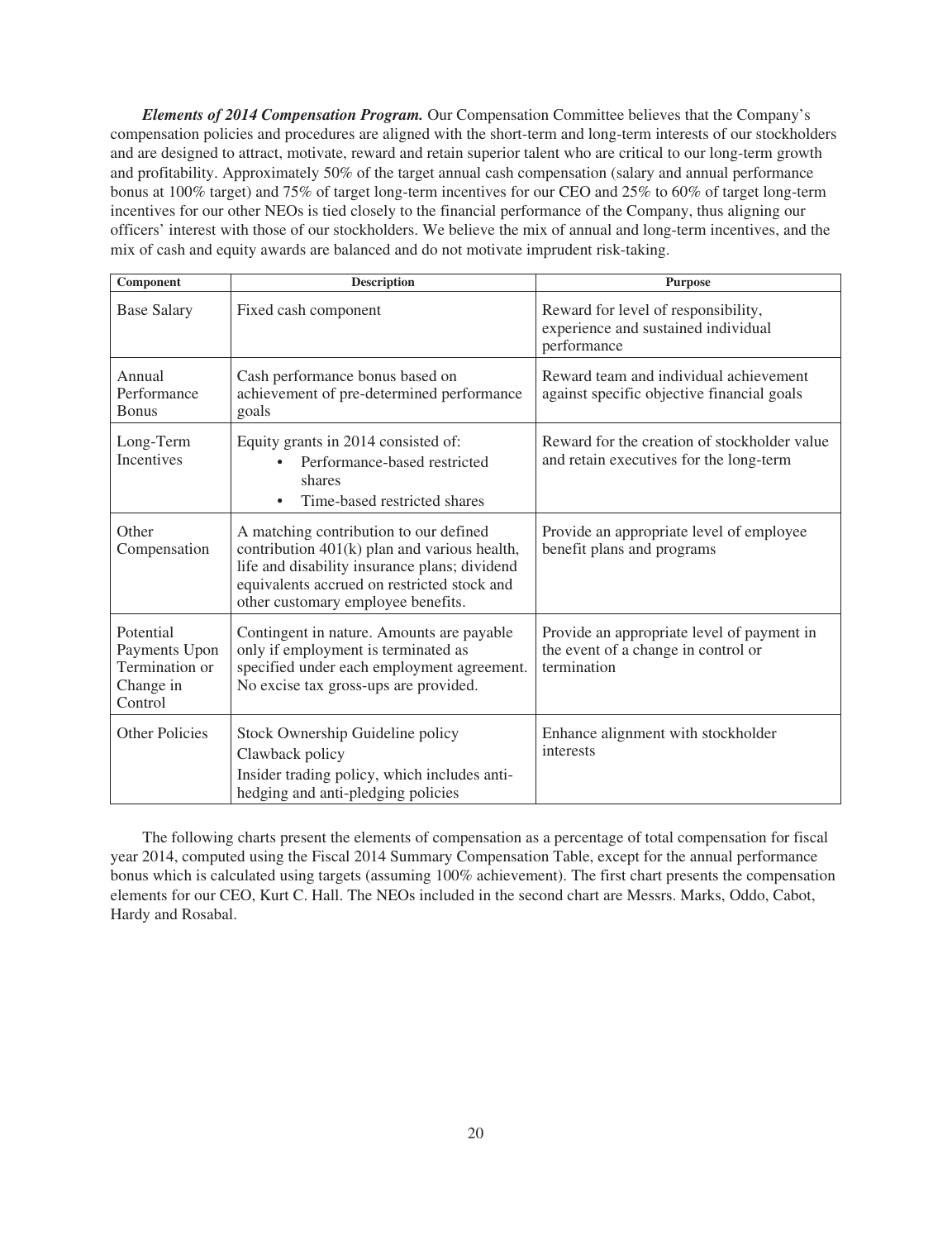***Elements of 2014 Compensation Program.*** Our Compensation Committee believes that the Company's compensation policies and procedures are aligned with the short-term and long-term interests of our stockholders and are designed to attract, motivate, reward and retain superior talent who are critical to our long-term growth and profitability. Approximately 50% of the target annual cash compensation (salary and annual performance bonus at 100% target) and 75% of target long-term incentives for our CEO and 25% to 60% of target long-term incentives for our other NEOs is tied closely to the financial performance of the Company, thus aligning our officers' interest with those of our stockholders. We believe the mix of annual and long-term incentives, and the mix of cash and equity awards are balanced and do not motivate imprudent risk-taking.

| Component | Description | Purpose |
| --- | --- | --- |
| Base Salary | Fixed cash component | Reward for level of responsibility, experience and sustained individual performance |
| Annual Performance Bonus | Cash performance bonus based on achievement of pre-determined performance goals | Reward team and individual achievement against specific objective financial goals |
| Long-Term Incentives | Equity grants in 2014 consisted of: • Performance-based restricted shares • Time-based restricted shares | Reward for the creation of stockholder value and retain executives for the long-term |
| Other Compensation | A matching contribution to our defined contribution 401(k) plan and various health, life and disability insurance plans; dividend equivalents accrued on restricted stock and other customary employee benefits. | Provide an appropriate level of employee benefit plans and programs |
| Potential Payments Upon Termination or Change in Control | Contingent in nature. Amounts are payable only if employment is terminated as specified under each employment agreement. No excise tax gross-ups are provided. | Provide an appropriate level of payment in the event of a change in control or termination |
| Other Policies | Stock Ownership Guideline policy<br>Clawback policy<br>Insider trading policy, which includes anti-hedging and anti-pledging policies | Enhance alignment with stockholder interests |

The following charts present the elements of compensation as a percentage of total compensation for fiscal year 2014, computed using the Fiscal 2014 Summary Compensation Table, except for the annual performance bonus which is calculated using targets (assuming 100% achievement). The first chart presents the compensation elements for our CEO, Kurt C. Hall. The NEOs included in the second chart are Messrs. Marks, Oddo, Cabot, Hardy and Rosabal.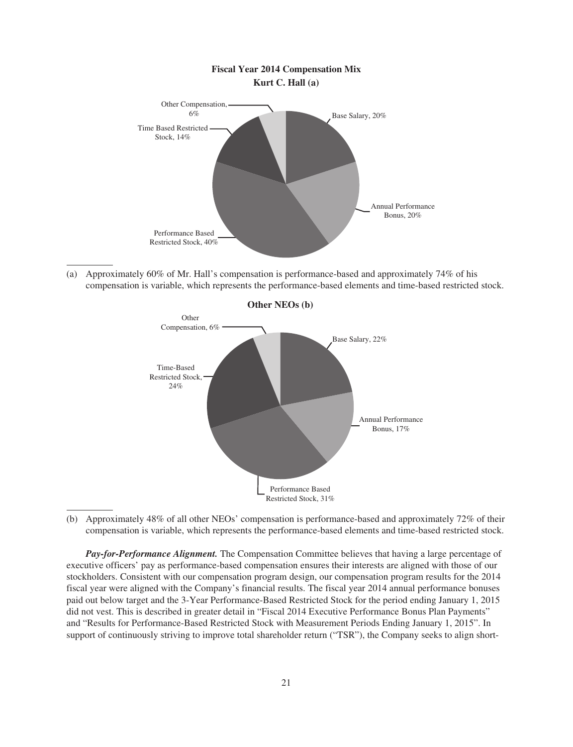**Fiscal Year 2014 Compensation Mix**

**Kurt C. Hall (a)**

Other Compensation, 6%

Time Based Restricted Stock, 14%

Base Salary, 20%

Annual Performance Bonus, 20%

Performance Based Restricted Stock, 40%

(a) Approximately 60% of Mr. Hall's compensation is performance-based and approximately 74% of his compensation is variable, which represents the performance-based elements and time-based restricted stock.

**Other NEOs (b)**

Other Compensation, 6%

Time-Based Restricted Stock, 24%

Base Salary, 22%

Annual Performance Bonus, 17%

Performance Based Restricted Stock, 31%

(b) Approximately 48% of all other NEOs' compensation is performance-based and approximately 72% of their compensation is variable, which represents the performance-based elements and time-based restricted stock.

***Pay-for-Performance Alignment.*** The Compensation Committee believes that having a large percentage of executive officers' pay as performance-based compensation ensures their interests are aligned with those of our stockholders. Consistent with our compensation program design, our compensation program results for the 2014 fiscal year were aligned with the Company's financial results. The fiscal year 2014 annual performance bonuses paid out below target and the 3-Year Performance-Based Restricted Stock for the period ending January 1, 2015 did not vest. This is described in greater detail in "Fiscal 2014 Executive Performance Bonus Plan Payments" and "Results for Performance-Based Restricted Stock with Measurement Periods Ending January 1, 2015". In support of continuously striving to improve total shareholder return ("TSR"), the Company seeks to align short-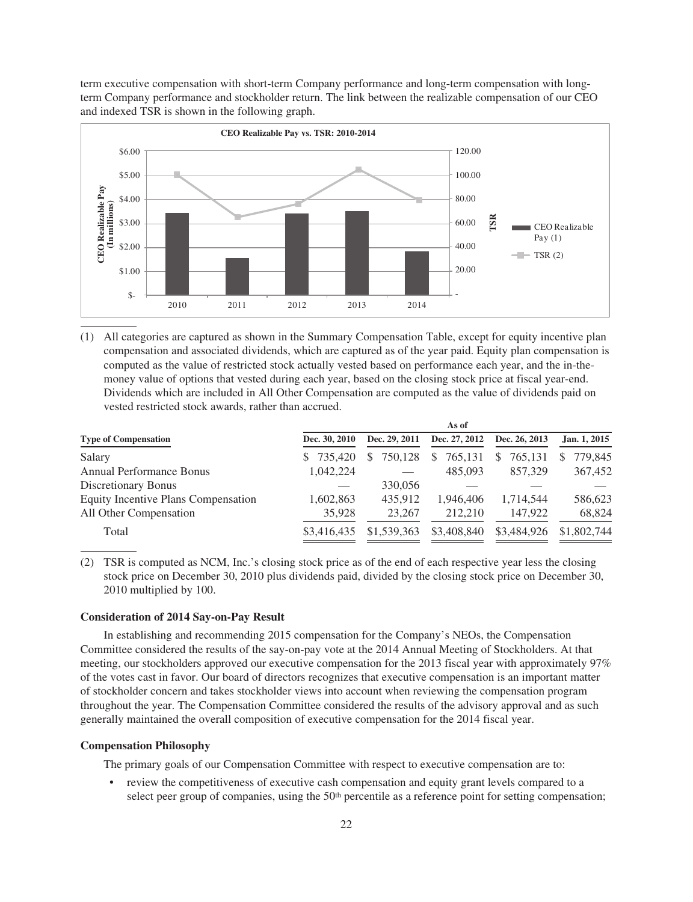term executive compensation with short-term Company performance and long-term compensation with long-term Company performance and stockholder return. The link between the realizable compensation of our CEO and indexed TSR is shown in the following graph.

(1) All categories are captured as shown in the Summary Compensation Table, except for equity incentive plan compensation and associated dividends, which are captured as of the year paid. Equity plan compensation is computed as the value of restricted stock actually vested based on performance each year, and the in-the-money value of options that vested during each year, based on the closing stock price at fiscal year-end. Dividends which are included in All Other Compensation are computed as the value of dividends paid on vested restricted stock awards, rather than accrued.

| | As of | | | | |
|---|---|---|---|---|---|
| **Type of Compensation** | **Dec. 30, 2010** | **Dec. 29, 2011** | **Dec. 27, 2012** | **Dec. 26, 2013** | **Jan. 1, 2015** |
| Salary | $ 735,420 | $ 750,128 | $ 765,131 | $ 765,131 | $ 779,845 |
| Annual Performance Bonus | 1,042,224 | — | 485,093 | 857,329 | 367,452 |
| Discretionary Bonus | — | 330,056 | — | — | — |
| Equity Incentive Plans Compensation | 1,602,863 | 435,912 | 1,946,406 | 1,714,544 | 586,623 |
| All Other Compensation | 35,928 | 23,267 | 212,210 | 147,922 | 68,824 |
| Total | $3,416,435 | $1,539,363 | $3,408,840 | $3,484,926 | $1,802,744 |

(2) TSR is computed as NCM, Inc.'s closing stock price as of the end of each respective year less the closing stock price on December 30, 2010 plus dividends paid, divided by the closing stock price on December 30, 2010 multiplied by 100.

**Consideration of 2014 Say-on-Pay Result**

In establishing and recommending 2015 compensation for the Company's NEOs, the Compensation Committee considered the results of the say-on-pay vote at the 2014 Annual Meeting of Stockholders. At that meeting, our stockholders approved our executive compensation for the 2013 fiscal year with approximately 97% of the votes cast in favor. Our board of directors recognizes that executive compensation is an important matter of stockholder concern and takes stockholder views into account when reviewing the compensation program throughout the year. The Compensation Committee considered the results of the advisory approval and as such generally maintained the overall composition of executive compensation for the 2014 fiscal year.

**Compensation Philosophy**

The primary goals of our Compensation Committee with respect to executive compensation are to:

- review the competitiveness of executive cash compensation and equity grant levels compared to a select peer group of companies, using the 50th percentile as a reference point for setting compensation;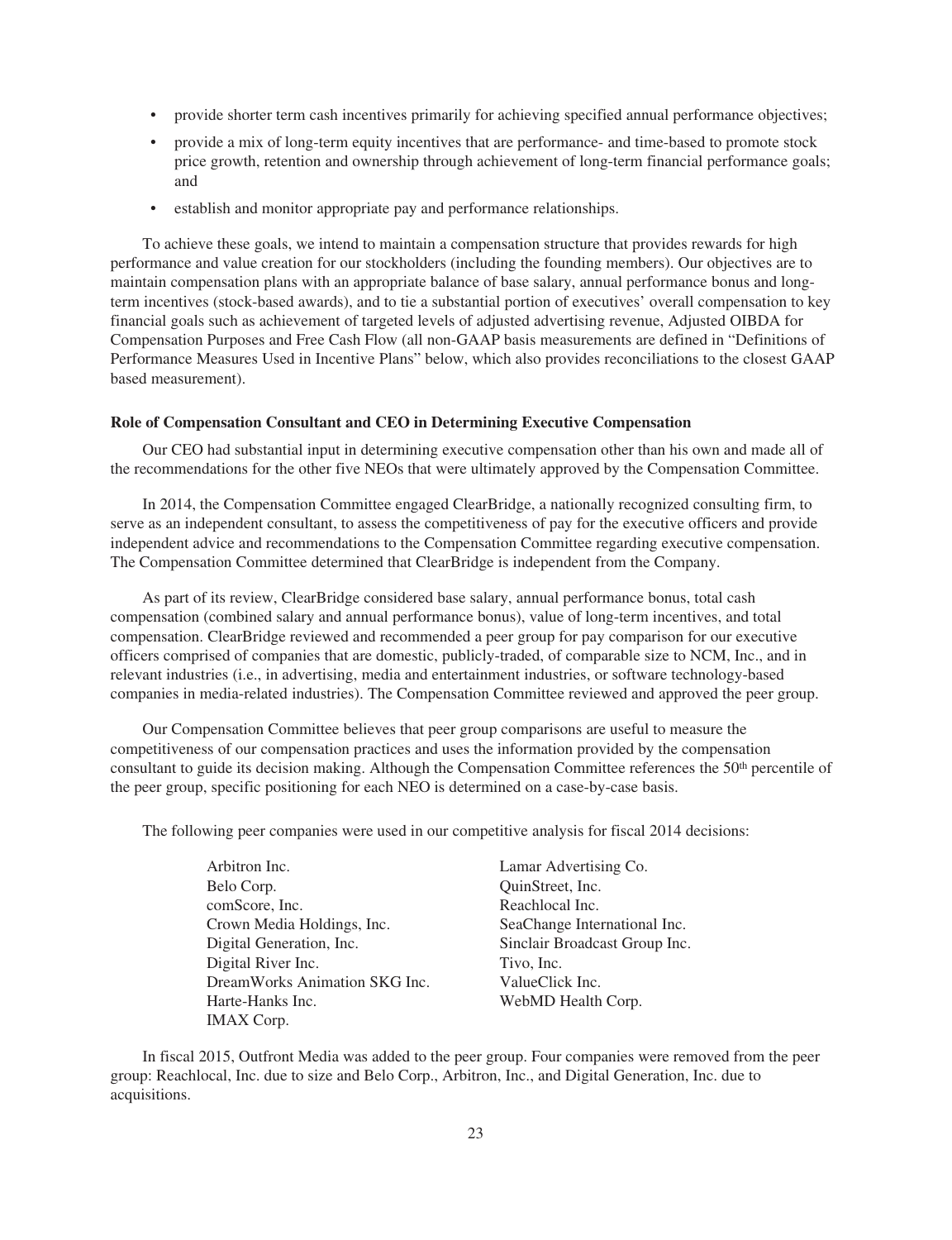- provide shorter term cash incentives primarily for achieving specified annual performance objectives;
- provide a mix of long-term equity incentives that are performance- and time-based to promote stock price growth, retention and ownership through achievement of long-term financial performance goals; and
- establish and monitor appropriate pay and performance relationships.

To achieve these goals, we intend to maintain a compensation structure that provides rewards for high performance and value creation for our stockholders (including the founding members). Our objectives are to maintain compensation plans with an appropriate balance of base salary, annual performance bonus and long-term incentives (stock-based awards), and to tie a substantial portion of executives' overall compensation to key financial goals such as achievement of targeted levels of adjusted advertising revenue, Adjusted OIBDA for Compensation Purposes and Free Cash Flow (all non-GAAP basis measurements are defined in "Definitions of Performance Measures Used in Incentive Plans" below, which also provides reconciliations to the closest GAAP based measurement).

**Role of Compensation Consultant and CEO in Determining Executive Compensation**

Our CEO had substantial input in determining executive compensation other than his own and made all of the recommendations for the other five NEOs that were ultimately approved by the Compensation Committee.

In 2014, the Compensation Committee engaged ClearBridge, a nationally recognized consulting firm, to serve as an independent consultant, to assess the competitiveness of pay for the executive officers and provide independent advice and recommendations to the Compensation Committee regarding executive compensation. The Compensation Committee determined that ClearBridge is independent from the Company.

As part of its review, ClearBridge considered base salary, annual performance bonus, total cash compensation (combined salary and annual performance bonus), value of long-term incentives, and total compensation. ClearBridge reviewed and recommended a peer group for pay comparison for our executive officers comprised of companies that are domestic, publicly-traded, of comparable size to NCM, Inc., and in relevant industries (i.e., in advertising, media and entertainment industries, or software technology-based companies in media-related industries). The Compensation Committee reviewed and approved the peer group.

Our Compensation Committee believes that peer group comparisons are useful to measure the competitiveness of our compensation practices and uses the information provided by the compensation consultant to guide its decision making. Although the Compensation Committee references the 50th percentile of the peer group, specific positioning for each NEO is determined on a case-by-case basis.

The following peer companies were used in our competitive analysis for fiscal 2014 decisions:

| | |
|---|---|
| Arbitron Inc. | Lamar Advertising Co. |
| Belo Corp. | QuinStreet, Inc. |
| comScore, Inc. | Reachlocal Inc. |
| Crown Media Holdings, Inc. | SeaChange International Inc. |
| Digital Generation, Inc. | Sinclair Broadcast Group Inc. |
| Digital River Inc. | Tivo, Inc. |
| DreamWorks Animation SKG Inc. | ValueClick Inc. |
| Harte-Hanks Inc. | WebMD Health Corp. |
| IMAX Corp. | |

In fiscal 2015, Outfront Media was added to the peer group. Four companies were removed from the peer group: Reachlocal, Inc. due to size and Belo Corp., Arbitron, Inc., and Digital Generation, Inc. due to acquisitions.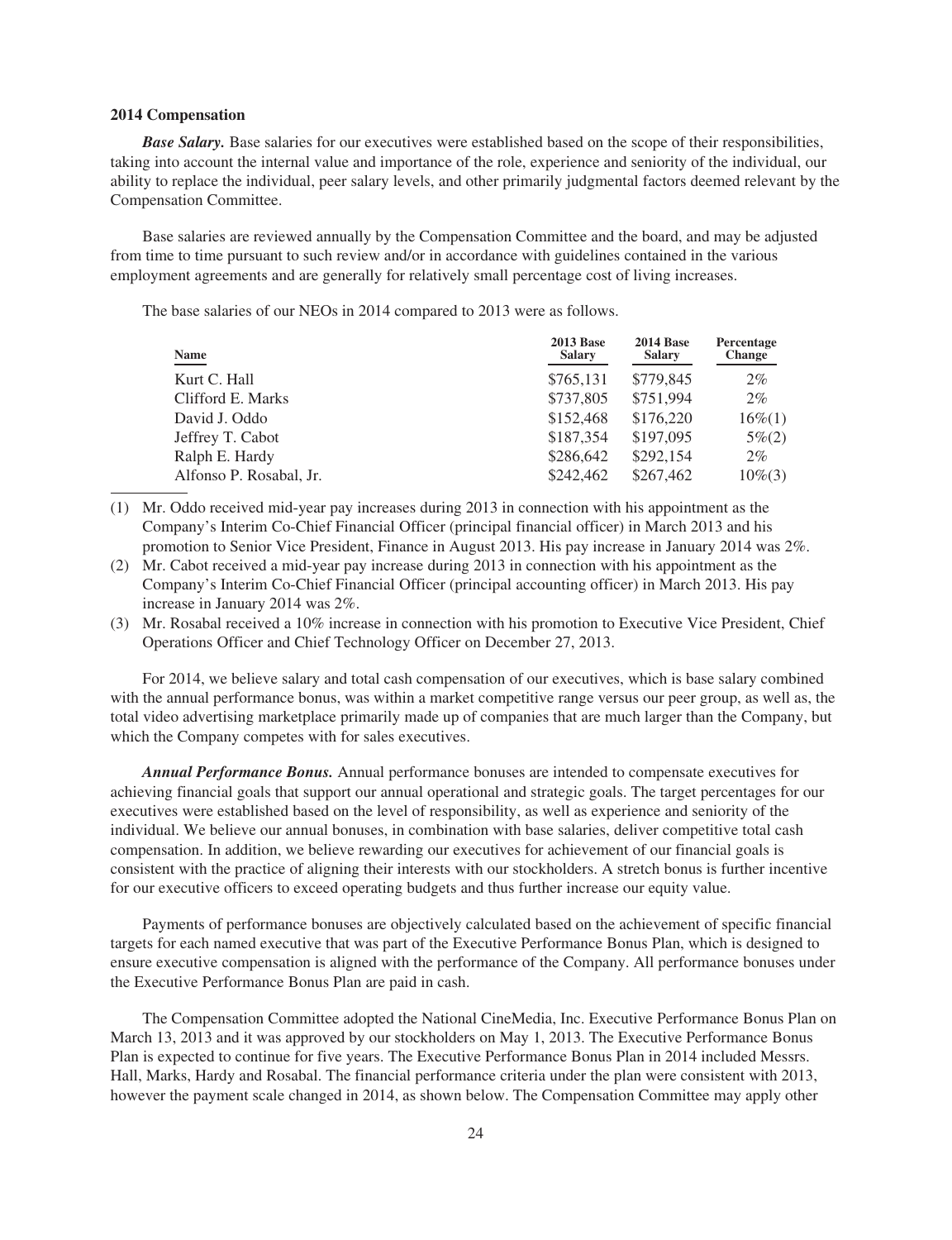### 2014 Compensation

***Base Salary.*** Base salaries for our executives were established based on the scope of their responsibilities, taking into account the internal value and importance of the role, experience and seniority of the individual, our ability to replace the individual, peer salary levels, and other primarily judgmental factors deemed relevant by the Compensation Committee.

Base salaries are reviewed annually by the Compensation Committee and the board, and may be adjusted from time to time pursuant to such review and/or in accordance with guidelines contained in the various employment agreements and are generally for relatively small percentage cost of living increases.

The base salaries of our NEOs in 2014 compared to 2013 were as follows.

| Name | 2013 Base Salary | 2014 Base Salary | Percentage Change |
|---|---|---|---|
| Kurt C. Hall | $765,131 | $779,845 | 2% |
| Clifford E. Marks | $737,805 | $751,994 | 2% |
| David J. Oddo | $152,468 | $176,220 | 16%(1) |
| Jeffrey T. Cabot | $187,354 | $197,095 | 5%(2) |
| Ralph E. Hardy | $286,642 | $292,154 | 2% |
| Alfonso P. Rosabal, Jr. | $242,462 | $267,462 | 10%(3) |

(1) Mr. Oddo received mid-year pay increases during 2013 in connection with his appointment as the Company's Interim Co-Chief Financial Officer (principal financial officer) in March 2013 and his promotion to Senior Vice President, Finance in August 2013. His pay increase in January 2014 was 2%.

(2) Mr. Cabot received a mid-year pay increase during 2013 in connection with his appointment as the Company's Interim Co-Chief Financial Officer (principal accounting officer) in March 2013. His pay increase in January 2014 was 2%.

(3) Mr. Rosabal received a 10% increase in connection with his promotion to Executive Vice President, Chief Operations Officer and Chief Technology Officer on December 27, 2013.

For 2014, we believe salary and total cash compensation of our executives, which is base salary combined with the annual performance bonus, was within a market competitive range versus our peer group, as well as, the total video advertising marketplace primarily made up of companies that are much larger than the Company, but which the Company competes with for sales executives.

***Annual Performance Bonus.*** Annual performance bonuses are intended to compensate executives for achieving financial goals that support our annual operational and strategic goals. The target percentages for our executives were established based on the level of responsibility, as well as experience and seniority of the individual. We believe our annual bonuses, in combination with base salaries, deliver competitive total cash compensation. In addition, we believe rewarding our executives for achievement of our financial goals is consistent with the practice of aligning their interests with our stockholders. A stretch bonus is further incentive for our executive officers to exceed operating budgets and thus further increase our equity value.

Payments of performance bonuses are objectively calculated based on the achievement of specific financial targets for each named executive that was part of the Executive Performance Bonus Plan, which is designed to ensure executive compensation is aligned with the performance of the Company. All performance bonuses under the Executive Performance Bonus Plan are paid in cash.

The Compensation Committee adopted the National CineMedia, Inc. Executive Performance Bonus Plan on March 13, 2013 and it was approved by our stockholders on May 1, 2013. The Executive Performance Bonus Plan is expected to continue for five years. The Executive Performance Bonus Plan in 2014 included Messrs. Hall, Marks, Hardy and Rosabal. The financial performance criteria under the plan were consistent with 2013, however the payment scale changed in 2014, as shown below. The Compensation Committee may apply other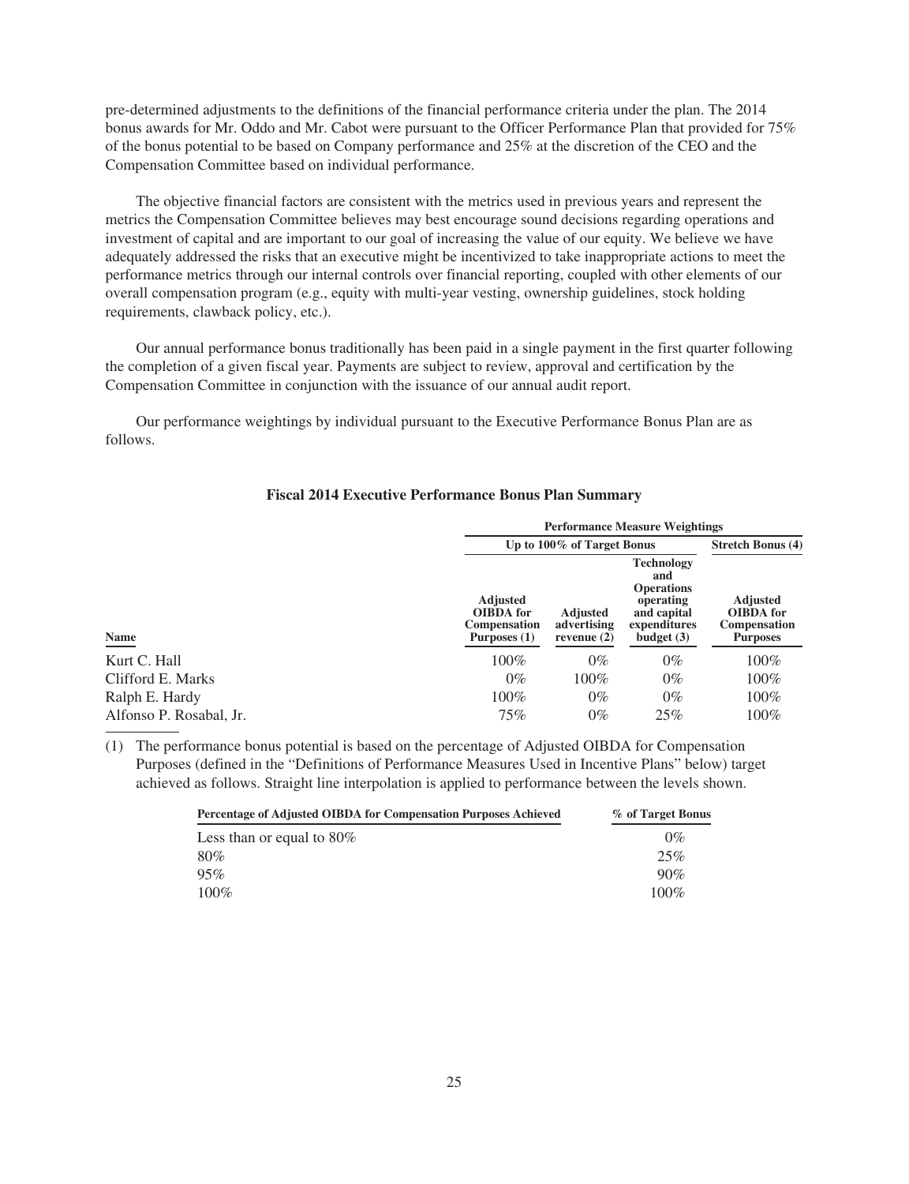pre-determined adjustments to the definitions of the financial performance criteria under the plan. The 2014 bonus awards for Mr. Oddo and Mr. Cabot were pursuant to the Officer Performance Plan that provided for 75% of the bonus potential to be based on Company performance and 25% at the discretion of the CEO and the Compensation Committee based on individual performance.

The objective financial factors are consistent with the metrics used in previous years and represent the metrics the Compensation Committee believes may best encourage sound decisions regarding operations and investment of capital and are important to our goal of increasing the value of our equity. We believe we have adequately addressed the risks that an executive might be incentivized to take inappropriate actions to meet the performance metrics through our internal controls over financial reporting, coupled with other elements of our overall compensation program (e.g., equity with multi-year vesting, ownership guidelines, stock holding requirements, clawback policy, etc.).

Our annual performance bonus traditionally has been paid in a single payment in the first quarter following the completion of a given fiscal year. Payments are subject to review, approval and certification by the Compensation Committee in conjunction with the issuance of our annual audit report.

Our performance weightings by individual pursuant to the Executive Performance Bonus Plan are as follows.

**Fiscal 2014 Executive Performance Bonus Plan Summary**

| | Performance Measure Weightings | | | |
|---|---|---|---|---|
| | Up to 100% of Target Bonus | | | Stretch Bonus (4) |
| Name | Adjusted OIBDA for Compensation Purposes (1) | Adjusted advertising revenue (2) | Technology and Operations operating and capital expenditures budget (3) | Adjusted OIBDA for Compensation Purposes |
| Kurt C. Hall | 100% | 0% | 0% | 100% |
| Clifford E. Marks | 0% | 100% | 0% | 100% |
| Ralph E. Hardy | 100% | 0% | 0% | 100% |
| Alfonso P. Rosabal, Jr. | 75% | 0% | 25% | 100% |

(1) The performance bonus potential is based on the percentage of Adjusted OIBDA for Compensation Purposes (defined in the "Definitions of Performance Measures Used in Incentive Plans" below) target achieved as follows. Straight line interpolation is applied to performance between the levels shown.

| Percentage of Adjusted OIBDA for Compensation Purposes Achieved | % of Target Bonus |
|---|---|
| Less than or equal to 80% | 0% |
| 80% | 25% |
| 95% | 90% |
| 100% | 100% |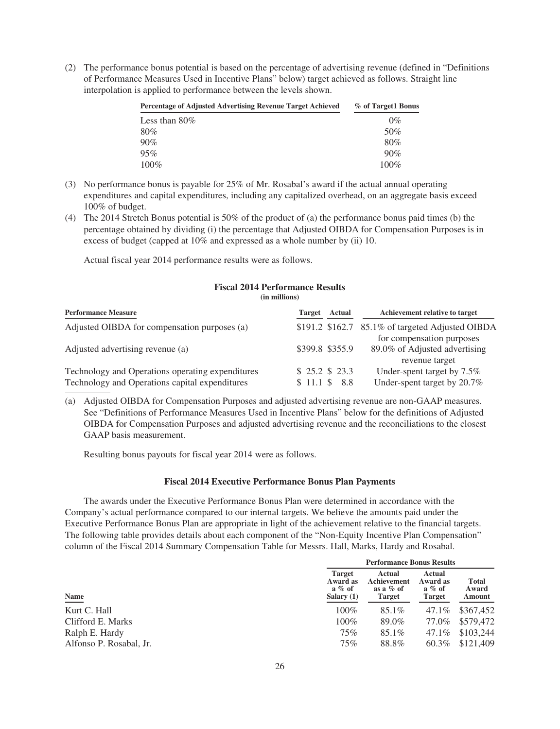(2) The performance bonus potential is based on the percentage of advertising revenue (defined in "Definitions of Performance Measures Used in Incentive Plans" below) target achieved as follows. Straight line interpolation is applied to performance between the levels shown.

| Percentage of Adjusted Advertising Revenue Target Achieved | % of Target1 Bonus |
|---|---|
| Less than 80% | 0% |
| 80% | 50% |
| 90% | 80% |
| 95% | 90% |
| 100% | 100% |

(3) No performance bonus is payable for 25% of Mr. Rosabal's award if the actual annual operating expenditures and capital expenditures, including any capitalized overhead, on an aggregate basis exceed 100% of budget.

(4) The 2014 Stretch Bonus potential is 50% of the product of (a) the performance bonus paid times (b) the percentage obtained by dividing (i) the percentage that Adjusted OIBDA for Compensation Purposes is in excess of budget (capped at 10% and expressed as a whole number by (ii) 10.

Actual fiscal year 2014 performance results were as follows.

**Fiscal 2014 Performance Results**
**(in millions)**

| Performance Measure | Target | Actual | Achievement relative to target |
|---|---|---|---|
| Adjusted OIBDA for compensation purposes (a) | $191.2 | $162.7 | 85.1% of targeted Adjusted OIBDA for compensation purposes |
| Adjusted advertising revenue (a) | $399.8 | $355.9 | 89.0% of Adjusted advertising revenue target |
| Technology and Operations operating expenditures | $ 25.2 | $ 23.3 | Under-spent target by 7.5% |
| Technology and Operations capital expenditures | $ 11.1 | $ 8.8 | Under-spent target by 20.7% |

(a) Adjusted OIBDA for Compensation Purposes and adjusted advertising revenue are non-GAAP measures. See "Definitions of Performance Measures Used in Incentive Plans" below for the definitions of Adjusted OIBDA for Compensation Purposes and adjusted advertising revenue and the reconciliations to the closest GAAP basis measurement.

Resulting bonus payouts for fiscal year 2014 were as follows.

**Fiscal 2014 Executive Performance Bonus Plan Payments**

The awards under the Executive Performance Bonus Plan were determined in accordance with the Company's actual performance compared to our internal targets. We believe the amounts paid under the Executive Performance Bonus Plan are appropriate in light of the achievement relative to the financial targets. The following table provides details about each component of the "Non-Equity Incentive Plan Compensation" column of the Fiscal 2014 Summary Compensation Table for Messrs. Hall, Marks, Hardy and Rosabal.

| | Performance Bonus Results | | | |
|---|---|---|---|---|
| Name | Target Award as a % of Salary (1) | Actual Achievement as a % of Target | Actual Award as a % of Target | Total Award Amount |
| Kurt C. Hall | 100% | 85.1% | 47.1% | $367,452 |
| Clifford E. Marks | 100% | 89.0% | 77.0% | $579,472 |
| Ralph E. Hardy | 75% | 85.1% | 47.1% | $103,244 |
| Alfonso P. Rosabal, Jr. | 75% | 88.8% | 60.3% | $121,409 |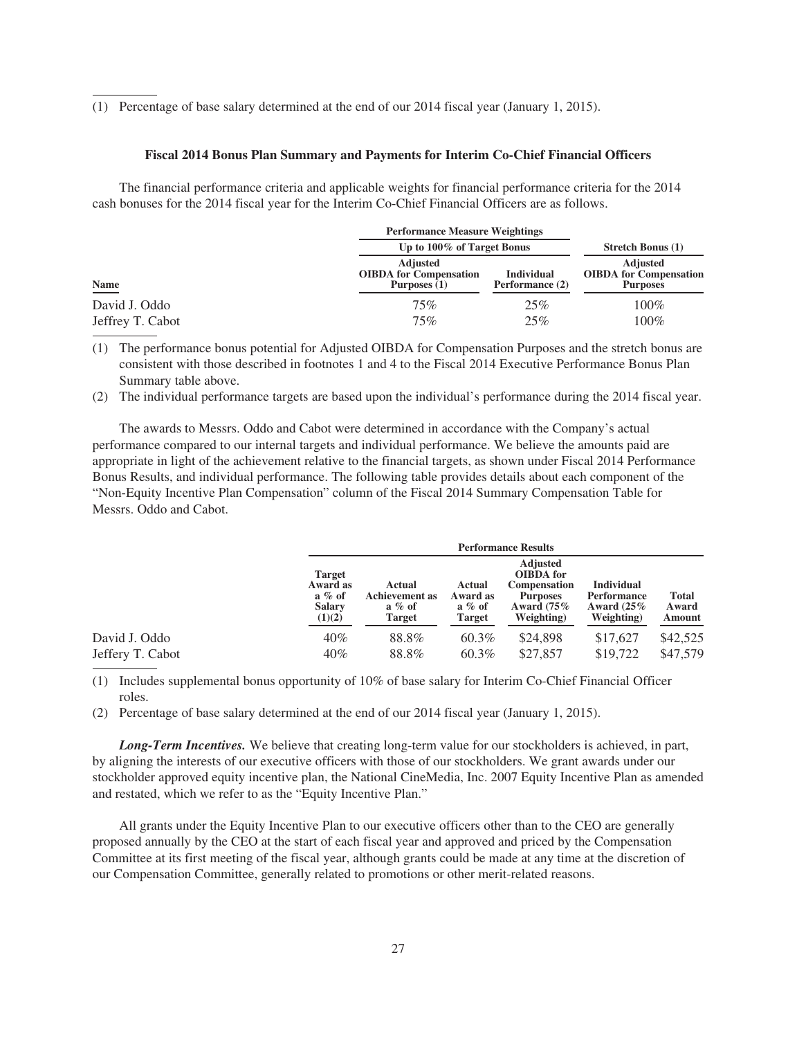(1) Percentage of base salary determined at the end of our 2014 fiscal year (January 1, 2015).

### Fiscal 2014 Bonus Plan Summary and Payments for Interim Co-Chief Financial Officers

The financial performance criteria and applicable weights for financial performance criteria for the 2014 cash bonuses for the 2014 fiscal year for the Interim Co-Chief Financial Officers are as follows.

| | Performance Measure Weightings | | |
|---|---|---|---|
| | Up to 100% of Target Bonus | | Stretch Bonus (1) |
| Name | Adjusted OIBDA for Compensation Purposes (1) | Individual Performance (2) | Adjusted OIBDA for Compensation Purposes |
| David J. Oddo | 75% | 25% | 100% |
| Jeffrey T. Cabot | 75% | 25% | 100% |

(1) The performance bonus potential for Adjusted OIBDA for Compensation Purposes and the stretch bonus are consistent with those described in footnotes 1 and 4 to the Fiscal 2014 Executive Performance Bonus Plan Summary table above.

(2) The individual performance targets are based upon the individual's performance during the 2014 fiscal year.

The awards to Messrs. Oddo and Cabot were determined in accordance with the Company's actual performance compared to our internal targets and individual performance. We believe the amounts paid are appropriate in light of the achievement relative to the financial targets, as shown under Fiscal 2014 Performance Bonus Results, and individual performance. The following table provides details about each component of the "Non-Equity Incentive Plan Compensation" column of the Fiscal 2014 Summary Compensation Table for Messrs. Oddo and Cabot.

| | Performance Results | | | | | |
|---|---|---|---|---|---|---|
| | Target Award as a % of Salary (1)(2) | Actual Achievement as a % of Target | Actual Award as a % of Target | Adjusted OIBDA for Compensation Purposes Award (75% Weighting) | Individual Performance Award (25% Weighting) | Total Award Amount |
| David J. Oddo | 40% | 88.8% | 60.3% | $24,898 | $17,627 | $42,525 |
| Jeffrey T. Cabot | 40% | 88.8% | 60.3% | $27,857 | $19,722 | $47,579 |

(1) Includes supplemental bonus opportunity of 10% of base salary for Interim Co-Chief Financial Officer roles.

(2) Percentage of base salary determined at the end of our 2014 fiscal year (January 1, 2015).

***Long-Term Incentives.*** We believe that creating long-term value for our stockholders is achieved, in part, by aligning the interests of our executive officers with those of our stockholders. We grant awards under our stockholder approved equity incentive plan, the National CineMedia, Inc. 2007 Equity Incentive Plan as amended and restated, which we refer to as the "Equity Incentive Plan."

All grants under the Equity Incentive Plan to our executive officers other than to the CEO are generally proposed annually by the CEO at the start of each fiscal year and approved and priced by the Compensation Committee at its first meeting of the fiscal year, although grants could be made at any time at the discretion of our Compensation Committee, generally related to promotions or other merit-related reasons.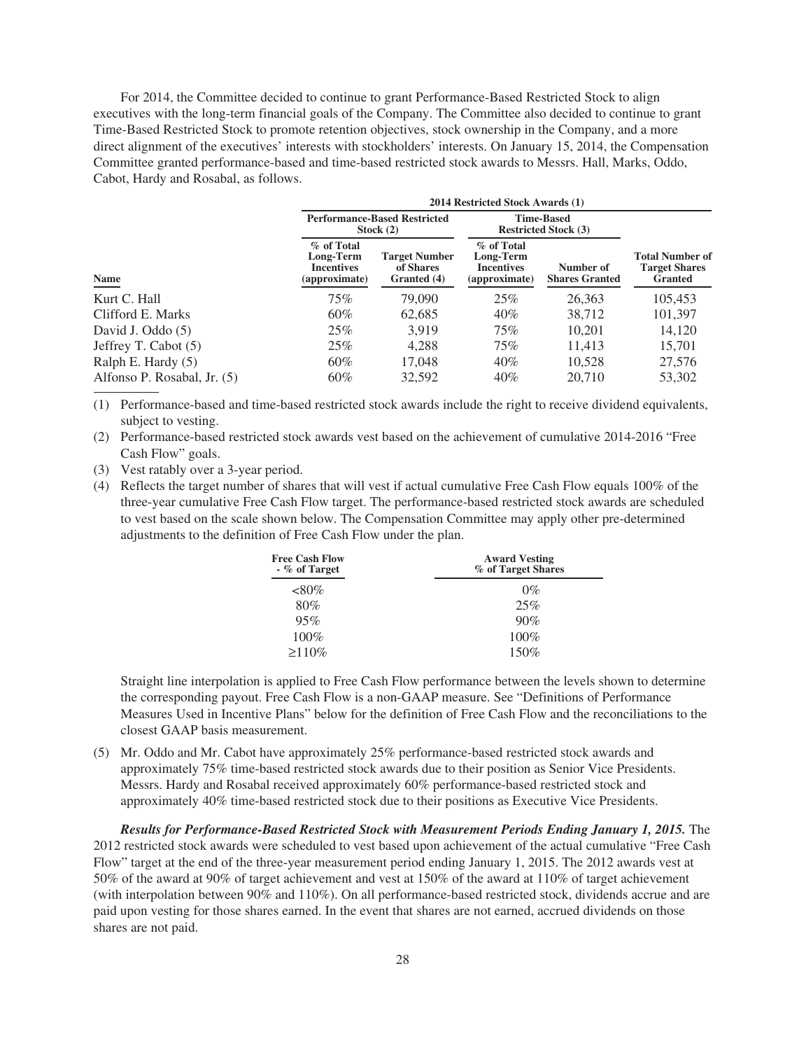For 2014, the Committee decided to continue to grant Performance-Based Restricted Stock to align executives with the long-term financial goals of the Company. The Committee also decided to continue to grant Time-Based Restricted Stock to promote retention objectives, stock ownership in the Company, and a more direct alignment of the executives' interests with stockholders' interests. On January 15, 2014, the Compensation Committee granted performance-based and time-based restricted stock awards to Messrs. Hall, Marks, Oddo, Cabot, Hardy and Rosabal, as follows.

| | 2014 Restricted Stock Awards (1) | | | | |
|---|---|---|---|---|---|
| | Performance-Based Restricted Stock (2) | | Time-Based Restricted Stock (3) | | |
| Name | % of Total Long-Term Incentives (approximate) | Target Number of Shares Granted (4) | % of Total Long-Term Incentives (approximate) | Number of Shares Granted | Total Number of Target Shares Granted |
| Kurt C. Hall | 75% | 79,090 | 25% | 26,363 | 105,453 |
| Clifford E. Marks | 60% | 62,685 | 40% | 38,712 | 101,397 |
| David J. Oddo (5) | 25% | 3,919 | 75% | 10,201 | 14,120 |
| Jeffrey T. Cabot (5) | 25% | 4,288 | 75% | 11,413 | 15,701 |
| Ralph E. Hardy (5) | 60% | 17,048 | 40% | 10,528 | 27,576 |
| Alfonso P. Rosabal, Jr. (5) | 60% | 32,592 | 40% | 20,710 | 53,302 |

(1) Performance-based and time-based restricted stock awards include the right to receive dividend equivalents, subject to vesting.

(2) Performance-based restricted stock awards vest based on the achievement of cumulative 2014-2016 "Free Cash Flow" goals.

(3) Vest ratably over a 3-year period.

(4) Reflects the target number of shares that will vest if actual cumulative Free Cash Flow equals 100% of the three-year cumulative Free Cash Flow target. The performance-based restricted stock awards are scheduled to vest based on the scale shown below. The Compensation Committee may apply other pre-determined adjustments to the definition of Free Cash Flow under the plan.

| Free Cash Flow - % of Target | Award Vesting % of Target Shares |
|---|---|
| <80% | 0% |
| 80% | 25% |
| 95% | 90% |
| 100% | 100% |
| ≥110% | 150% |

Straight line interpolation is applied to Free Cash Flow performance between the levels shown to determine the corresponding payout. Free Cash Flow is a non-GAAP measure. See "Definitions of Performance Measures Used in Incentive Plans" below for the definition of Free Cash Flow and the reconciliations to the closest GAAP basis measurement.

(5) Mr. Oddo and Mr. Cabot have approximately 25% performance-based restricted stock awards and approximately 75% time-based restricted stock awards due to their position as Senior Vice Presidents. Messrs. Hardy and Rosabal received approximately 60% performance-based restricted stock and approximately 40% time-based restricted stock due to their positions as Executive Vice Presidents.

***Results for Performance-Based Restricted Stock with Measurement Periods Ending January 1, 2015.*** The 2012 restricted stock awards were scheduled to vest based upon achievement of the actual cumulative "Free Cash Flow" target at the end of the three-year measurement period ending January 1, 2015. The 2012 awards vest at 50% of the award at 90% of target achievement and vest at 150% of the award at 110% of target achievement (with interpolation between 90% and 110%). On all performance-based restricted stock, dividends accrue and are paid upon vesting for those shares earned. In the event that shares are not earned, accrued dividends on those shares are not paid.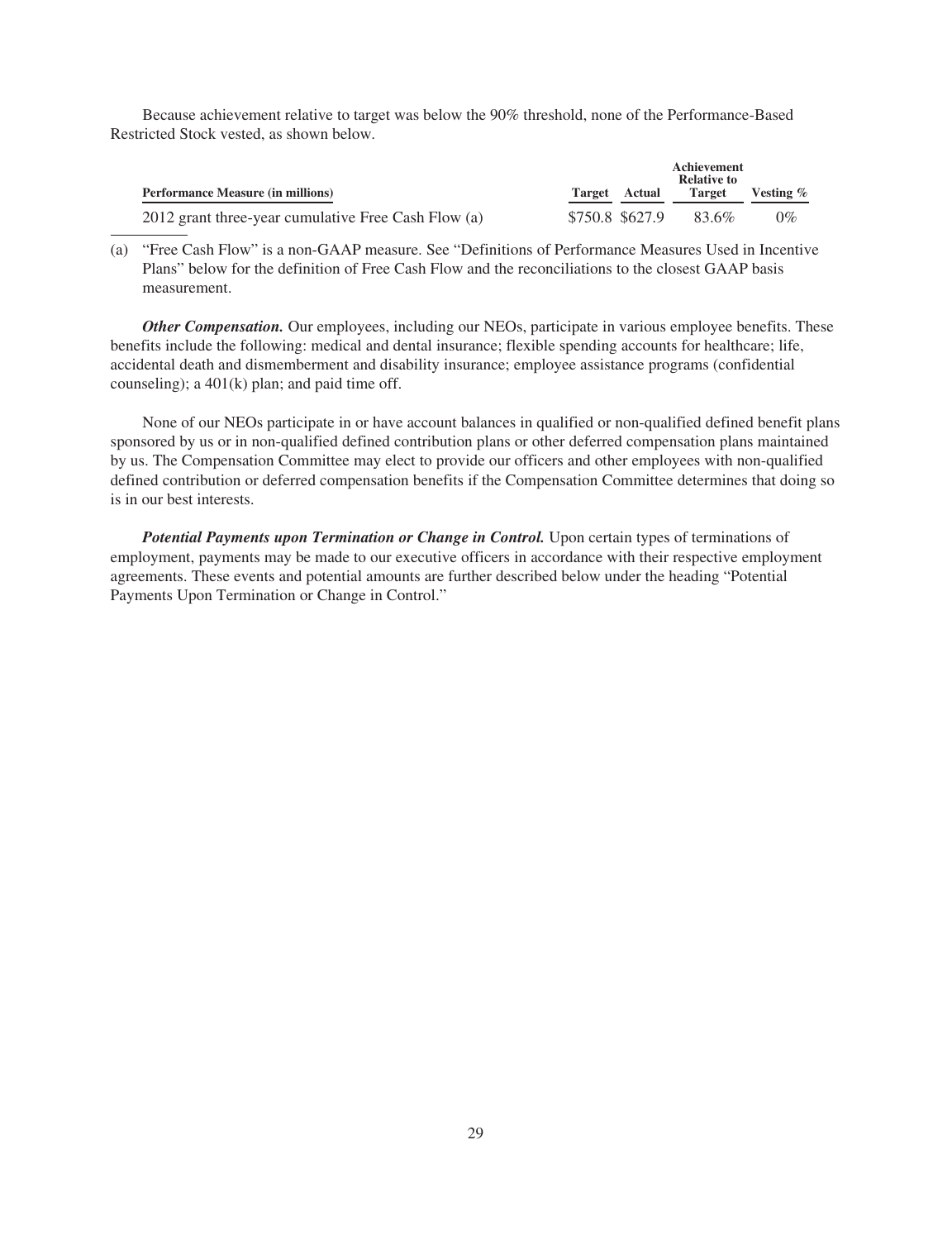Because achievement relative to target was below the 90% threshold, none of the Performance-Based Restricted Stock vested, as shown below.

| Performance Measure (in millions) | Target | Actual | Achievement Relative to Target | Vesting % |
|---|---|---|---|---|
| 2012 grant three-year cumulative Free Cash Flow (a) | $750.8 | $627.9 | 83.6% | 0% |

(a) "Free Cash Flow" is a non-GAAP measure. See "Definitions of Performance Measures Used in Incentive Plans" below for the definition of Free Cash Flow and the reconciliations to the closest GAAP basis measurement.

***Other Compensation.*** Our employees, including our NEOs, participate in various employee benefits. These benefits include the following: medical and dental insurance; flexible spending accounts for healthcare; life, accidental death and dismemberment and disability insurance; employee assistance programs (confidential counseling); a 401(k) plan; and paid time off.

None of our NEOs participate in or have account balances in qualified or non-qualified defined benefit plans sponsored by us or in non-qualified defined contribution plans or other deferred compensation plans maintained by us. The Compensation Committee may elect to provide our officers and other employees with non-qualified defined contribution or deferred compensation benefits if the Compensation Committee determines that doing so is in our best interests.

***Potential Payments upon Termination or Change in Control.*** Upon certain types of terminations of employment, payments may be made to our executive officers in accordance with their respective employment agreements. These events and potential amounts are further described below under the heading "Potential Payments Upon Termination or Change in Control."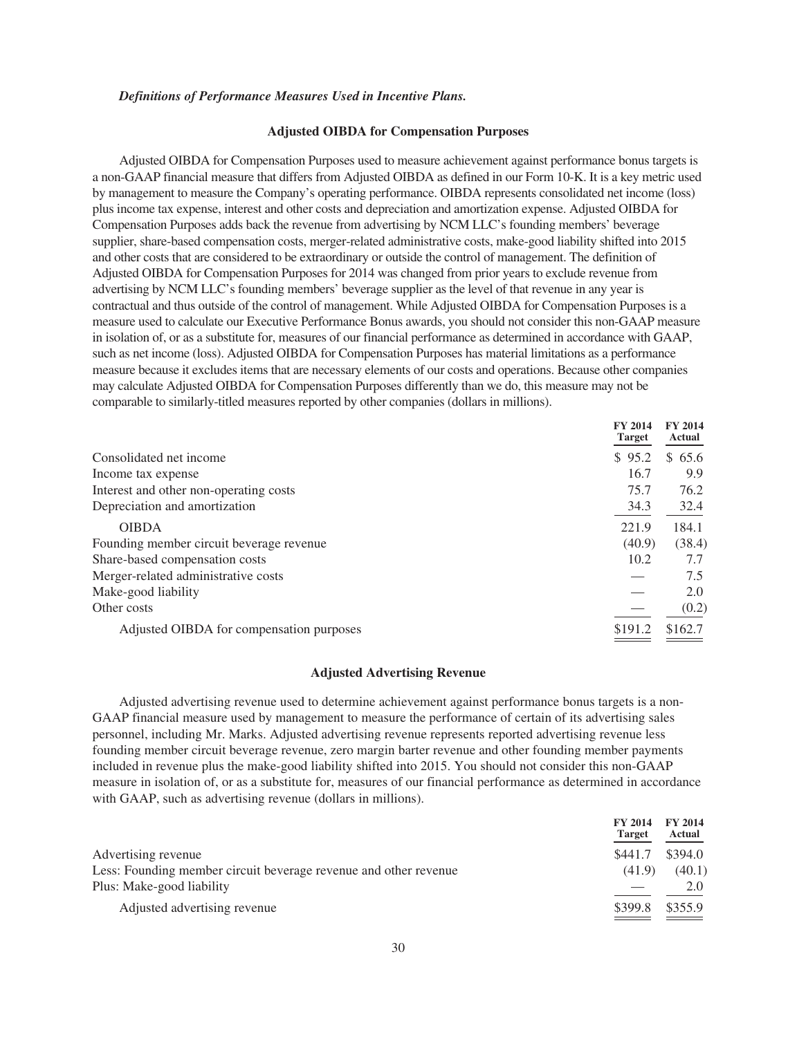***Definitions of Performance Measures Used in Incentive Plans.***

**Adjusted OIBDA for Compensation Purposes**

Adjusted OIBDA for Compensation Purposes used to measure achievement against performance bonus targets is a non-GAAP financial measure that differs from Adjusted OIBDA as defined in our Form 10-K. It is a key metric used by management to measure the Company's operating performance. OIBDA represents consolidated net income (loss) plus income tax expense, interest and other costs and depreciation and amortization expense. Adjusted OIBDA for Compensation Purposes adds back the revenue from advertising by NCM LLC's founding members' beverage supplier, share-based compensation costs, merger-related administrative costs, make-good liability shifted into 2015 and other costs that are considered to be extraordinary or outside the control of management. The definition of Adjusted OIBDA for Compensation Purposes for 2014 was changed from prior years to exclude revenue from advertising by NCM LLC's founding members' beverage supplier as the level of that revenue in any year is contractual and thus outside of the control of management. While Adjusted OIBDA for Compensation Purposes is a measure used to calculate our Executive Performance Bonus awards, you should not consider this non-GAAP measure in isolation of, or as a substitute for, measures of our financial performance as determined in accordance with GAAP, such as net income (loss). Adjusted OIBDA for Compensation Purposes has material limitations as a performance measure because it excludes items that are necessary elements of our costs and operations. Because other companies may calculate Adjusted OIBDA for Compensation Purposes differently than we do, this measure may not be comparable to similarly-titled measures reported by other companies (dollars in millions).

| | FY 2014 Target | FY 2014 Actual |
|---|---|---|
| Consolidated net income | $ 95.2 | $ 65.6 |
| Income tax expense | 16.7 | 9.9 |
| Interest and other non-operating costs | 75.7 | 76.2 |
| Depreciation and amortization | 34.3 | 32.4 |
| OIBDA | 221.9 | 184.1 |
| Founding member circuit beverage revenue | (40.9) | (38.4) |
| Share-based compensation costs | 10.2 | 7.7 |
| Merger-related administrative costs | — | 7.5 |
| Make-good liability | — | 2.0 |
| Other costs | — | (0.2) |
| Adjusted OIBDA for compensation purposes | $191.2 | $162.7 |

**Adjusted Advertising Revenue**

Adjusted advertising revenue used to determine achievement against performance bonus targets is a non-GAAP financial measure used by management to measure the performance of certain of its advertising sales personnel, including Mr. Marks. Adjusted advertising revenue represents reported advertising revenue less founding member circuit beverage revenue, zero margin barter revenue and other founding member payments included in revenue plus the make-good liability shifted into 2015. You should not consider this non-GAAP measure in isolation of, or as a substitute for, measures of our financial performance as determined in accordance with GAAP, such as advertising revenue (dollars in millions).

| | FY 2014 Target | FY 2014 Actual |
|---|---|---|
| Advertising revenue | $441.7 | $394.0 |
| Less: Founding member circuit beverage revenue and other revenue | (41.9) | (40.1) |
| Plus: Make-good liability | — | 2.0 |
| Adjusted advertising revenue | $399.8 | $355.9 |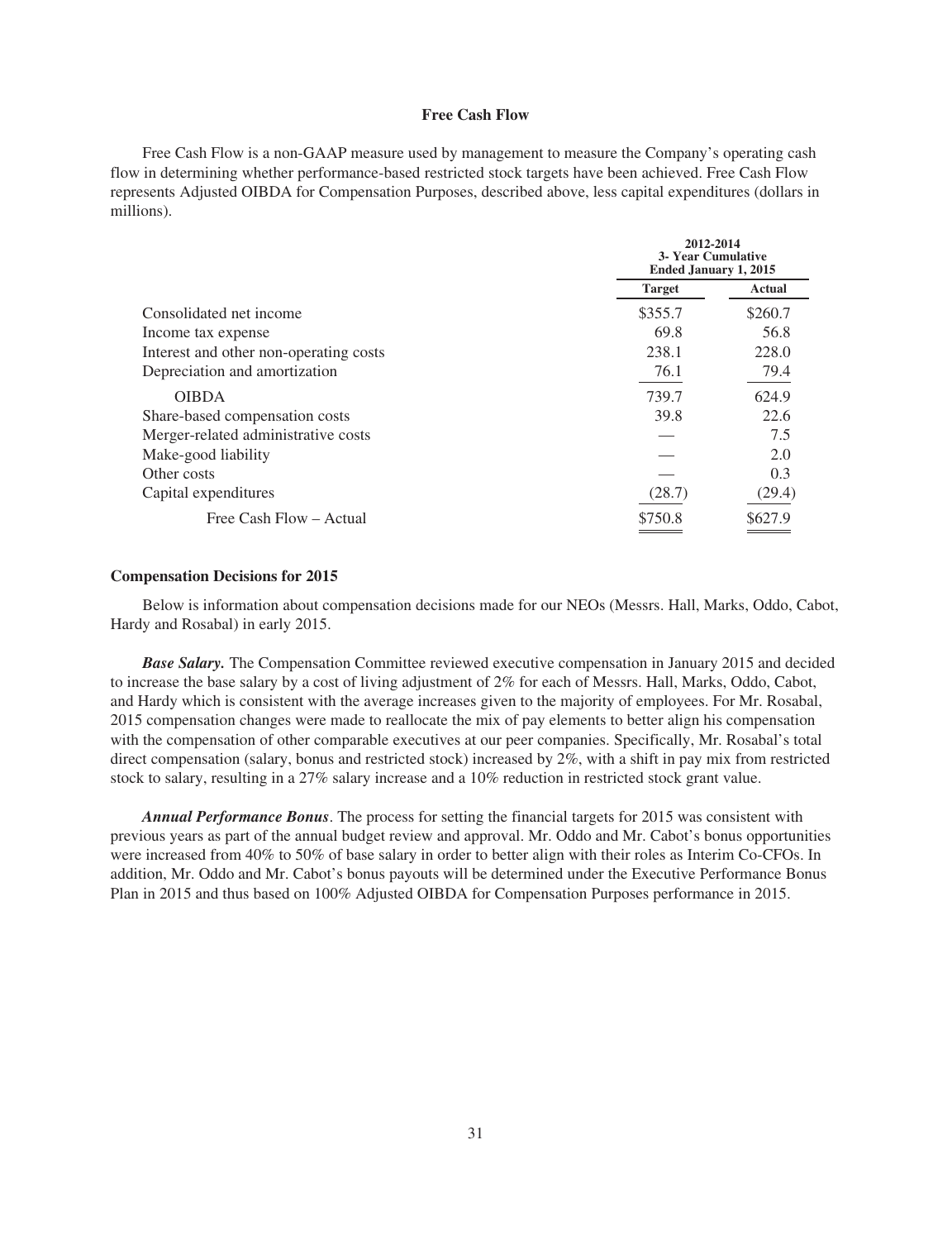### Free Cash Flow

Free Cash Flow is a non-GAAP measure used by management to measure the Company's operating cash flow in determining whether performance-based restricted stock targets have been achieved. Free Cash Flow represents Adjusted OIBDA for Compensation Purposes, described above, less capital expenditures (dollars in millions).

| | 2012-2014 3- Year Cumulative Ended January 1, 2015 | |
|---|---|---|
| | **Target** | **Actual** |
| Consolidated net income | $355.7 | $260.7 |
| Income tax expense | 69.8 | 56.8 |
| Interest and other non-operating costs | 238.1 | 228.0 |
| Depreciation and amortization | 76.1 | 79.4 |
| OIBDA | 739.7 | 624.9 |
| Share-based compensation costs | 39.8 | 22.6 |
| Merger-related administrative costs | — | 7.5 |
| Make-good liability | — | 2.0 |
| Other costs | — | 0.3 |
| Capital expenditures | (28.7) | (29.4) |
| Free Cash Flow – Actual | $750.8 | $627.9 |

### Compensation Decisions for 2015

Below is information about compensation decisions made for our NEOs (Messrs. Hall, Marks, Oddo, Cabot, Hardy and Rosabal) in early 2015.

***Base Salary.*** The Compensation Committee reviewed executive compensation in January 2015 and decided to increase the base salary by a cost of living adjustment of 2% for each of Messrs. Hall, Marks, Oddo, Cabot, and Hardy which is consistent with the average increases given to the majority of employees. For Mr. Rosabal, 2015 compensation changes were made to reallocate the mix of pay elements to better align his compensation with the compensation of other comparable executives at our peer companies. Specifically, Mr. Rosabal's total direct compensation (salary, bonus and restricted stock) increased by 2%, with a shift in pay mix from restricted stock to salary, resulting in a 27% salary increase and a 10% reduction in restricted stock grant value.

***Annual Performance Bonus***. The process for setting the financial targets for 2015 was consistent with previous years as part of the annual budget review and approval. Mr. Oddo and Mr. Cabot's bonus opportunities were increased from 40% to 50% of base salary in order to better align with their roles as Interim Co-CFOs. In addition, Mr. Oddo and Mr. Cabot's bonus payouts will be determined under the Executive Performance Bonus Plan in 2015 and thus based on 100% Adjusted OIBDA for Compensation Purposes performance in 2015.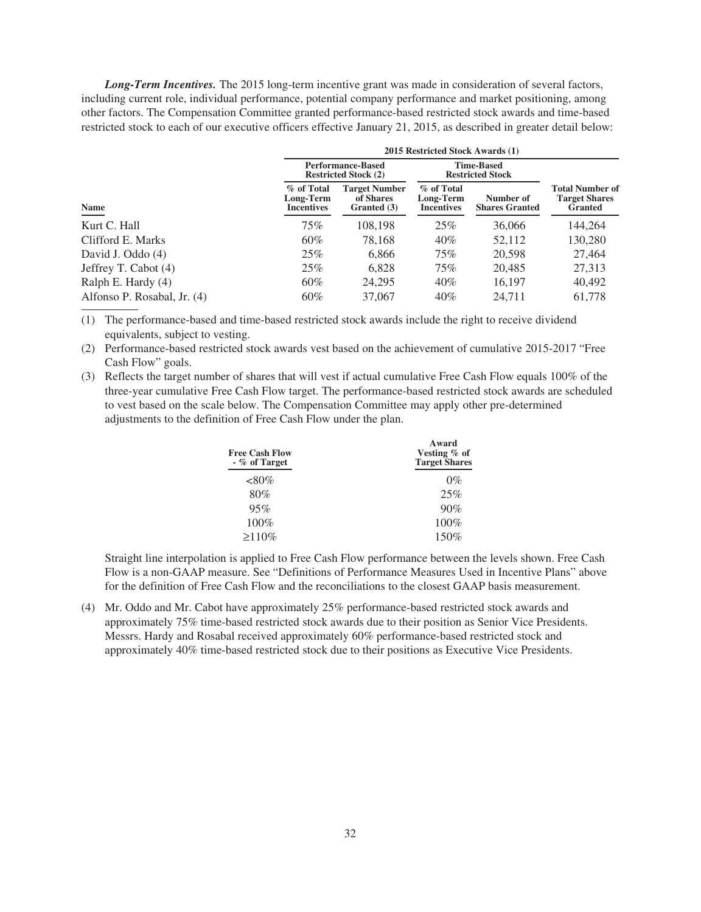***Long-Term Incentives.*** The 2015 long-term incentive grant was made in consideration of several factors, including current role, individual performance, potential company performance and market positioning, among other factors. The Compensation Committee granted performance-based restricted stock awards and time-based restricted stock to each of our executive officers effective January 21, 2015, as described in greater detail below:

| | 2015 Restricted Stock Awards (1) | | | | |
|---|---|---|---|---|---|
| | Performance-Based Restricted Stock (2) | | Time-Based Restricted Stock | | |
| Name | % of Total Long-Term Incentives | Target Number of Shares Granted (3) | % of Total Long-Term Incentives | Number of Shares Granted | Total Number of Target Shares Granted |
| Kurt C. Hall | 75% | 108,198 | 25% | 36,066 | 144,264 |
| Clifford E. Marks | 60% | 78,168 | 40% | 52,112 | 130,280 |
| David J. Oddo (4) | 25% | 6,866 | 75% | 20,598 | 27,464 |
| Jeffrey T. Cabot (4) | 25% | 6,828 | 75% | 20,485 | 27,313 |
| Ralph E. Hardy (4) | 60% | 24,295 | 40% | 16,197 | 40,492 |
| Alfonso P. Rosabal, Jr. (4) | 60% | 37,067 | 40% | 24,711 | 61,778 |

(1) The performance-based and time-based restricted stock awards include the right to receive dividend equivalents, subject to vesting.

(2) Performance-based restricted stock awards vest based on the achievement of cumulative 2015-2017 "Free Cash Flow" goals.

(3) Reflects the target number of shares that will vest if actual cumulative Free Cash Flow equals 100% of the three-year cumulative Free Cash Flow target. The performance-based restricted stock awards are scheduled to vest based on the scale below. The Compensation Committee may apply other pre-determined adjustments to the definition of Free Cash Flow under the plan.

| Free Cash Flow - % of Target | Award Vesting % of Target Shares |
|---|---|
| <80% | 0% |
| 80% | 25% |
| 95% | 90% |
| 100% | 100% |
| ≥110% | 150% |

Straight line interpolation is applied to Free Cash Flow performance between the levels shown. Free Cash Flow is a non-GAAP measure. See "Definitions of Performance Measures Used in Incentive Plans" above for the definition of Free Cash Flow and the reconciliations to the closest GAAP basis measurement.

(4) Mr. Oddo and Mr. Cabot have approximately 25% performance-based restricted stock awards and approximately 75% time-based restricted stock awards due to their position as Senior Vice Presidents. Messrs. Hardy and Rosabal received approximately 60% performance-based restricted stock and approximately 40% time-based restricted stock due to their positions as Executive Vice Presidents.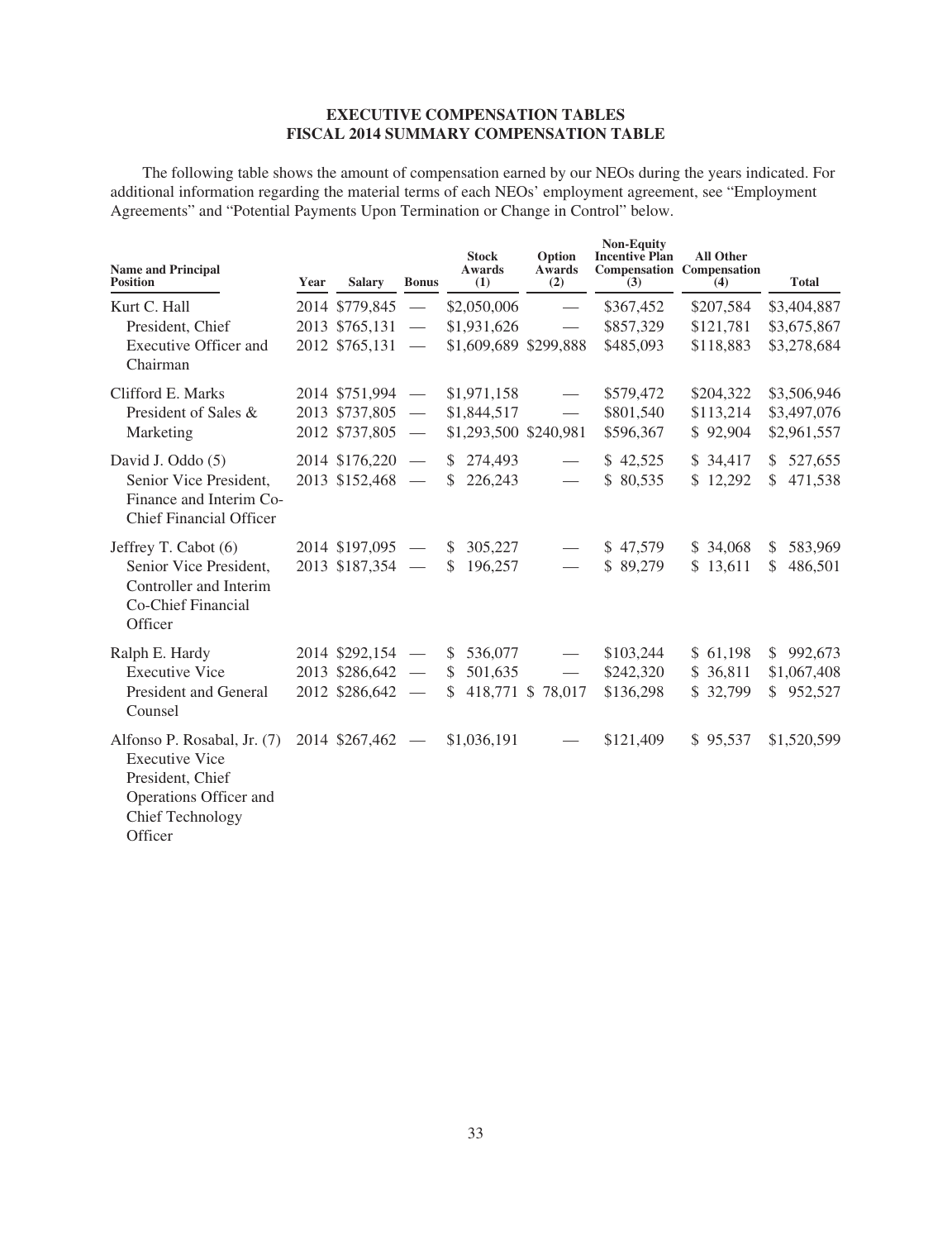## EXECUTIVE COMPENSATION TABLES
## FISCAL 2014 SUMMARY COMPENSATION TABLE

The following table shows the amount of compensation earned by our NEOs during the years indicated. For additional information regarding the material terms of each NEOs' employment agreement, see "Employment Agreements" and "Potential Payments Upon Termination or Change in Control" below.

| Name and Principal Position | Year | Salary | Bonus | Stock Awards (1) | Option Awards (2) | Non-Equity Incentive Plan Compensation (3) | All Other Compensation (4) | Total |
|---|---|---|---|---|---|---|---|---|
| Kurt C. Hall | 2014 | $779,845 | — | $2,050,006 | — | $367,452 | $207,584 | $3,404,887 |
| President, Chief | 2013 | $765,131 | — | $1,931,626 | — | $857,329 | $121,781 | $3,675,867 |
| Executive Officer and Chairman | 2012 | $765,131 | — | $1,609,689 | $299,888 | $485,093 | $118,883 | $3,278,684 |
| Clifford E. Marks | 2014 | $751,994 | — | $1,971,158 | — | $579,472 | $204,322 | $3,506,946 |
| President of Sales & | 2013 | $737,805 | — | $1,844,517 | — | $801,540 | $113,214 | $3,497,076 |
| Marketing | 2012 | $737,805 | — | $1,293,500 | $240,981 | $596,367 | $ 92,904 | $2,961,557 |
| David J. Oddo (5) | 2014 | $176,220 | — | $ 274,493 | — | $ 42,525 | $ 34,417 | $ 527,655 |
| Senior Vice President, Finance and Interim Co-Chief Financial Officer | 2013 | $152,468 | — | $ 226,243 | — | $ 80,535 | $ 12,292 | $ 471,538 |
| Jeffrey T. Cabot (6) | 2014 | $197,095 | — | $ 305,227 | — | $ 47,579 | $ 34,068 | $ 583,969 |
| Senior Vice President, Controller and Interim Co-Chief Financial Officer | 2013 | $187,354 | — | $ 196,257 | — | $ 89,279 | $ 13,611 | $ 486,501 |
| Ralph E. Hardy | 2014 | $292,154 | — | $ 536,077 | — | $103,244 | $ 61,198 | $ 992,673 |
| Executive Vice | 2013 | $286,642 | — | $ 501,635 | — | $242,320 | $ 36,811 | $1,067,408 |
| President and General Counsel | 2012 | $286,642 | — | $ 418,771 | $ 78,017 | $136,298 | $ 32,799 | $ 952,527 |
| Alfonso P. Rosabal, Jr. (7) Executive Vice President, Chief Operations Officer and Chief Technology Officer | 2014 | $267,462 | — | $1,036,191 | — | $121,409 | $ 95,537 | $1,520,599 |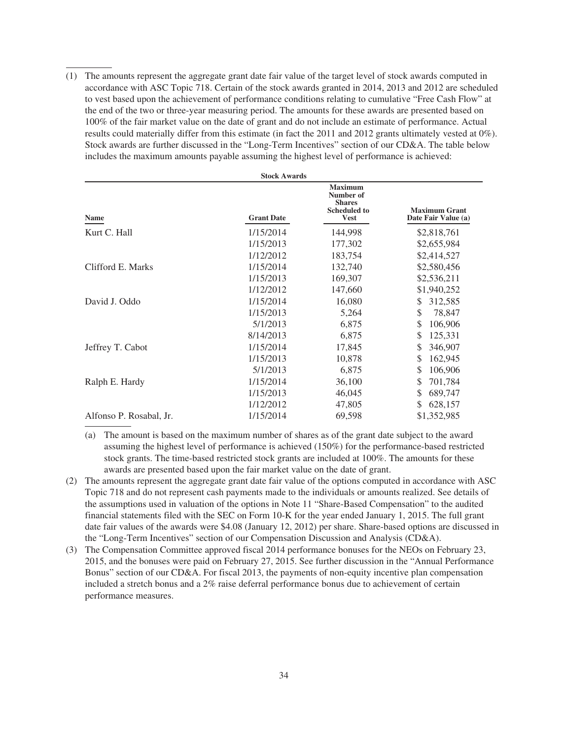(1) The amounts represent the aggregate grant date fair value of the target level of stock awards computed in accordance with ASC Topic 718. Certain of the stock awards granted in 2014, 2013 and 2012 are scheduled to vest based upon the achievement of performance conditions relating to cumulative "Free Cash Flow" at the end of the two or three-year measuring period. The amounts for these awards are presented based on 100% of the fair market value on the date of grant and do not include an estimate of performance. Actual results could materially differ from this estimate (in fact the 2011 and 2012 grants ultimately vested at 0%). Stock awards are further discussed in the "Long-Term Incentives" section of our CD&A. The table below includes the maximum amounts payable assuming the highest level of performance is achieved:

| | Stock Awards | | |
|---|---|---|---|
| **Name** | **Grant Date** | **Maximum Number of Shares Scheduled to Vest** | **Maximum Grant Date Fair Value (a)** |
| Kurt C. Hall | 1/15/2014 | 144,998 | $2,818,761 |
| | 1/15/2013 | 177,302 | $2,655,984 |
| | 1/12/2012 | 183,754 | $2,414,527 |
| Clifford E. Marks | 1/15/2014 | 132,740 | $2,580,456 |
| | 1/15/2013 | 169,307 | $2,536,211 |
| | 1/12/2012 | 147,660 | $1,940,252 |
| David J. Oddo | 1/15/2014 | 16,080 | $ 312,585 |
| | 1/15/2013 | 5,264 | $ 78,847 |
| | 5/1/2013 | 6,875 | $ 106,906 |
| | 8/14/2013 | 6,875 | $ 125,331 |
| Jeffrey T. Cabot | 1/15/2014 | 17,845 | $ 346,907 |
| | 1/15/2013 | 10,878 | $ 162,945 |
| | 5/1/2013 | 6,875 | $ 106,906 |
| Ralph E. Hardy | 1/15/2014 | 36,100 | $ 701,784 |
| | 1/15/2013 | 46,045 | $ 689,747 |
| | 1/12/2012 | 47,805 | $ 628,157 |
| Alfonso P. Rosabal, Jr. | 1/15/2014 | 69,598 | $1,352,985 |

(a) The amount is based on the maximum number of shares as of the grant date subject to the award assuming the highest level of performance is achieved (150%) for the performance-based restricted stock grants. The time-based restricted stock grants are included at 100%. The amounts for these awards are presented based upon the fair market value on the date of grant.

(2) The amounts represent the aggregate grant date fair value of the options computed in accordance with ASC Topic 718 and do not represent cash payments made to the individuals or amounts realized. See details of the assumptions used in valuation of the options in Note 11 "Share-Based Compensation" to the audited financial statements filed with the SEC on Form 10-K for the year ended January 1, 2015. The full grant date fair values of the awards were $4.08 (January 12, 2012) per share. Share-based options are discussed in the "Long-Term Incentives" section of our Compensation Discussion and Analysis (CD&A).

(3) The Compensation Committee approved fiscal 2014 performance bonuses for the NEOs on February 23, 2015, and the bonuses were paid on February 27, 2015. See further discussion in the "Annual Performance Bonus" section of our CD&A. For fiscal 2013, the payments of non-equity incentive plan compensation included a stretch bonus and a 2% raise deferral performance bonus due to achievement of certain performance measures.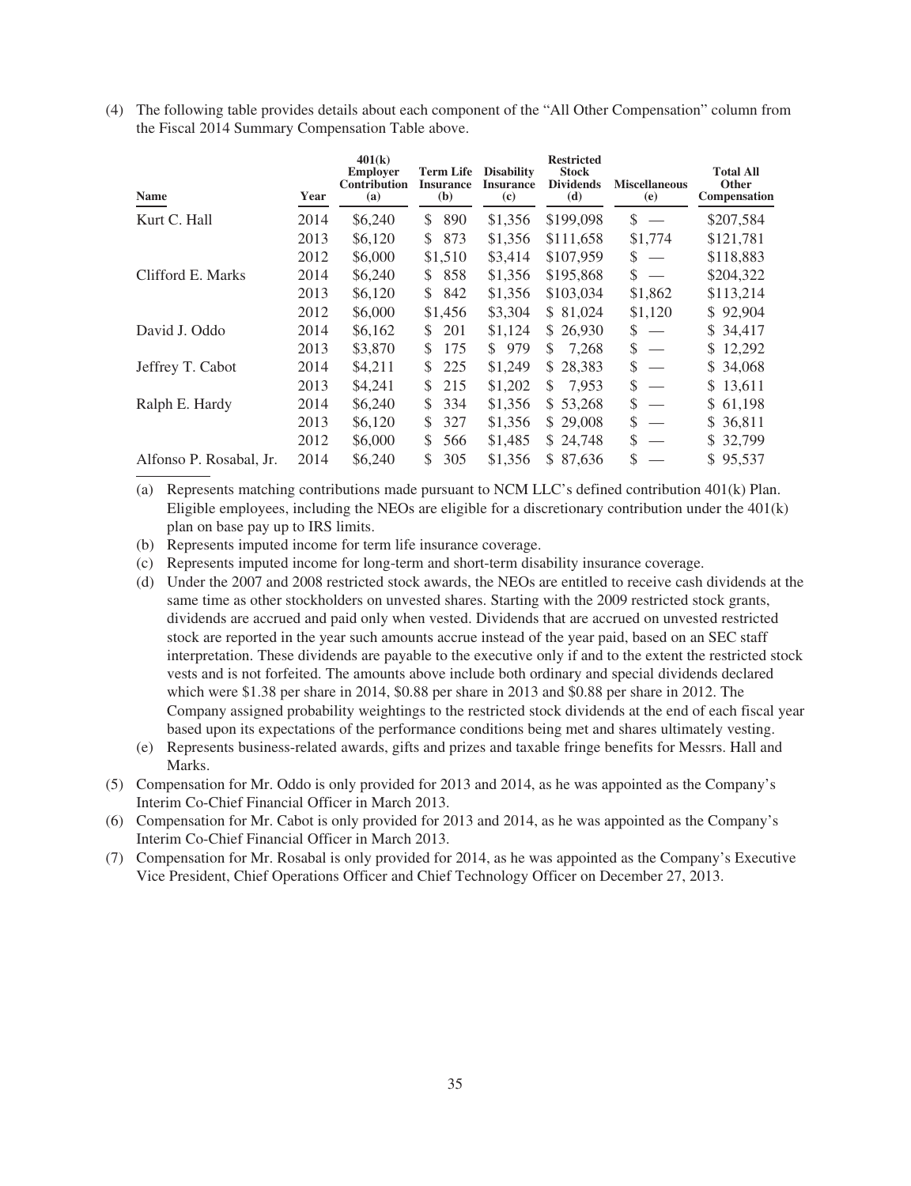(4) The following table provides details about each component of the "All Other Compensation" column from the Fiscal 2014 Summary Compensation Table above.

| Name | Year | 401(k) Employer Contribution (a) | Term Life Insurance (b) | Disability Insurance (c) | Restricted Stock Dividends (d) | Miscellaneous (e) | Total All Other Compensation |
|---|---|---|---|---|---|---|---|
| Kurt C. Hall | 2014 | $6,240 | $ 890 | $1,356 | $199,098 | $ — | $207,584 |
| | 2013 | $6,120 | $ 873 | $1,356 | $111,658 | $1,774 | $121,781 |
| | 2012 | $6,000 | $1,510 | $3,414 | $107,959 | $ — | $118,883 |
| Clifford E. Marks | 2014 | $6,240 | $ 858 | $1,356 | $195,868 | $ — | $204,322 |
| | 2013 | $6,120 | $ 842 | $1,356 | $103,034 | $1,862 | $113,214 |
| | 2012 | $6,000 | $1,456 | $3,304 | $ 81,024 | $1,120 | $ 92,904 |
| David J. Oddo | 2014 | $6,162 | $ 201 | $1,124 | $ 26,930 | $ — | $ 34,417 |
| | 2013 | $3,870 | $ 175 | $ 979 | $ 7,268 | $ — | $ 12,292 |
| Jeffrey T. Cabot | 2014 | $4,211 | $ 225 | $1,249 | $ 28,383 | $ — | $ 34,068 |
| | 2013 | $4,241 | $ 215 | $1,202 | $ 7,953 | $ — | $ 13,611 |
| Ralph E. Hardy | 2014 | $6,240 | $ 334 | $1,356 | $ 53,268 | $ — | $ 61,198 |
| | 2013 | $6,120 | $ 327 | $1,356 | $ 29,008 | $ — | $ 36,811 |
| | 2012 | $6,000 | $ 566 | $1,485 | $ 24,748 | $ — | $ 32,799 |
| Alfonso P. Rosabal, Jr. | 2014 | $6,240 | $ 305 | $1,356 | $ 87,636 | $ — | $ 95,537 |

(a) Represents matching contributions made pursuant to NCM LLC's defined contribution 401(k) Plan. Eligible employees, including the NEOs are eligible for a discretionary contribution under the 401(k) plan on base pay up to IRS limits.

(b) Represents imputed income for term life insurance coverage.

(c) Represents imputed income for long-term and short-term disability insurance coverage.

(d) Under the 2007 and 2008 restricted stock awards, the NEOs are entitled to receive cash dividends at the same time as other stockholders on unvested shares. Starting with the 2009 restricted stock grants, dividends are accrued and paid only when vested. Dividends that are accrued on unvested restricted stock are reported in the year such amounts accrue instead of the year paid, based on an SEC staff interpretation. These dividends are payable to the executive only if and to the extent the restricted stock vests and is not forfeited. The amounts above include both ordinary and special dividends declared which were $1.38 per share in 2014, $0.88 per share in 2013 and $0.88 per share in 2012. The Company assigned probability weightings to the restricted stock dividends at the end of each fiscal year based upon its expectations of the performance conditions being met and shares ultimately vesting.

(e) Represents business-related awards, gifts and prizes and taxable fringe benefits for Messrs. Hall and Marks.

(5) Compensation for Mr. Oddo is only provided for 2013 and 2014, as he was appointed as the Company's Interim Co-Chief Financial Officer in March 2013.

(6) Compensation for Mr. Cabot is only provided for 2013 and 2014, as he was appointed as the Company's Interim Co-Chief Financial Officer in March 2013.

(7) Compensation for Mr. Rosabal is only provided for 2014, as he was appointed as the Company's Executive Vice President, Chief Operations Officer and Chief Technology Officer on December 27, 2013.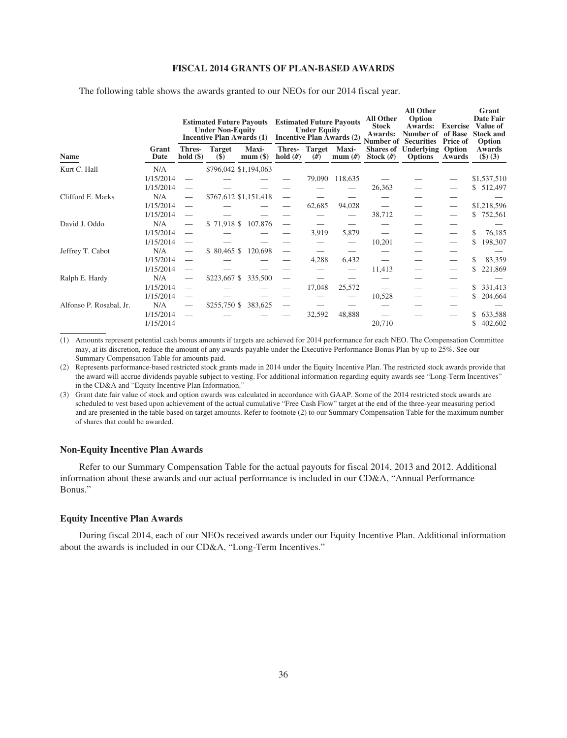### FISCAL 2014 GRANTS OF PLAN-BASED AWARDS

The following table shows the awards granted to our NEOs for our 2014 fiscal year.

| | | Estimated Future Payouts Under Non-Equity Incentive Plan Awards (1) | | | Estimated Future Payouts Under Equity Incentive Plan Awards (2) | | | All Other Stock Awards: Number of Shares of Stock (#) | All Other Option Awards: Number of Securities Underlying Options | Exercise of Base Price of Option Awards | Grant Date Fair Value of Stock and Option Awards ($) (3) |
|---|---|---|---|---|---|---|---|---|---|---|---|
| Name | Grant Date | Thres-hold ($) | Target ($) | Maxi-mum ($) | Thres-hold (#) | Target (#) | Maxi-mum (#) | | | | |
| Kurt C. Hall | N/A | — | $796,042 | $1,194,063 | — | — | — | — | — | — | — |
| | 1/15/2014 | — | — | — | — | 79,090 | 118,635 | — | — | — | $1,537,510 |
| | 1/15/2014 | — | — | — | — | — | — | 26,363 | — | — | $ 512,497 |
| Clifford E. Marks | N/A | — | $767,612 | $1,151,418 | — | — | — | — | — | — | — |
| | 1/15/2014 | — | — | — | — | 62,685 | 94,028 | — | — | — | $1,218,596 |
| | 1/15/2014 | — | — | — | — | — | — | 38,712 | — | — | $ 752,561 |
| David J. Oddo | N/A | — | $ 71,918 | $ 107,876 | — | — | — | — | — | — | — |
| | 1/15/2014 | — | — | — | — | 3,919 | 5,879 | — | — | — | $ 76,185 |
| | 1/15/2014 | — | — | — | — | — | — | 10,201 | — | — | $ 198,307 |
| Jeffrey T. Cabot | N/A | — | $ 80,465 | $ 120,698 | — | — | — | — | — | — | — |
| | 1/15/2014 | — | — | — | — | 4,288 | 6,432 | — | — | — | $ 83,359 |
| | 1/15/2014 | — | — | — | — | — | — | 11,413 | — | — | $ 221,869 |
| Ralph E. Hardy | N/A | — | $223,667 | $ 335,500 | — | — | — | — | — | — | — |
| | 1/15/2014 | — | — | — | — | 17,048 | 25,572 | — | — | — | $ 331,413 |
| | 1/15/2014 | — | — | — | — | — | — | 10,528 | — | — | $ 204,664 |
| Alfonso P. Rosabal, Jr. | N/A | — | $255,750 | $ 383,625 | — | — | — | — | — | — | — |
| | 1/15/2014 | — | — | — | — | 32,592 | 48,888 | — | — | — | $ 633,588 |
| | 1/15/2014 | — | — | — | — | — | — | 20,710 | — | — | $ 402,602 |

(1) Amounts represent potential cash bonus amounts if targets are achieved for 2014 performance for each NEO. The Compensation Committee may, at its discretion, reduce the amount of any awards payable under the Executive Performance Bonus Plan by up to 25%. See our Summary Compensation Table for amounts paid.

(2) Represents performance-based restricted stock grants made in 2014 under the Equity Incentive Plan. The restricted stock awards provide that the award will accrue dividends payable subject to vesting. For additional information regarding equity awards see "Long-Term Incentives" in the CD&A and "Equity Incentive Plan Information."

(3) Grant date fair value of stock and option awards was calculated in accordance with GAAP. Some of the 2014 restricted stock awards are scheduled to vest based upon achievement of the actual cumulative "Free Cash Flow" target at the end of the three-year measuring period and are presented in the table based on target amounts. Refer to footnote (2) to our Summary Compensation Table for the maximum number of shares that could be awarded.

#### Non-Equity Incentive Plan Awards

Refer to our Summary Compensation Table for the actual payouts for fiscal 2014, 2013 and 2012. Additional information about these awards and our actual performance is included in our CD&A, "Annual Performance Bonus."

#### Equity Incentive Plan Awards

During fiscal 2014, each of our NEOs received awards under our Equity Incentive Plan. Additional information about the awards is included in our CD&A, "Long-Term Incentives."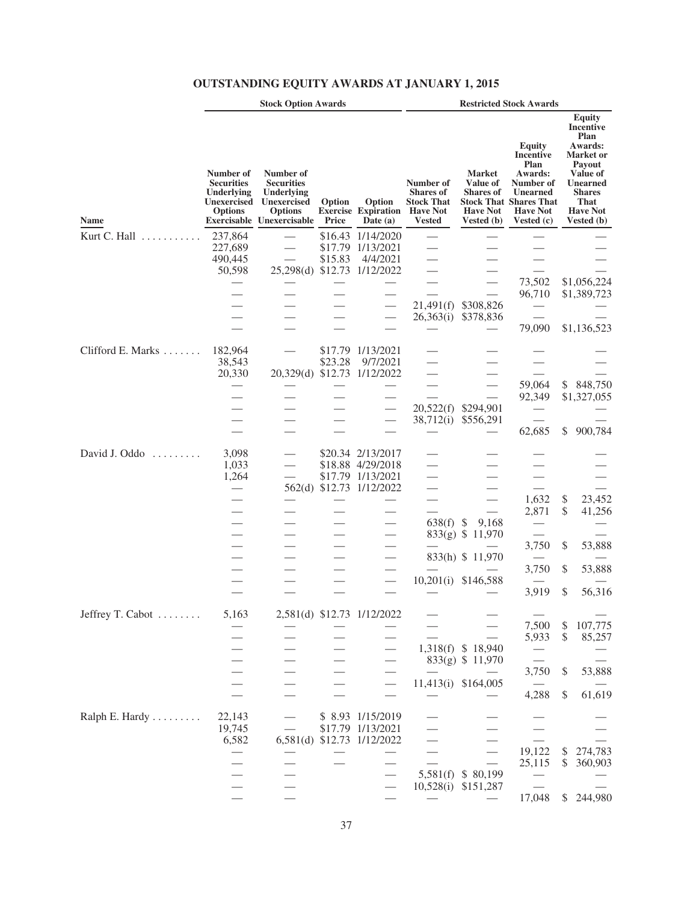## OUTSTANDING EQUITY AWARDS AT JANUARY 1, 2015

| | Stock Option Awards | | | | Restricted Stock Awards | | | |
|---|---|---|---|---|---|---|---|---|
| Name | Number of Securities Underlying Unexercised Options Exercisable | Number of Securities Underlying Unexercised Options Unexercisable | Option Exercise Price | Option Expiration Date (a) | Number of Shares of Stock That Have Not Vested | Market Value of Shares of Stock That Have Not Vested (b) | Equity Incentive Plan Awards: Number of Unearned Shares That Have Not Vested (c) | Equity Incentive Plan Awards: Market or Payout Value of Unearned Shares That Have Not Vested (b) |
| Kurt C. Hall | 237,864 | — | $16.43 | 1/14/2020 | — | — | — | — |
| | 227,689 | — | $17.79 | 1/13/2021 | — | — | — | — |
| | 490,445 | — | $15.83 | 4/4/2021 | — | — | — | — |
| | 50,598 | 25,298(d) | $12.73 | 1/12/2022 | — | — | — | — |
| | — | — | — | — | — | — | 73,502 | $1,056,224 |
| | — | — | — | — | — | — | 96,710 | $1,389,723 |
| | — | — | — | — | 21,491(f) | $308,826 | — | — |
| | — | — | — | — | 26,363(i) | $378,836 | — | — |
| | — | — | — | — | — | — | 79,090 | $1,136,523 |
| Clifford E. Marks | 182,964 | — | $17.79 | 1/13/2021 | — | — | — | — |
| | 38,543 | — | $23.28 | 9/7/2021 | — | — | — | — |
| | 20,330 | 20,329(d) | $12.73 | 1/12/2022 | — | — | — | — |
| | — | — | — | — | — | — | 59,064 | $ 848,750 |
| | — | — | — | — | — | — | 92,349 | $1,327,055 |
| | — | — | — | — | 20,522(f) | $294,901 | — | — |
| | — | — | — | — | 38,712(i) | $556,291 | — | — |
| | — | — | — | — | — | — | 62,685 | $ 900,784 |
| David J. Oddo | 3,098 | — | $20.34 | 2/13/2017 | — | — | — | — |
| | 1,033 | — | $18.88 | 4/29/2018 | — | — | — | — |
| | 1,264 | — | $17.79 | 1/13/2021 | — | — | — | — |
| | — | 562(d) | $12.73 | 1/12/2022 | — | — | — | — |
| | — | — | — | — | — | — | 1,632 | $ 23,452 |
| | — | — | — | — | — | — | 2,871 | $ 41,256 |
| | — | — | — | — | 638(f) | $ 9,168 | — | — |
| | — | — | — | — | 833(g) | $ 11,970 | — | — |
| | — | — | — | — | — | — | 3,750 | $ 53,888 |
| | — | — | — | — | 833(h) | $ 11,970 | — | — |
| | — | — | — | — | — | — | 3,750 | $ 53,888 |
| | — | — | — | — | 10,201(i) | $146,588 | — | — |
| | — | — | — | — | — | — | 3,919 | $ 56,316 |
| Jeffrey T. Cabot | 5,163 | 2,581(d) | $12.73 | 1/12/2022 | — | — | — | — |
| | — | — | — | — | — | — | 7,500 | $ 107,775 |
| | — | — | — | — | — | — | 5,933 | $ 85,257 |
| | — | — | — | — | 1,318(f) | $ 18,940 | — | — |
| | — | — | — | — | 833(g) | $ 11,970 | — | — |
| | — | — | — | — | — | — | 3,750 | $ 53,888 |
| | — | — | — | — | 11,413(i) | $164,005 | — | — |
| | — | — | — | — | — | — | 4,288 | $ 61,619 |
| Ralph E. Hardy | 22,143 | — | $ 8.93 | 1/15/2019 | — | — | — | — |
| | 19,745 | — | $17.79 | 1/13/2021 | — | — | — | — |
| | 6,582 | 6,581(d) | $12.73 | 1/12/2022 | — | — | — | — |
| | — | — | — | — | — | — | 19,122 | $ 274,783 |
| | — | — | — | — | — | — | 25,115 | $ 360,903 |
| | — | — | — | — | 5,581(f) | $ 80,199 | — | — |
| | — | — | — | — | 10,528(i) | $151,287 | — | — |
| | — | — | — | — | — | — | 17,048 | $ 244,980 |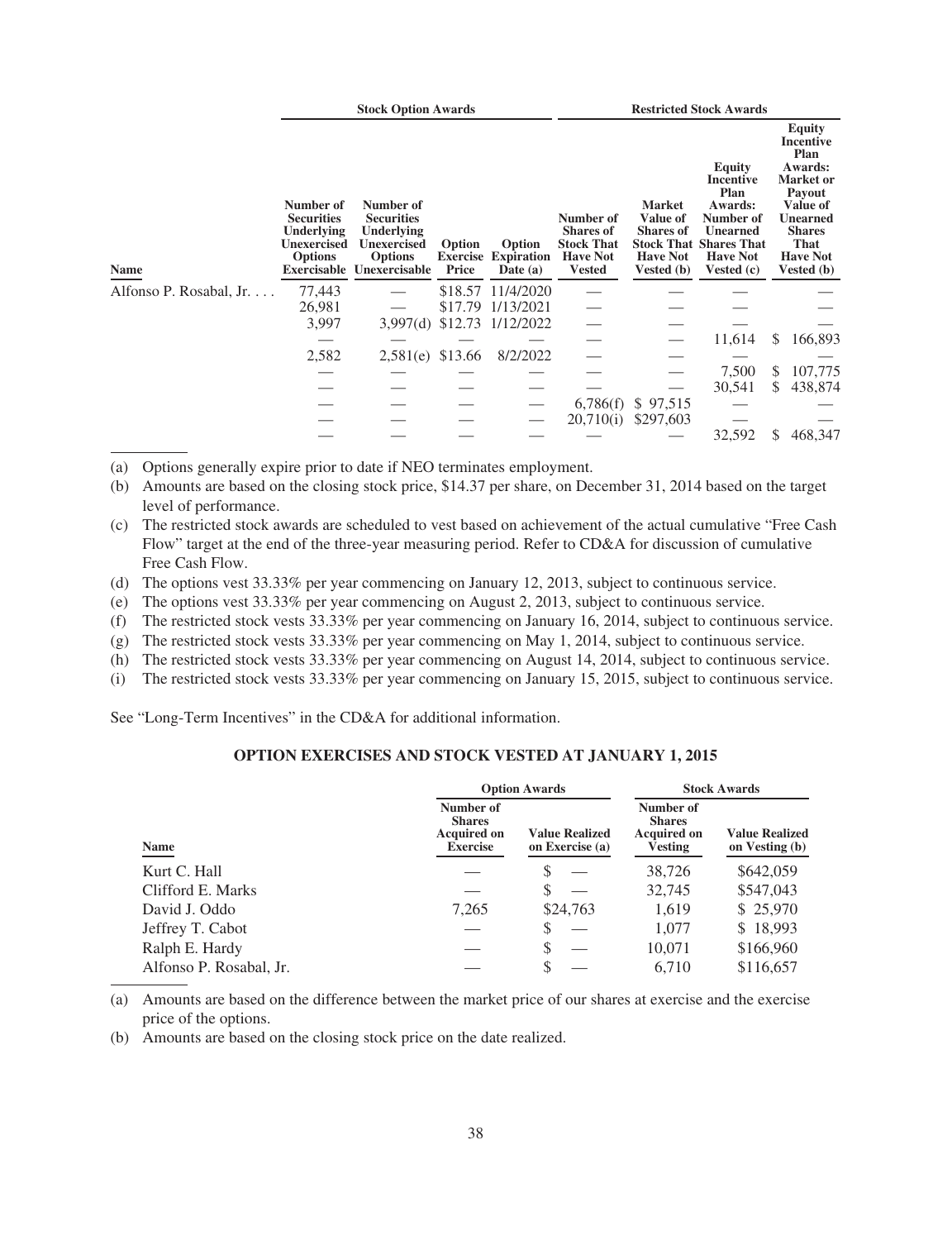| Name | Stock Option Awards | | | | Restricted Stock Awards | | | |
|---|---|---|---|---|---|---|---|---|
| | Number of Securities Underlying Unexercised Options Exercisable | Number of Securities Underlying Unexercised Options Unexercisable | Option Exercise Price | Option Expiration Date (a) | Number of Shares of Stock That Have Not Vested | Market Value of Shares of Stock That Have Not Vested (b) | Equity Incentive Plan Awards: Number of Unearned Shares That Have Not Vested (c) | Equity Incentive Plan Awards: Market or Payout Value of Unearned Shares That Have Not Vested (b) |
| Alfonso P. Rosabal, Jr. . . . . | 77,443 | — | $18.57 | 11/4/2020 | — | — | — | — |
| | 26,981 | — | $17.79 | 1/13/2021 | — | — | — | — |
| | 3,997 | 3,997(d) | $12.73 | 1/12/2022 | — | — | — | — |
| | — | — | — | — | — | — | 11,614 | $ 166,893 |
| | 2,582 | 2,581(e) | $13.66 | 8/2/2022 | — | — | — | — |
| | — | — | — | — | — | — | 7,500 | $ 107,775 |
| | — | — | — | — | — | — | 30,541 | $ 438,874 |
| | — | — | — | — | 6,786(f) | $ 97,515 | — | — |
| | — | — | — | — | 20,710(i) | $297,603 | — | — |
| | — | — | — | — | — | — | 32,592 | $ 468,347 |

(a) Options generally expire prior to date if NEO terminates employment.

(b) Amounts are based on the closing stock price, $14.37 per share, on December 31, 2014 based on the target level of performance.

(c) The restricted stock awards are scheduled to vest based on achievement of the actual cumulative "Free Cash Flow" target at the end of the three-year measuring period. Refer to CD&A for discussion of cumulative Free Cash Flow.

(d) The options vest 33.33% per year commencing on January 12, 2013, subject to continuous service.

(e) The options vest 33.33% per year commencing on August 2, 2013, subject to continuous service.

(f) The restricted stock vests 33.33% per year commencing on January 16, 2014, subject to continuous service.

(g) The restricted stock vests 33.33% per year commencing on May 1, 2014, subject to continuous service.

(h) The restricted stock vests 33.33% per year commencing on August 14, 2014, subject to continuous service.

(i) The restricted stock vests 33.33% per year commencing on January 15, 2015, subject to continuous service.

See "Long-Term Incentives" in the CD&A for additional information.

## OPTION EXERCISES AND STOCK VESTED AT JANUARY 1, 2015

| Name | Option Awards | | Stock Awards | |
|---|---|---|---|---|
| | Number of Shares Acquired on Exercise | Value Realized on Exercise (a) | Number of Shares Acquired on Vesting | Value Realized on Vesting (b) |
| Kurt C. Hall | — | $ — | 38,726 | $642,059 |
| Clifford E. Marks | — | $ — | 32,745 | $547,043 |
| David J. Oddo | 7,265 | $24,763 | 1,619 | $ 25,970 |
| Jeffrey T. Cabot | — | $ — | 1,077 | $ 18,993 |
| Ralph E. Hardy | — | $ — | 10,071 | $166,960 |
| Alfonso P. Rosabal, Jr. | — | $ — | 6,710 | $116,657 |

(a) Amounts are based on the difference between the market price of our shares at exercise and the exercise price of the options.

(b) Amounts are based on the closing stock price on the date realized.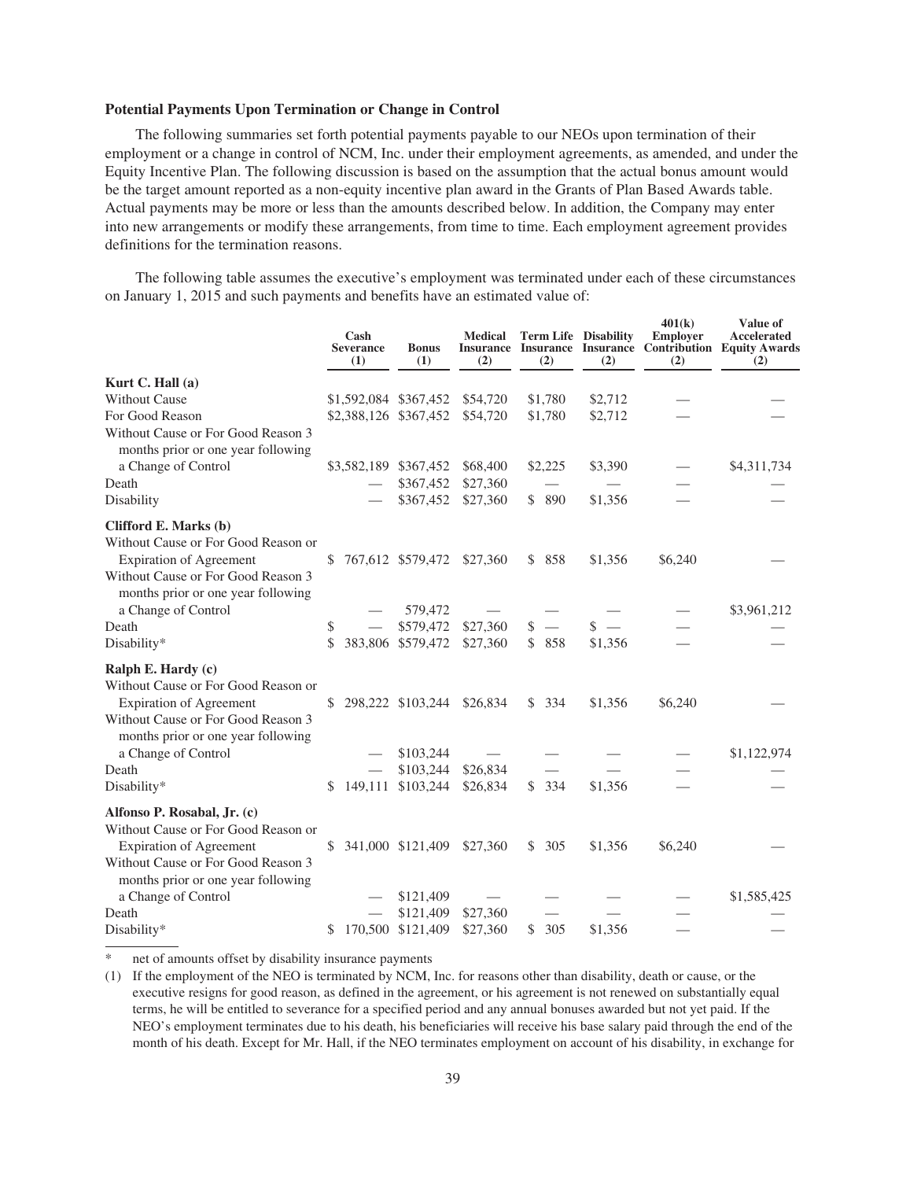**Potential Payments Upon Termination or Change in Control**

The following summaries set forth potential payments payable to our NEOs upon termination of their employment or a change in control of NCM, Inc. under their employment agreements, as amended, and under the Equity Incentive Plan. The following discussion is based on the assumption that the actual bonus amount would be the target amount reported as a non-equity incentive plan award in the Grants of Plan Based Awards table. Actual payments may be more or less than the amounts described below. In addition, the Company may enter into new arrangements or modify these arrangements, from time to time. Each employment agreement provides definitions for the termination reasons.

The following table assumes the executive's employment was terminated under each of these circumstances on January 1, 2015 and such payments and benefits have an estimated value of:

| | Cash Severance (1) | Bonus (1) | Medical Insurance (2) | Term Life Insurance (2) | Disability Insurance (2) | 401(k) Employer Contribution (2) | Value of Accelerated Equity Awards (2) |
|---|---|---|---|---|---|---|---|
| **Kurt C. Hall (a)** | | | | | | | |
| Without Cause | $1,592,084 | $367,452 | $54,720 | $1,780 | $2,712 | — | — |
| For Good Reason | $2,388,126 | $367,452 | $54,720 | $1,780 | $2,712 | — | — |
| Without Cause or For Good Reason 3 months prior or one year following a Change of Control | $3,582,189 | $367,452 | $68,400 | $2,225 | $3,390 | — | $4,311,734 |
| Death | — | $367,452 | $27,360 | — | — | — | — |
| Disability | — | $367,452 | $27,360 | $ 890 | $1,356 | — | — |
| **Clifford E. Marks (b)** | | | | | | | |
| Without Cause or For Good Reason or Expiration of Agreement | $ 767,612 | $579,472 | $27,360 | $ 858 | $1,356 | $6,240 | — |
| Without Cause or For Good Reason 3 months prior or one year following a Change of Control | — | 579,472 | — | — | — | — | $3,961,212 |
| Death | $ — | $579,472 | $27,360 | $ — | $ — | — | — |
| Disability* | $ 383,806 | $579,472 | $27,360 | $ 858 | $1,356 | — | — |
| **Ralph E. Hardy (c)** | | | | | | | |
| Without Cause or For Good Reason or Expiration of Agreement | $ 298,222 | $103,244 | $26,834 | $ 334 | $1,356 | $6,240 | — |
| Without Cause or For Good Reason 3 months prior or one year following a Change of Control | — | $103,244 | — | — | — | — | $1,122,974 |
| Death | — | $103,244 | $26,834 | — | — | — | — |
| Disability* | $ 149,111 | $103,244 | $26,834 | $ 334 | $1,356 | — | — |
| **Alfonso P. Rosabal, Jr. (c)** | | | | | | | |
| Without Cause or For Good Reason or Expiration of Agreement | $ 341,000 | $121,409 | $27,360 | $ 305 | $1,356 | $6,240 | — |
| Without Cause or For Good Reason 3 months prior or one year following a Change of Control | — | $121,409 | — | — | — | — | $1,585,425 |
| Death | — | $121,409 | $27,360 | — | — | — | — |
| Disability* | $ 170,500 | $121,409 | $27,360 | $ 305 | $1,356 | — | — |

\* net of amounts offset by disability insurance payments

(1) If the employment of the NEO is terminated by NCM, Inc. for reasons other than disability, death or cause, or the executive resigns for good reason, as defined in the agreement, or his agreement is not renewed on substantially equal terms, he will be entitled to severance for a specified period and any annual bonuses awarded but not yet paid. If the NEO's employment terminates due to his death, his beneficiaries will receive his base salary paid through the end of the month of his death. Except for Mr. Hall, if the NEO terminates employment on account of his disability, in exchange for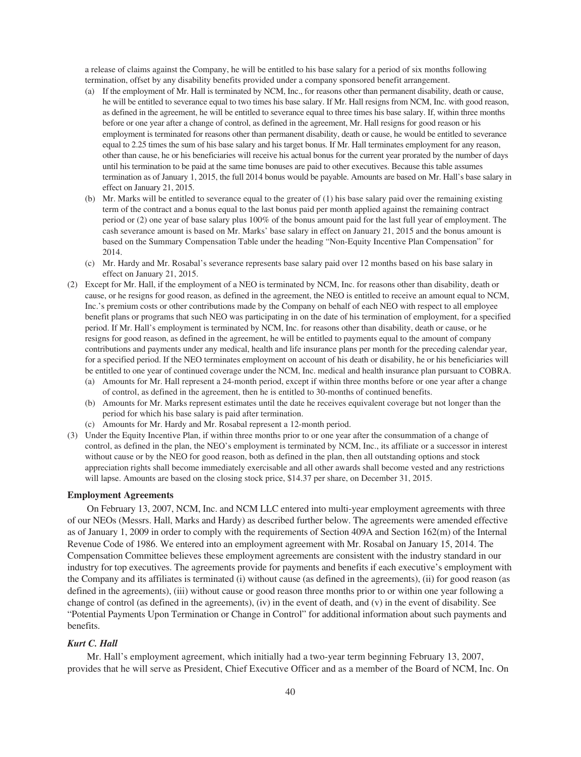a release of claims against the Company, he will be entitled to his base salary for a period of six months following termination, offset by any disability benefits provided under a company sponsored benefit arrangement.

- (a) If the employment of Mr. Hall is terminated by NCM, Inc., for reasons other than permanent disability, death or cause, he will be entitled to severance equal to two times his base salary. If Mr. Hall resigns from NCM, Inc. with good reason, as defined in the agreement, he will be entitled to severance equal to three times his base salary. If, within three months before or one year after a change of control, as defined in the agreement, Mr. Hall resigns for good reason or his employment is terminated for reasons other than permanent disability, death or cause, he would be entitled to severance equal to 2.25 times the sum of his base salary and his target bonus. If Mr. Hall terminates employment for any reason, other than cause, he or his beneficiaries will receive his actual bonus for the current year prorated by the number of days until his termination to be paid at the same time bonuses are paid to other executives. Because this table assumes termination as of January 1, 2015, the full 2014 bonus would be payable. Amounts are based on Mr. Hall's base salary in effect on January 21, 2015.
- (b) Mr. Marks will be entitled to severance equal to the greater of (1) his base salary paid over the remaining existing term of the contract and a bonus equal to the last bonus paid per month applied against the remaining contract period or (2) one year of base salary plus 100% of the bonus amount paid for the last full year of employment. The cash severance amount is based on Mr. Marks' base salary in effect on January 21, 2015 and the bonus amount is based on the Summary Compensation Table under the heading "Non-Equity Incentive Plan Compensation" for 2014.
- (c) Mr. Hardy and Mr. Rosabal's severance represents base salary paid over 12 months based on his base salary in effect on January 21, 2015.

(2) Except for Mr. Hall, if the employment of a NEO is terminated by NCM, Inc. for reasons other than disability, death or cause, or he resigns for good reason, as defined in the agreement, the NEO is entitled to receive an amount equal to NCM, Inc.'s premium costs or other contributions made by the Company on behalf of each NEO with respect to all employee benefit plans or programs that such NEO was participating in on the date of his termination of employment, for a specified period. If Mr. Hall's employment is terminated by NCM, Inc. for reasons other than disability, death or cause, or he resigns for good reason, as defined in the agreement, he will be entitled to payments equal to the amount of company contributions and payments under any medical, health and life insurance plans per month for the preceding calendar year, for a specified period. If the NEO terminates employment on account of his death or disability, he or his beneficiaries will be entitled to one year of continued coverage under the NCM, Inc. medical and health insurance plan pursuant to COBRA.

- (a) Amounts for Mr. Hall represent a 24-month period, except if within three months before or one year after a change of control, as defined in the agreement, then he is entitled to 30-months of continued benefits.
- (b) Amounts for Mr. Marks represent estimates until the date he receives equivalent coverage but not longer than the period for which his base salary is paid after termination.
- (c) Amounts for Mr. Hardy and Mr. Rosabal represent a 12-month period.

(3) Under the Equity Incentive Plan, if within three months prior to or one year after the consummation of a change of control, as defined in the plan, the NEO's employment is terminated by NCM, Inc., its affiliate or a successor in interest without cause or by the NEO for good reason, both as defined in the plan, then all outstanding options and stock appreciation rights shall become immediately exercisable and all other awards shall become vested and any restrictions will lapse. Amounts are based on the closing stock price, $14.37 per share, on December 31, 2015.

### Employment Agreements

On February 13, 2007, NCM, Inc. and NCM LLC entered into multi-year employment agreements with three of our NEOs (Messrs. Hall, Marks and Hardy) as described further below. The agreements were amended effective as of January 1, 2009 in order to comply with the requirements of Section 409A and Section 162(m) of the Internal Revenue Code of 1986. We entered into an employment agreement with Mr. Rosabal on January 15, 2014. The Compensation Committee believes these employment agreements are consistent with the industry standard in our industry for top executives. The agreements provide for payments and benefits if each executive's employment with the Company and its affiliates is terminated (i) without cause (as defined in the agreements), (ii) for good reason (as defined in the agreements), (iii) without cause or good reason three months prior to or within one year following a change of control (as defined in the agreements), (iv) in the event of death, and (v) in the event of disability. See "Potential Payments Upon Termination or Change in Control" for additional information about such payments and benefits.

#### *Kurt C. Hall*

Mr. Hall's employment agreement, which initially had a two-year term beginning February 13, 2007, provides that he will serve as President, Chief Executive Officer and as a member of the Board of NCM, Inc. On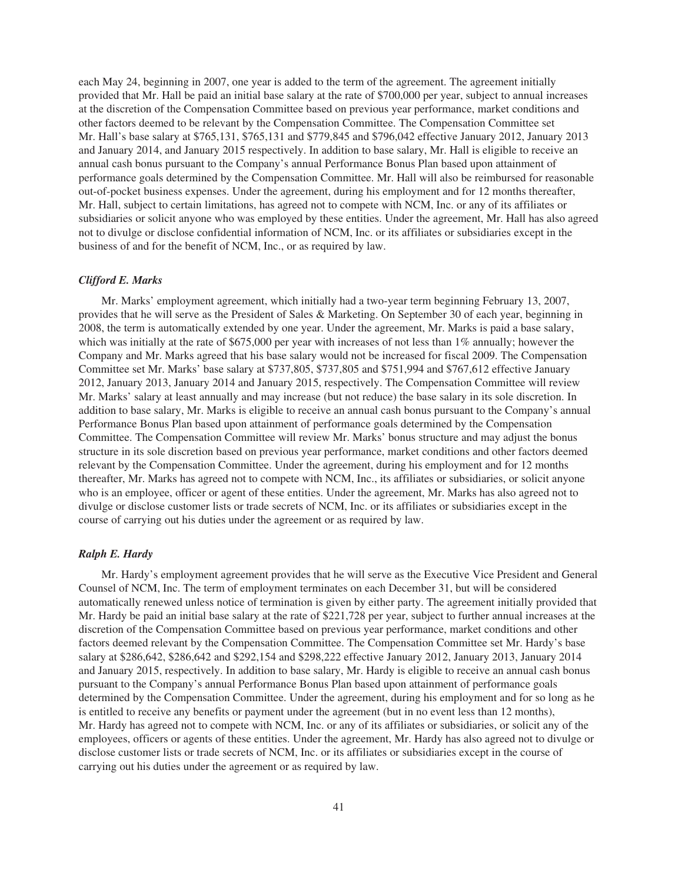each May 24, beginning in 2007, one year is added to the term of the agreement. The agreement initially provided that Mr. Hall be paid an initial base salary at the rate of $700,000 per year, subject to annual increases at the discretion of the Compensation Committee based on previous year performance, market conditions and other factors deemed to be relevant by the Compensation Committee. The Compensation Committee set Mr. Hall's base salary at $765,131, $765,131 and $779,845 and $796,042 effective January 2012, January 2013 and January 2014, and January 2015 respectively. In addition to base salary, Mr. Hall is eligible to receive an annual cash bonus pursuant to the Company's annual Performance Bonus Plan based upon attainment of performance goals determined by the Compensation Committee. Mr. Hall will also be reimbursed for reasonable out-of-pocket business expenses. Under the agreement, during his employment and for 12 months thereafter, Mr. Hall, subject to certain limitations, has agreed not to compete with NCM, Inc. or any of its affiliates or subsidiaries or solicit anyone who was employed by these entities. Under the agreement, Mr. Hall has also agreed not to divulge or disclose confidential information of NCM, Inc. or its affiliates or subsidiaries except in the business of and for the benefit of NCM, Inc., or as required by law.

***Clifford E. Marks***

Mr. Marks' employment agreement, which initially had a two-year term beginning February 13, 2007, provides that he will serve as the President of Sales & Marketing. On September 30 of each year, beginning in 2008, the term is automatically extended by one year. Under the agreement, Mr. Marks is paid a base salary, which was initially at the rate of $675,000 per year with increases of not less than 1% annually; however the Company and Mr. Marks agreed that his base salary would not be increased for fiscal 2009. The Compensation Committee set Mr. Marks' base salary at $737,805, $737,805 and $751,994 and $767,612 effective January 2012, January 2013, January 2014 and January 2015, respectively. The Compensation Committee will review Mr. Marks' salary at least annually and may increase (but not reduce) the base salary in its sole discretion. In addition to base salary, Mr. Marks is eligible to receive an annual cash bonus pursuant to the Company's annual Performance Bonus Plan based upon attainment of performance goals determined by the Compensation Committee. The Compensation Committee will review Mr. Marks' bonus structure and may adjust the bonus structure in its sole discretion based on previous year performance, market conditions and other factors deemed relevant by the Compensation Committee. Under the agreement, during his employment and for 12 months thereafter, Mr. Marks has agreed not to compete with NCM, Inc., its affiliates or subsidiaries, or solicit anyone who is an employee, officer or agent of these entities. Under the agreement, Mr. Marks has also agreed not to divulge or disclose customer lists or trade secrets of NCM, Inc. or its affiliates or subsidiaries except in the course of carrying out his duties under the agreement or as required by law.

***Ralph E. Hardy***

Mr. Hardy's employment agreement provides that he will serve as the Executive Vice President and General Counsel of NCM, Inc. The term of employment terminates on each December 31, but will be considered automatically renewed unless notice of termination is given by either party. The agreement initially provided that Mr. Hardy be paid an initial base salary at the rate of $221,728 per year, subject to further annual increases at the discretion of the Compensation Committee based on previous year performance, market conditions and other factors deemed relevant by the Compensation Committee. The Compensation Committee set Mr. Hardy's base salary at $286,642, $286,642 and $292,154 and $298,222 effective January 2012, January 2013, January 2014 and January 2015, respectively. In addition to base salary, Mr. Hardy is eligible to receive an annual cash bonus pursuant to the Company's annual Performance Bonus Plan based upon attainment of performance goals determined by the Compensation Committee. Under the agreement, during his employment and for so long as he is entitled to receive any benefits or payment under the agreement (but in no event less than 12 months), Mr. Hardy has agreed not to compete with NCM, Inc. or any of its affiliates or subsidiaries, or solicit any of the employees, officers or agents of these entities. Under the agreement, Mr. Hardy has also agreed not to divulge or disclose customer lists or trade secrets of NCM, Inc. or its affiliates or subsidiaries except in the course of carrying out his duties under the agreement or as required by law.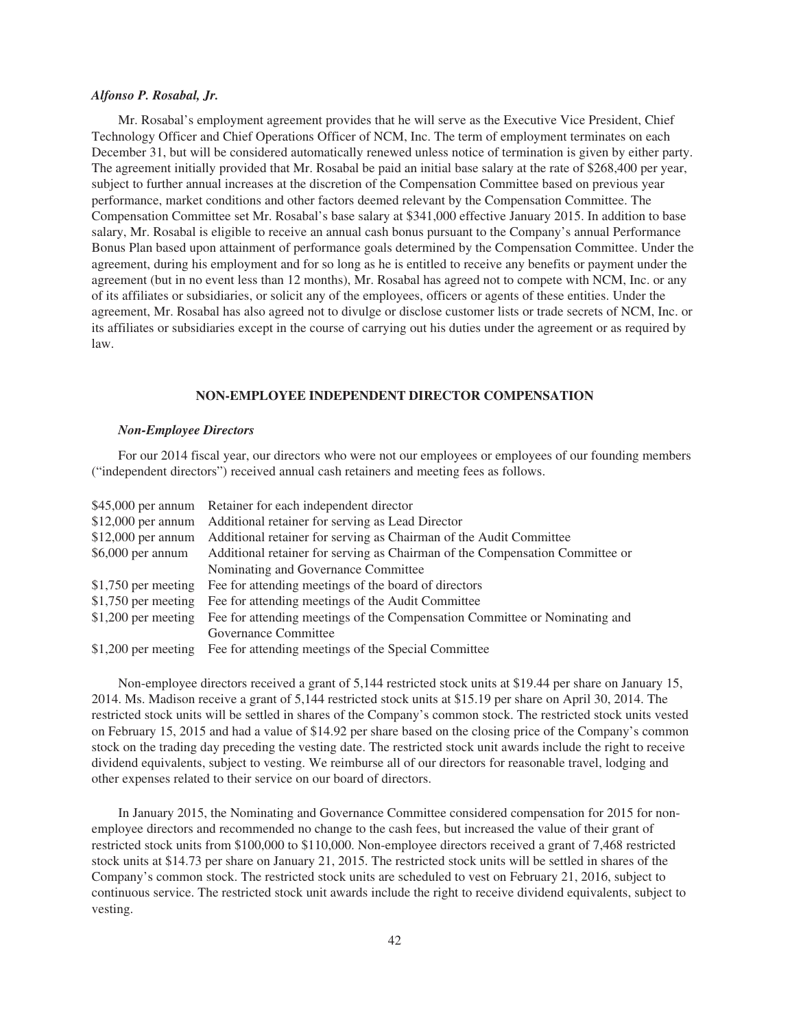***Alfonso P. Rosabal, Jr.***

Mr. Rosabal's employment agreement provides that he will serve as the Executive Vice President, Chief Technology Officer and Chief Operations Officer of NCM, Inc. The term of employment terminates on each December 31, but will be considered automatically renewed unless notice of termination is given by either party. The agreement initially provided that Mr. Rosabal be paid an initial base salary at the rate of $268,400 per year, subject to further annual increases at the discretion of the Compensation Committee based on previous year performance, market conditions and other factors deemed relevant by the Compensation Committee. The Compensation Committee set Mr. Rosabal's base salary at $341,000 effective January 2015. In addition to base salary, Mr. Rosabal is eligible to receive an annual cash bonus pursuant to the Company's annual Performance Bonus Plan based upon attainment of performance goals determined by the Compensation Committee. Under the agreement, during his employment and for so long as he is entitled to receive any benefits or payment under the agreement (but in no event less than 12 months), Mr. Rosabal has agreed not to compete with NCM, Inc. or any of its affiliates or subsidiaries, or solicit any of the employees, officers or agents of these entities. Under the agreement, Mr. Rosabal has also agreed not to divulge or disclose customer lists or trade secrets of NCM, Inc. or its affiliates or subsidiaries except in the course of carrying out his duties under the agreement or as required by law.

## NON-EMPLOYEE INDEPENDENT DIRECTOR COMPENSATION

***Non-Employee Directors***

For our 2014 fiscal year, our directors who were not our employees or employees of our founding members ("independent directors") received annual cash retainers and meeting fees as follows.

| | |
|---|---|
| $45,000 per annum | Retainer for each independent director |
| $12,000 per annum | Additional retainer for serving as Lead Director |
| $12,000 per annum | Additional retainer for serving as Chairman of the Audit Committee |
| $6,000 per annum | Additional retainer for serving as Chairman of the Compensation Committee or Nominating and Governance Committee |
| $1,750 per meeting | Fee for attending meetings of the board of directors |
| $1,750 per meeting | Fee for attending meetings of the Audit Committee |
| $1,200 per meeting | Fee for attending meetings of the Compensation Committee or Nominating and Governance Committee |
| $1,200 per meeting | Fee for attending meetings of the Special Committee |

Non-employee directors received a grant of 5,144 restricted stock units at $19.44 per share on January 15, 2014. Ms. Madison receive a grant of 5,144 restricted stock units at $15.19 per share on April 30, 2014. The restricted stock units will be settled in shares of the Company's common stock. The restricted stock units vested on February 15, 2015 and had a value of $14.92 per share based on the closing price of the Company's common stock on the trading day preceding the vesting date. The restricted stock unit awards include the right to receive dividend equivalents, subject to vesting. We reimburse all of our directors for reasonable travel, lodging and other expenses related to their service on our board of directors.

In January 2015, the Nominating and Governance Committee considered compensation for 2015 for non-employee directors and recommended no change to the cash fees, but increased the value of their grant of restricted stock units from $100,000 to $110,000. Non-employee directors received a grant of 7,468 restricted stock units at $14.73 per share on January 21, 2015. The restricted stock units will be settled in shares of the Company's common stock. The restricted stock units are scheduled to vest on February 21, 2016, subject to continuous service. The restricted stock unit awards include the right to receive dividend equivalents, subject to vesting.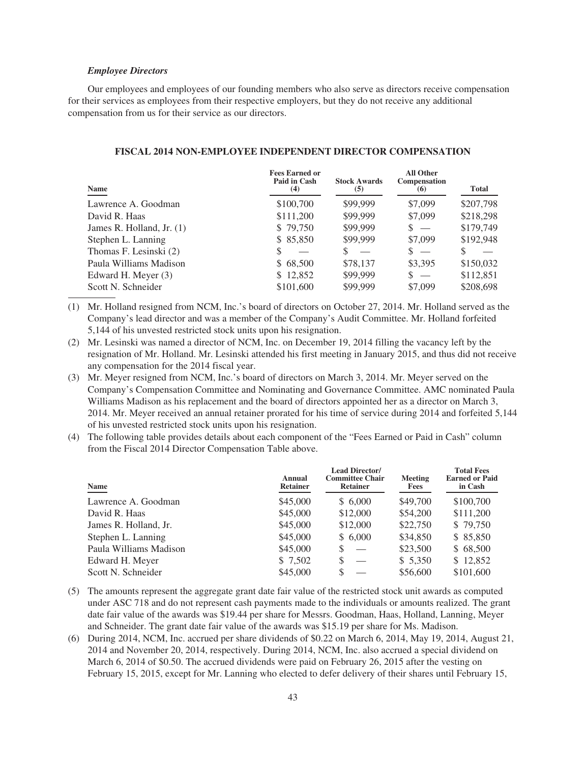*Employee Directors*

Our employees and employees of our founding members who also serve as directors receive compensation for their services as employees from their respective employers, but they do not receive any additional compensation from us for their service as our directors.

**FISCAL 2014 NON-EMPLOYEE INDEPENDENT DIRECTOR COMPENSATION**

| Name | Fees Earned or Paid in Cash (4) | Stock Awards (5) | All Other Compensation (6) | Total |
|---|---|---|---|---|
| Lawrence A. Goodman | $100,700 | $99,999 | $7,099 | $207,798 |
| David R. Haas | $111,200 | $99,999 | $7,099 | $218,298 |
| James R. Holland, Jr. (1) | $ 79,750 | $99,999 | $ — | $179,749 |
| Stephen L. Lanning | $ 85,850 | $99,999 | $7,099 | $192,948 |
| Thomas F. Lesinski (2) | $ — | $ — | $ — | $ — |
| Paula Williams Madison | $ 68,500 | $78,137 | $3,395 | $150,032 |
| Edward H. Meyer (3) | $ 12,852 | $99,999 | $ — | $112,851 |
| Scott N. Schneider | $101,600 | $99,999 | $7,099 | $208,698 |

(1) Mr. Holland resigned from NCM, Inc.'s board of directors on October 27, 2014. Mr. Holland served as the Company's lead director and was a member of the Company's Audit Committee. Mr. Holland forfeited 5,144 of his unvested restricted stock units upon his resignation.

(2) Mr. Lesinski was named a director of NCM, Inc. on December 19, 2014 filling the vacancy left by the resignation of Mr. Holland. Mr. Lesinski attended his first meeting in January 2015, and thus did not receive any compensation for the 2014 fiscal year.

(3) Mr. Meyer resigned from NCM, Inc.'s board of directors on March 3, 2014. Mr. Meyer served on the Company's Compensation Committee and Nominating and Governance Committee. AMC nominated Paula Williams Madison as his replacement and the board of directors appointed her as a director on March 3, 2014. Mr. Meyer received an annual retainer prorated for his time of service during 2014 and forfeited 5,144 of his unvested restricted stock units upon his resignation.

(4) The following table provides details about each component of the "Fees Earned or Paid in Cash" column from the Fiscal 2014 Director Compensation Table above.

| Name | Annual Retainer | Lead Director/ Committee Chair Retainer | Meeting Fees | Total Fees Earned or Paid in Cash |
|---|---|---|---|---|
| Lawrence A. Goodman | $45,000 | $ 6,000 | $49,700 | $100,700 |
| David R. Haas | $45,000 | $12,000 | $54,200 | $111,200 |
| James R. Holland, Jr. | $45,000 | $12,000 | $22,750 | $ 79,750 |
| Stephen L. Lanning | $45,000 | $ 6,000 | $34,850 | $ 85,850 |
| Paula Williams Madison | $45,000 | $ — | $23,500 | $ 68,500 |
| Edward H. Meyer | $ 7,502 | $ — | $ 5,350 | $ 12,852 |
| Scott N. Schneider | $45,000 | $ — | $56,600 | $101,600 |

(5) The amounts represent the aggregate grant date fair value of the restricted stock unit awards as computed under ASC 718 and do not represent cash payments made to the individuals or amounts realized. The grant date fair value of the awards was $19.44 per share for Messrs. Goodman, Haas, Holland, Lanning, Meyer and Schneider. The grant date fair value of the awards was $15.19 per share for Ms. Madison.

(6) During 2014, NCM, Inc. accrued per share dividends of $0.22 on March 6, 2014, May 19, 2014, August 21, 2014 and November 20, 2014, respectively. During 2014, NCM, Inc. also accrued a special dividend on March 6, 2014 of $0.50. The accrued dividends were paid on February 26, 2015 after the vesting on February 15, 2015, except for Mr. Lanning who elected to defer delivery of their shares until February 15,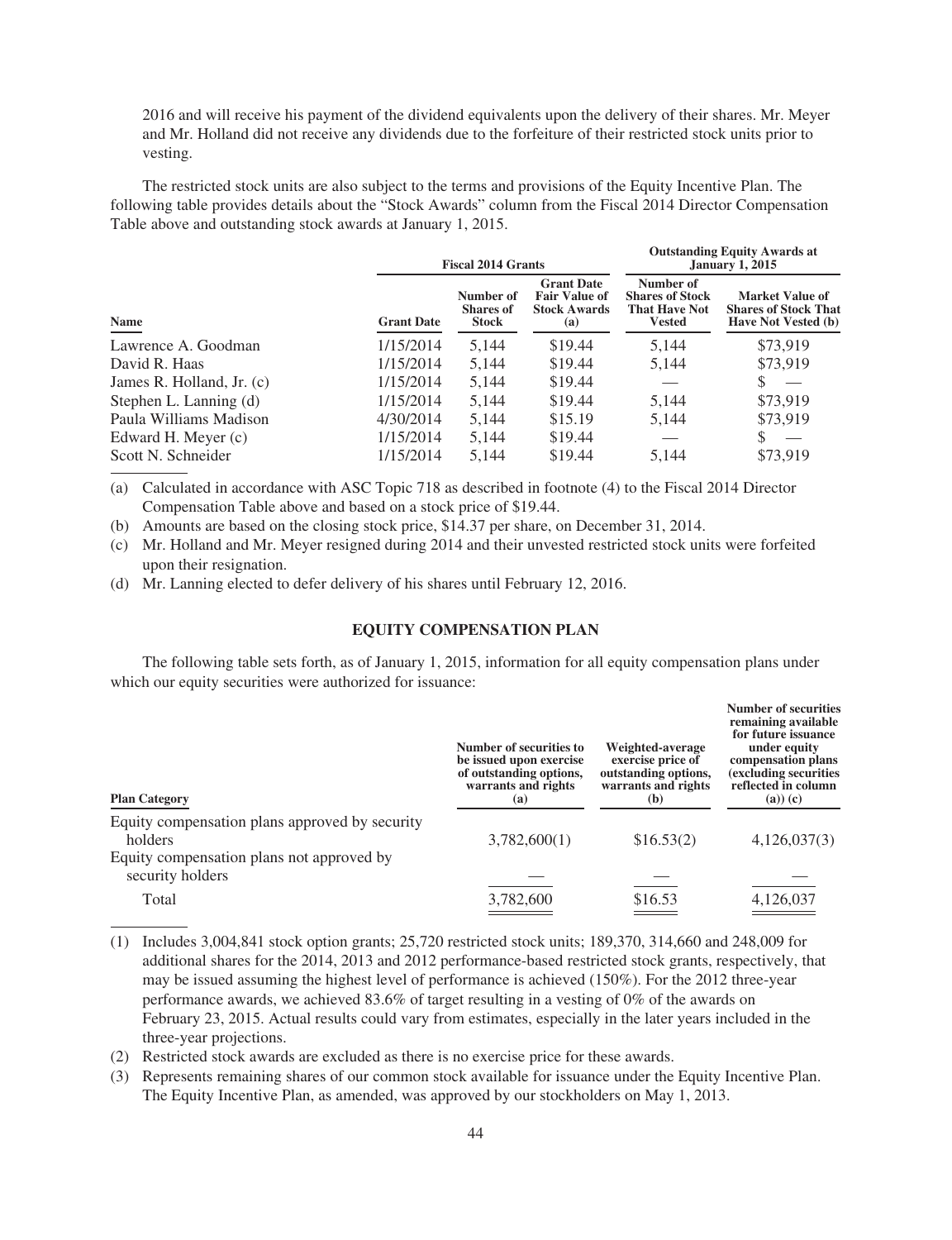2016 and will receive his payment of the dividend equivalents upon the delivery of their shares. Mr. Meyer and Mr. Holland did not receive any dividends due to the forfeiture of their restricted stock units prior to vesting.

The restricted stock units are also subject to the terms and provisions of the Equity Incentive Plan. The following table provides details about the "Stock Awards" column from the Fiscal 2014 Director Compensation Table above and outstanding stock awards at January 1, 2015.

| | Fiscal 2014 Grants | | | Outstanding Equity Awards at January 1, 2015 | |
|---|---|---|---|---|---|
| **Name** | **Grant Date** | **Number of Shares of Stock** | **Grant Date Fair Value of Stock Awards (a)** | **Number of Shares of Stock That Have Not Vested** | **Market Value of Shares of Stock That Have Not Vested (b)** |
| Lawrence A. Goodman | 1/15/2014 | 5,144 | $19.44 | 5,144 | $73,919 |
| David R. Haas | 1/15/2014 | 5,144 | $19.44 | 5,144 | $73,919 |
| James R. Holland, Jr. (c) | 1/15/2014 | 5,144 | $19.44 | — | $ — |
| Stephen L. Lanning (d) | 1/15/2014 | 5,144 | $19.44 | 5,144 | $73,919 |
| Paula Williams Madison | 4/30/2014 | 5,144 | $15.19 | 5,144 | $73,919 |
| Edward H. Meyer (c) | 1/15/2014 | 5,144 | $19.44 | — | $ — |
| Scott N. Schneider | 1/15/2014 | 5,144 | $19.44 | 5,144 | $73,919 |

(a) Calculated in accordance with ASC Topic 718 as described in footnote (4) to the Fiscal 2014 Director Compensation Table above and based on a stock price of $19.44.

(b) Amounts are based on the closing stock price, $14.37 per share, on December 31, 2014.

(c) Mr. Holland and Mr. Meyer resigned during 2014 and their unvested restricted stock units were forfeited upon their resignation.

(d) Mr. Lanning elected to defer delivery of his shares until February 12, 2016.

## EQUITY COMPENSATION PLAN

The following table sets forth, as of January 1, 2015, information for all equity compensation plans under which our equity securities were authorized for issuance:

| Plan Category | Number of securities to be issued upon exercise of outstanding options, warrants and rights (a) | Weighted-average exercise price of outstanding options, warrants and rights (b) | Number of securities remaining available for future issuance under equity compensation plans (excluding securities reflected in column (a)) (c) |
|---|---|---|---|
| Equity compensation plans approved by security holders | 3,782,600(1) | $16.53(2) | 4,126,037(3) |
| Equity compensation plans not approved by security holders | — | — | — |
| Total | 3,782,600 | $16.53 | 4,126,037 |

(1) Includes 3,004,841 stock option grants; 25,720 restricted stock units; 189,370, 314,660 and 248,009 for additional shares for the 2014, 2013 and 2012 performance-based restricted stock grants, respectively, that may be issued assuming the highest level of performance is achieved (150%). For the 2012 three-year performance awards, we achieved 83.6% of target resulting in a vesting of 0% of the awards on February 23, 2015. Actual results could vary from estimates, especially in the later years included in the three-year projections.

(2) Restricted stock awards are excluded as there is no exercise price for these awards.

(3) Represents remaining shares of our common stock available for issuance under the Equity Incentive Plan. The Equity Incentive Plan, as amended, was approved by our stockholders on May 1, 2013.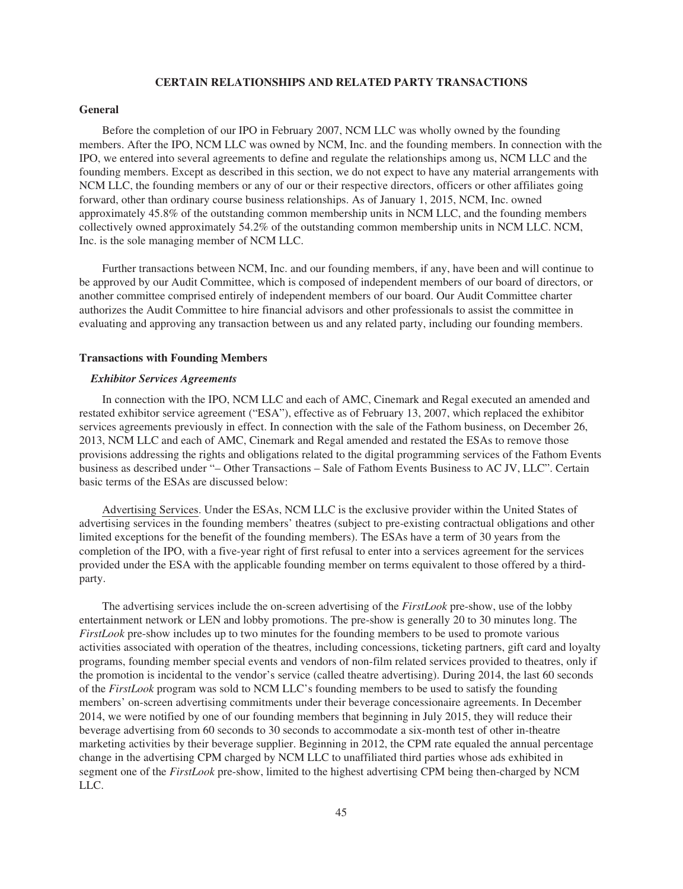## CERTAIN RELATIONSHIPS AND RELATED PARTY TRANSACTIONS

### General

Before the completion of our IPO in February 2007, NCM LLC was wholly owned by the founding members. After the IPO, NCM LLC was owned by NCM, Inc. and the founding members. In connection with the IPO, we entered into several agreements to define and regulate the relationships among us, NCM LLC and the founding members. Except as described in this section, we do not expect to have any material arrangements with NCM LLC, the founding members or any of our or their respective directors, officers or other affiliates going forward, other than ordinary course business relationships. As of January 1, 2015, NCM, Inc. owned approximately 45.8% of the outstanding common membership units in NCM LLC, and the founding members collectively owned approximately 54.2% of the outstanding common membership units in NCM LLC. NCM, Inc. is the sole managing member of NCM LLC.

Further transactions between NCM, Inc. and our founding members, if any, have been and will continue to be approved by our Audit Committee, which is composed of independent members of our board of directors, or another committee comprised entirely of independent members of our board. Our Audit Committee charter authorizes the Audit Committee to hire financial advisors and other professionals to assist the committee in evaluating and approving any transaction between us and any related party, including our founding members.

### Transactions with Founding Members

#### *Exhibitor Services Agreements*

In connection with the IPO, NCM LLC and each of AMC, Cinemark and Regal executed an amended and restated exhibitor service agreement ("ESA"), effective as of February 13, 2007, which replaced the exhibitor services agreements previously in effect. In connection with the sale of the Fathom business, on December 26, 2013, NCM LLC and each of AMC, Cinemark and Regal amended and restated the ESAs to remove those provisions addressing the rights and obligations related to the digital programming services of the Fathom Events business as described under "– Other Transactions – Sale of Fathom Events Business to AC JV, LLC". Certain basic terms of the ESAs are discussed below:

Advertising Services. Under the ESAs, NCM LLC is the exclusive provider within the United States of advertising services in the founding members' theatres (subject to pre-existing contractual obligations and other limited exceptions for the benefit of the founding members). The ESAs have a term of 30 years from the completion of the IPO, with a five-year right of first refusal to enter into a services agreement for the services provided under the ESA with the applicable founding member on terms equivalent to those offered by a third-party.

The advertising services include the on-screen advertising of the *FirstLook* pre-show, use of the lobby entertainment network or LEN and lobby promotions. The pre-show is generally 20 to 30 minutes long. The *FirstLook* pre-show includes up to two minutes for the founding members to be used to promote various activities associated with operation of the theatres, including concessions, ticketing partners, gift card and loyalty programs, founding member special events and vendors of non-film related services provided to theatres, only if the promotion is incidental to the vendor's service (called theatre advertising). During 2014, the last 60 seconds of the *FirstLook* program was sold to NCM LLC's founding members to be used to satisfy the founding members' on-screen advertising commitments under their beverage concessionaire agreements. In December 2014, we were notified by one of our founding members that beginning in July 2015, they will reduce their beverage advertising from 60 seconds to 30 seconds to accommodate a six-month test of other in-theatre marketing activities by their beverage supplier. Beginning in 2012, the CPM rate equaled the annual percentage change in the advertising CPM charged by NCM LLC to unaffiliated third parties whose ads exhibited in segment one of the *FirstLook* pre-show, limited to the highest advertising CPM being then-charged by NCM LLC.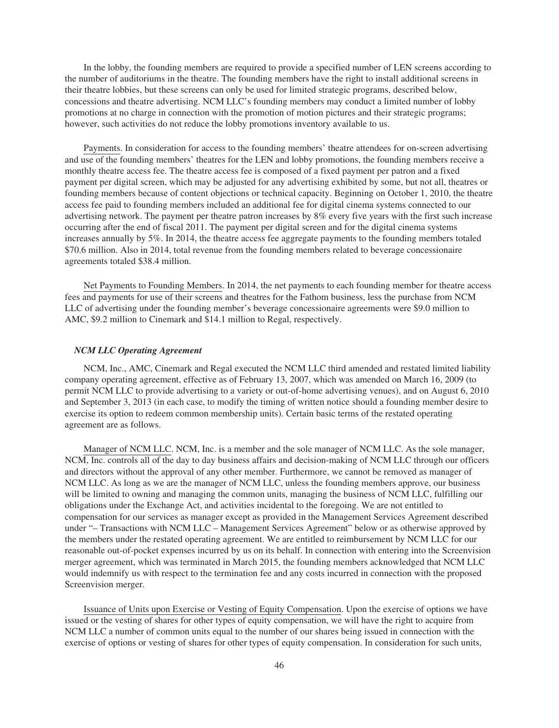In the lobby, the founding members are required to provide a specified number of LEN screens according to the number of auditoriums in the theatre. The founding members have the right to install additional screens in their theatre lobbies, but these screens can only be used for limited strategic programs, described below, concessions and theatre advertising. NCM LLC's founding members may conduct a limited number of lobby promotions at no charge in connection with the promotion of motion pictures and their strategic programs; however, such activities do not reduce the lobby promotions inventory available to us.

Payments. In consideration for access to the founding members' theatre attendees for on-screen advertising and use of the founding members' theatres for the LEN and lobby promotions, the founding members receive a monthly theatre access fee. The theatre access fee is composed of a fixed payment per patron and a fixed payment per digital screen, which may be adjusted for any advertising exhibited by some, but not all, theatres or founding members because of content objections or technical capacity. Beginning on October 1, 2010, the theatre access fee paid to founding members included an additional fee for digital cinema systems connected to our advertising network. The payment per theatre patron increases by 8% every five years with the first such increase occurring after the end of fiscal 2011. The payment per digital screen and for the digital cinema systems increases annually by 5%. In 2014, the theatre access fee aggregate payments to the founding members totaled $70.6 million. Also in 2014, total revenue from the founding members related to beverage concessionaire agreements totaled $38.4 million.

Net Payments to Founding Members. In 2014, the net payments to each founding member for theatre access fees and payments for use of their screens and theatres for the Fathom business, less the purchase from NCM LLC of advertising under the founding member's beverage concessionaire agreements were $9.0 million to AMC, $9.2 million to Cinemark and $14.1 million to Regal, respectively.

### *NCM LLC Operating Agreement*

NCM, Inc., AMC, Cinemark and Regal executed the NCM LLC third amended and restated limited liability company operating agreement, effective as of February 13, 2007, which was amended on March 16, 2009 (to permit NCM LLC to provide advertising to a variety or out-of-home advertising venues), and on August 6, 2010 and September 3, 2013 (in each case, to modify the timing of written notice should a founding member desire to exercise its option to redeem common membership units). Certain basic terms of the restated operating agreement are as follows.

Manager of NCM LLC. NCM, Inc. is a member and the sole manager of NCM LLC. As the sole manager, NCM, Inc. controls all of the day to day business affairs and decision-making of NCM LLC through our officers and directors without the approval of any other member. Furthermore, we cannot be removed as manager of NCM LLC. As long as we are the manager of NCM LLC, unless the founding members approve, our business will be limited to owning and managing the common units, managing the business of NCM LLC, fulfilling our obligations under the Exchange Act, and activities incidental to the foregoing. We are not entitled to compensation for our services as manager except as provided in the Management Services Agreement described under "– Transactions with NCM LLC – Management Services Agreement" below or as otherwise approved by the members under the restated operating agreement. We are entitled to reimbursement by NCM LLC for our reasonable out-of-pocket expenses incurred by us on its behalf. In connection with entering into the Screenvision merger agreement, which was terminated in March 2015, the founding members acknowledged that NCM LLC would indemnify us with respect to the termination fee and any costs incurred in connection with the proposed Screenvision merger.

Issuance of Units upon Exercise or Vesting of Equity Compensation. Upon the exercise of options we have issued or the vesting of shares for other types of equity compensation, we will have the right to acquire from NCM LLC a number of common units equal to the number of our shares being issued in connection with the exercise of options or vesting of shares for other types of equity compensation. In consideration for such units,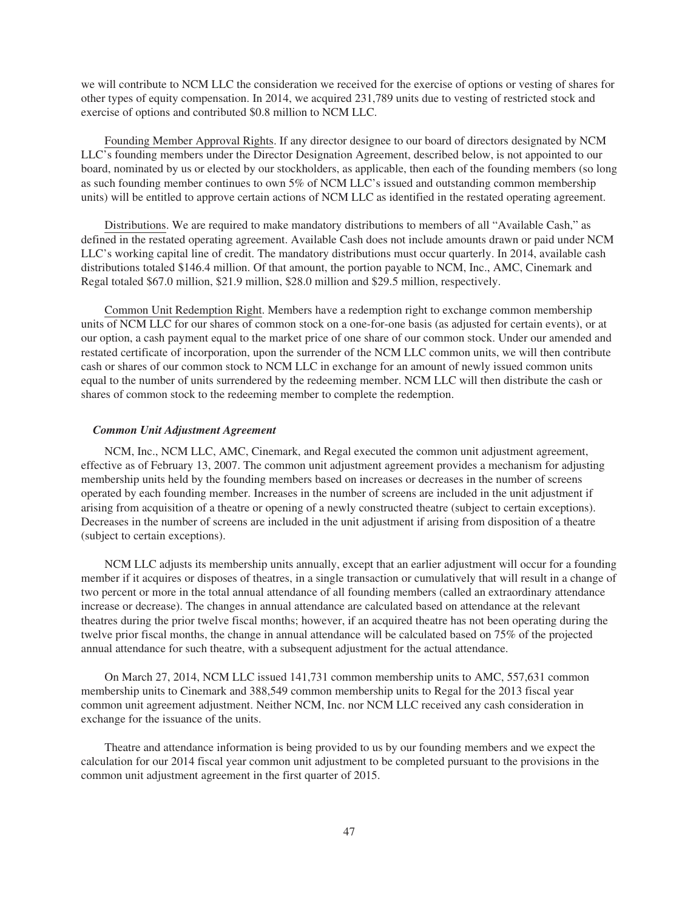we will contribute to NCM LLC the consideration we received for the exercise of options or vesting of shares for other types of equity compensation. In 2014, we acquired 231,789 units due to vesting of restricted stock and exercise of options and contributed $0.8 million to NCM LLC.

Founding Member Approval Rights. If any director designee to our board of directors designated by NCM LLC's founding members under the Director Designation Agreement, described below, is not appointed to our board, nominated by us or elected by our stockholders, as applicable, then each of the founding members (so long as such founding member continues to own 5% of NCM LLC's issued and outstanding common membership units) will be entitled to approve certain actions of NCM LLC as identified in the restated operating agreement.

Distributions. We are required to make mandatory distributions to members of all "Available Cash," as defined in the restated operating agreement. Available Cash does not include amounts drawn or paid under NCM LLC's working capital line of credit. The mandatory distributions must occur quarterly. In 2014, available cash distributions totaled $146.4 million. Of that amount, the portion payable to NCM, Inc., AMC, Cinemark and Regal totaled $67.0 million, $21.9 million, $28.0 million and $29.5 million, respectively.

Common Unit Redemption Right. Members have a redemption right to exchange common membership units of NCM LLC for our shares of common stock on a one-for-one basis (as adjusted for certain events), or at our option, a cash payment equal to the market price of one share of our common stock. Under our amended and restated certificate of incorporation, upon the surrender of the NCM LLC common units, we will then contribute cash or shares of our common stock to NCM LLC in exchange for an amount of newly issued common units equal to the number of units surrendered by the redeeming member. NCM LLC will then distribute the cash or shares of common stock to the redeeming member to complete the redemption.

***Common Unit Adjustment Agreement***

NCM, Inc., NCM LLC, AMC, Cinemark, and Regal executed the common unit adjustment agreement, effective as of February 13, 2007. The common unit adjustment agreement provides a mechanism for adjusting membership units held by the founding members based on increases or decreases in the number of screens operated by each founding member. Increases in the number of screens are included in the unit adjustment if arising from acquisition of a theatre or opening of a newly constructed theatre (subject to certain exceptions). Decreases in the number of screens are included in the unit adjustment if arising from disposition of a theatre (subject to certain exceptions).

NCM LLC adjusts its membership units annually, except that an earlier adjustment will occur for a founding member if it acquires or disposes of theatres, in a single transaction or cumulatively that will result in a change of two percent or more in the total annual attendance of all founding members (called an extraordinary attendance increase or decrease). The changes in annual attendance are calculated based on attendance at the relevant theatres during the prior twelve fiscal months; however, if an acquired theatre has not been operating during the twelve prior fiscal months, the change in annual attendance will be calculated based on 75% of the projected annual attendance for such theatre, with a subsequent adjustment for the actual attendance.

On March 27, 2014, NCM LLC issued 141,731 common membership units to AMC, 557,631 common membership units to Cinemark and 388,549 common membership units to Regal for the 2013 fiscal year common unit agreement adjustment. Neither NCM, Inc. nor NCM LLC received any cash consideration in exchange for the issuance of the units.

Theatre and attendance information is being provided to us by our founding members and we expect the calculation for our 2014 fiscal year common unit adjustment to be completed pursuant to the provisions in the common unit adjustment agreement in the first quarter of 2015.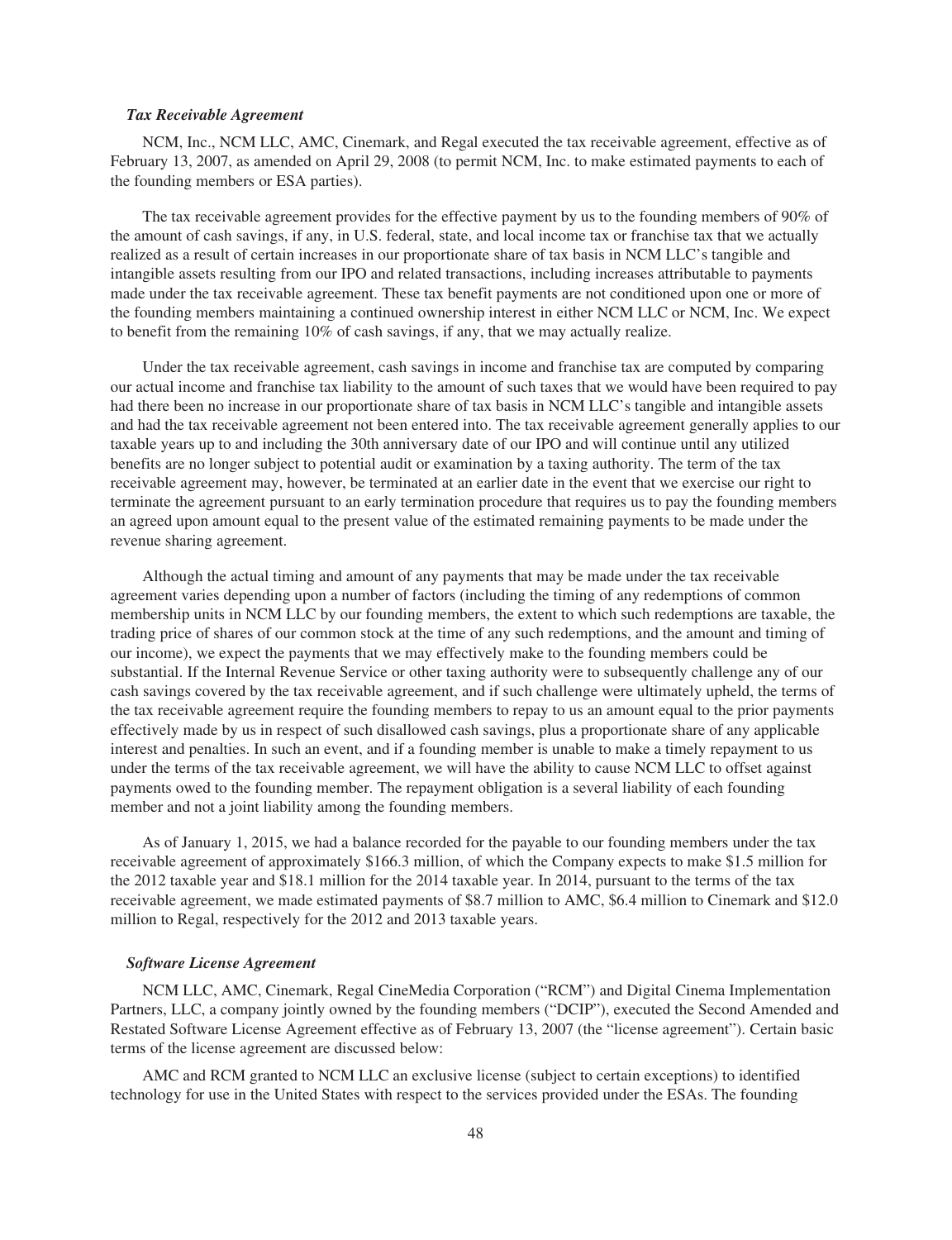### *Tax Receivable Agreement*

NCM, Inc., NCM LLC, AMC, Cinemark, and Regal executed the tax receivable agreement, effective as of February 13, 2007, as amended on April 29, 2008 (to permit NCM, Inc. to make estimated payments to each of the founding members or ESA parties).

The tax receivable agreement provides for the effective payment by us to the founding members of 90% of the amount of cash savings, if any, in U.S. federal, state, and local income tax or franchise tax that we actually realized as a result of certain increases in our proportionate share of tax basis in NCM LLC's tangible and intangible assets resulting from our IPO and related transactions, including increases attributable to payments made under the tax receivable agreement. These tax benefit payments are not conditioned upon one or more of the founding members maintaining a continued ownership interest in either NCM LLC or NCM, Inc. We expect to benefit from the remaining 10% of cash savings, if any, that we may actually realize.

Under the tax receivable agreement, cash savings in income and franchise tax are computed by comparing our actual income and franchise tax liability to the amount of such taxes that we would have been required to pay had there been no increase in our proportionate share of tax basis in NCM LLC's tangible and intangible assets and had the tax receivable agreement not been entered into. The tax receivable agreement generally applies to our taxable years up to and including the 30th anniversary date of our IPO and will continue until any utilized benefits are no longer subject to potential audit or examination by a taxing authority. The term of the tax receivable agreement may, however, be terminated at an earlier date in the event that we exercise our right to terminate the agreement pursuant to an early termination procedure that requires us to pay the founding members an agreed upon amount equal to the present value of the estimated remaining payments to be made under the revenue sharing agreement.

Although the actual timing and amount of any payments that may be made under the tax receivable agreement varies depending upon a number of factors (including the timing of any redemptions of common membership units in NCM LLC by our founding members, the extent to which such redemptions are taxable, the trading price of shares of our common stock at the time of any such redemptions, and the amount and timing of our income), we expect the payments that we may effectively make to the founding members could be substantial. If the Internal Revenue Service or other taxing authority were to subsequently challenge any of our cash savings covered by the tax receivable agreement, and if such challenge were ultimately upheld, the terms of the tax receivable agreement require the founding members to repay to us an amount equal to the prior payments effectively made by us in respect of such disallowed cash savings, plus a proportionate share of any applicable interest and penalties. In such an event, and if a founding member is unable to make a timely repayment to us under the terms of the tax receivable agreement, we will have the ability to cause NCM LLC to offset against payments owed to the founding member. The repayment obligation is a several liability of each founding member and not a joint liability among the founding members.

As of January 1, 2015, we had a balance recorded for the payable to our founding members under the tax receivable agreement of approximately $166.3 million, of which the Company expects to make $1.5 million for the 2012 taxable year and $18.1 million for the 2014 taxable year. In 2014, pursuant to the terms of the tax receivable agreement, we made estimated payments of $8.7 million to AMC, $6.4 million to Cinemark and $12.0 million to Regal, respectively for the 2012 and 2013 taxable years.

### *Software License Agreement*

NCM LLC, AMC, Cinemark, Regal CineMedia Corporation ("RCM") and Digital Cinema Implementation Partners, LLC, a company jointly owned by the founding members ("DCIP"), executed the Second Amended and Restated Software License Agreement effective as of February 13, 2007 (the "license agreement"). Certain basic terms of the license agreement are discussed below:

AMC and RCM granted to NCM LLC an exclusive license (subject to certain exceptions) to identified technology for use in the United States with respect to the services provided under the ESAs. The founding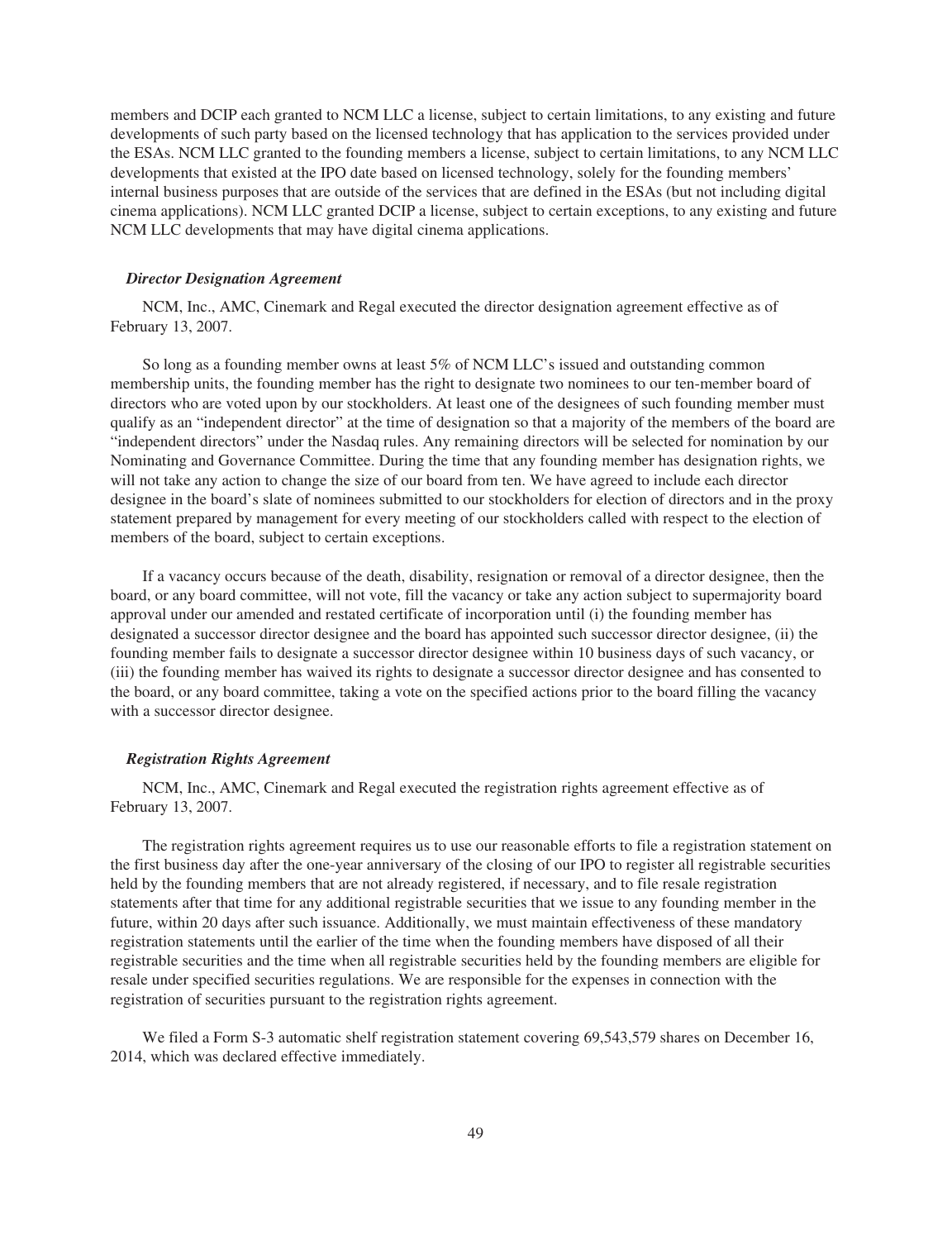members and DCIP each granted to NCM LLC a license, subject to certain limitations, to any existing and future developments of such party based on the licensed technology that has application to the services provided under the ESAs. NCM LLC granted to the founding members a license, subject to certain limitations, to any NCM LLC developments that existed at the IPO date based on licensed technology, solely for the founding members' internal business purposes that are outside of the services that are defined in the ESAs (but not including digital cinema applications). NCM LLC granted DCIP a license, subject to certain exceptions, to any existing and future NCM LLC developments that may have digital cinema applications.

***Director Designation Agreement***

NCM, Inc., AMC, Cinemark and Regal executed the director designation agreement effective as of February 13, 2007.

So long as a founding member owns at least 5% of NCM LLC's issued and outstanding common membership units, the founding member has the right to designate two nominees to our ten-member board of directors who are voted upon by our stockholders. At least one of the designees of such founding member must qualify as an "independent director" at the time of designation so that a majority of the members of the board are "independent directors" under the Nasdaq rules. Any remaining directors will be selected for nomination by our Nominating and Governance Committee. During the time that any founding member has designation rights, we will not take any action to change the size of our board from ten. We have agreed to include each director designee in the board's slate of nominees submitted to our stockholders for election of directors and in the proxy statement prepared by management for every meeting of our stockholders called with respect to the election of members of the board, subject to certain exceptions.

If a vacancy occurs because of the death, disability, resignation or removal of a director designee, then the board, or any board committee, will not vote, fill the vacancy or take any action subject to supermajority board approval under our amended and restated certificate of incorporation until (i) the founding member has designated a successor director designee and the board has appointed such successor director designee, (ii) the founding member fails to designate a successor director designee within 10 business days of such vacancy, or (iii) the founding member has waived its rights to designate a successor director designee and has consented to the board, or any board committee, taking a vote on the specified actions prior to the board filling the vacancy with a successor director designee.

***Registration Rights Agreement***

NCM, Inc., AMC, Cinemark and Regal executed the registration rights agreement effective as of February 13, 2007.

The registration rights agreement requires us to use our reasonable efforts to file a registration statement on the first business day after the one-year anniversary of the closing of our IPO to register all registrable securities held by the founding members that are not already registered, if necessary, and to file resale registration statements after that time for any additional registrable securities that we issue to any founding member in the future, within 20 days after such issuance. Additionally, we must maintain effectiveness of these mandatory registration statements until the earlier of the time when the founding members have disposed of all their registrable securities and the time when all registrable securities held by the founding members are eligible for resale under specified securities regulations. We are responsible for the expenses in connection with the registration of securities pursuant to the registration rights agreement.

We filed a Form S-3 automatic shelf registration statement covering 69,543,579 shares on December 16, 2014, which was declared effective immediately.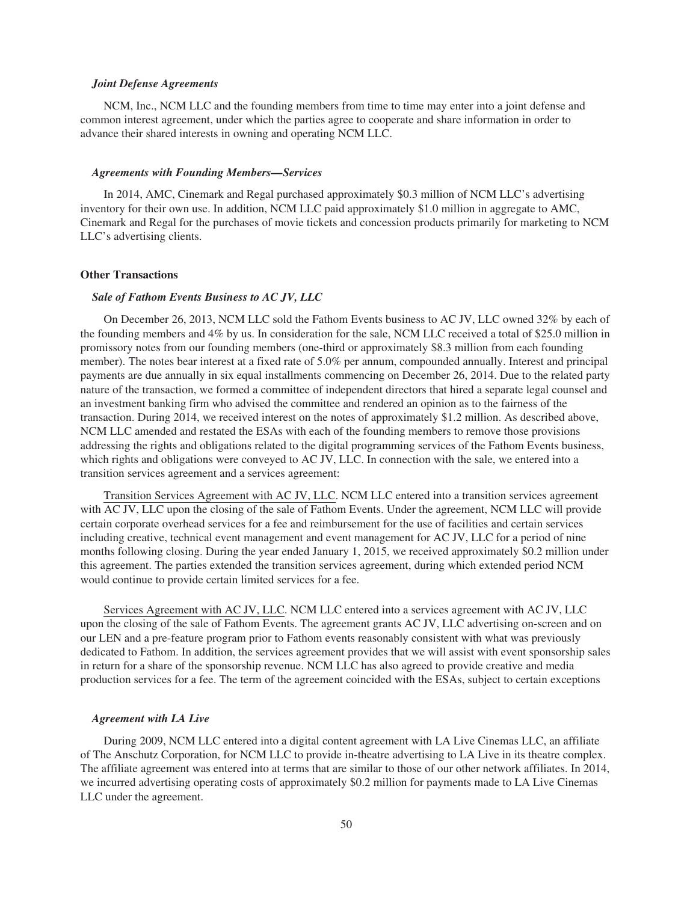*Joint Defense Agreements*

NCM, Inc., NCM LLC and the founding members from time to time may enter into a joint defense and common interest agreement, under which the parties agree to cooperate and share information in order to advance their shared interests in owning and operating NCM LLC.

*Agreements with Founding Members—Services*

In 2014, AMC, Cinemark and Regal purchased approximately $0.3 million of NCM LLC's advertising inventory for their own use. In addition, NCM LLC paid approximately $1.0 million in aggregate to AMC, Cinemark and Regal for the purchases of movie tickets and concession products primarily for marketing to NCM LLC's advertising clients.

**Other Transactions**

*Sale of Fathom Events Business to AC JV, LLC*

On December 26, 2013, NCM LLC sold the Fathom Events business to AC JV, LLC owned 32% by each of the founding members and 4% by us. In consideration for the sale, NCM LLC received a total of $25.0 million in promissory notes from our founding members (one-third or approximately $8.3 million from each founding member). The notes bear interest at a fixed rate of 5.0% per annum, compounded annually. Interest and principal payments are due annually in six equal installments commencing on December 26, 2014. Due to the related party nature of the transaction, we formed a committee of independent directors that hired a separate legal counsel and an investment banking firm who advised the committee and rendered an opinion as to the fairness of the transaction. During 2014, we received interest on the notes of approximately $1.2 million. As described above, NCM LLC amended and restated the ESAs with each of the founding members to remove those provisions addressing the rights and obligations related to the digital programming services of the Fathom Events business, which rights and obligations were conveyed to AC JV, LLC. In connection with the sale, we entered into a transition services agreement and a services agreement:

Transition Services Agreement with AC JV, LLC. NCM LLC entered into a transition services agreement with AC JV, LLC upon the closing of the sale of Fathom Events. Under the agreement, NCM LLC will provide certain corporate overhead services for a fee and reimbursement for the use of facilities and certain services including creative, technical event management and event management for AC JV, LLC for a period of nine months following closing. During the year ended January 1, 2015, we received approximately $0.2 million under this agreement. The parties extended the transition services agreement, during which extended period NCM would continue to provide certain limited services for a fee.

Services Agreement with AC JV, LLC. NCM LLC entered into a services agreement with AC JV, LLC upon the closing of the sale of Fathom Events. The agreement grants AC JV, LLC advertising on-screen and on our LEN and a pre-feature program prior to Fathom events reasonably consistent with what was previously dedicated to Fathom. In addition, the services agreement provides that we will assist with event sponsorship sales in return for a share of the sponsorship revenue. NCM LLC has also agreed to provide creative and media production services for a fee. The term of the agreement coincided with the ESAs, subject to certain exceptions

*Agreement with LA Live*

During 2009, NCM LLC entered into a digital content agreement with LA Live Cinemas LLC, an affiliate of The Anschutz Corporation, for NCM LLC to provide in-theatre advertising to LA Live in its theatre complex. The affiliate agreement was entered into at terms that are similar to those of our other network affiliates. In 2014, we incurred advertising operating costs of approximately $0.2 million for payments made to LA Live Cinemas LLC under the agreement.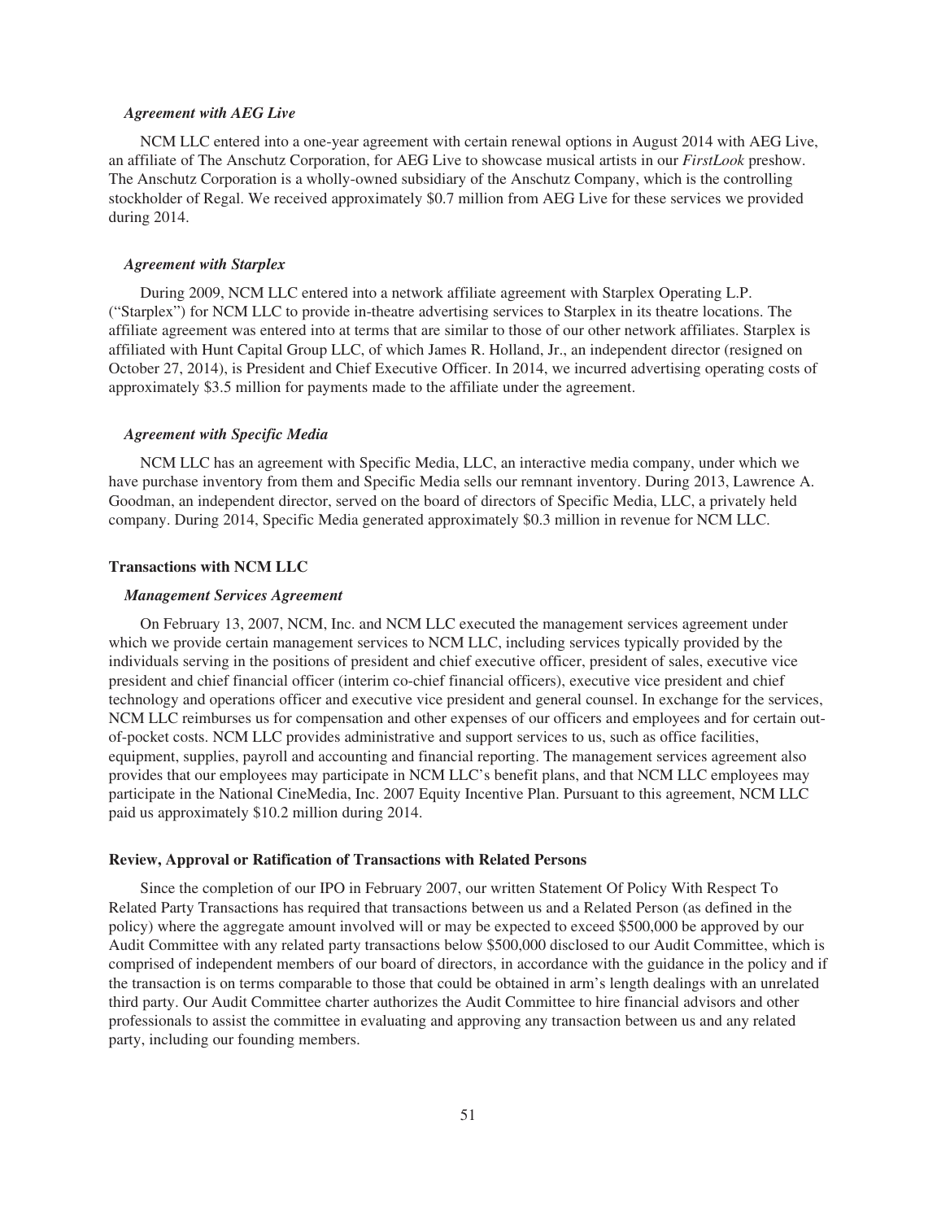*Agreement with AEG Live*

NCM LLC entered into a one-year agreement with certain renewal options in August 2014 with AEG Live, an affiliate of The Anschutz Corporation, for AEG Live to showcase musical artists in our *FirstLook* preshow. The Anschutz Corporation is a wholly-owned subsidiary of the Anschutz Company, which is the controlling stockholder of Regal. We received approximately $0.7 million from AEG Live for these services we provided during 2014.

*Agreement with Starplex*

During 2009, NCM LLC entered into a network affiliate agreement with Starplex Operating L.P. ("Starplex") for NCM LLC to provide in-theatre advertising services to Starplex in its theatre locations. The affiliate agreement was entered into at terms that are similar to those of our other network affiliates. Starplex is affiliated with Hunt Capital Group LLC, of which James R. Holland, Jr., an independent director (resigned on October 27, 2014), is President and Chief Executive Officer. In 2014, we incurred advertising operating costs of approximately $3.5 million for payments made to the affiliate under the agreement.

*Agreement with Specific Media*

NCM LLC has an agreement with Specific Media, LLC, an interactive media company, under which we have purchase inventory from them and Specific Media sells our remnant inventory. During 2013, Lawrence A. Goodman, an independent director, served on the board of directors of Specific Media, LLC, a privately held company. During 2014, Specific Media generated approximately $0.3 million in revenue for NCM LLC.

**Transactions with NCM LLC**

*Management Services Agreement*

On February 13, 2007, NCM, Inc. and NCM LLC executed the management services agreement under which we provide certain management services to NCM LLC, including services typically provided by the individuals serving in the positions of president and chief executive officer, president of sales, executive vice president and chief financial officer (interim co-chief financial officers), executive vice president and chief technology and operations officer and executive vice president and general counsel. In exchange for the services, NCM LLC reimburses us for compensation and other expenses of our officers and employees and for certain out-of-pocket costs. NCM LLC provides administrative and support services to us, such as office facilities, equipment, supplies, payroll and accounting and financial reporting. The management services agreement also provides that our employees may participate in NCM LLC's benefit plans, and that NCM LLC employees may participate in the National CineMedia, Inc. 2007 Equity Incentive Plan. Pursuant to this agreement, NCM LLC paid us approximately $10.2 million during 2014.

**Review, Approval or Ratification of Transactions with Related Persons**

Since the completion of our IPO in February 2007, our written Statement Of Policy With Respect To Related Party Transactions has required that transactions between us and a Related Person (as defined in the policy) where the aggregate amount involved will or may be expected to exceed $500,000 be approved by our Audit Committee with any related party transactions below $500,000 disclosed to our Audit Committee, which is comprised of independent members of our board of directors, in accordance with the guidance in the policy and if the transaction is on terms comparable to those that could be obtained in arm's length dealings with an unrelated third party. Our Audit Committee charter authorizes the Audit Committee to hire financial advisors and other professionals to assist the committee in evaluating and approving any transaction between us and any related party, including our founding members.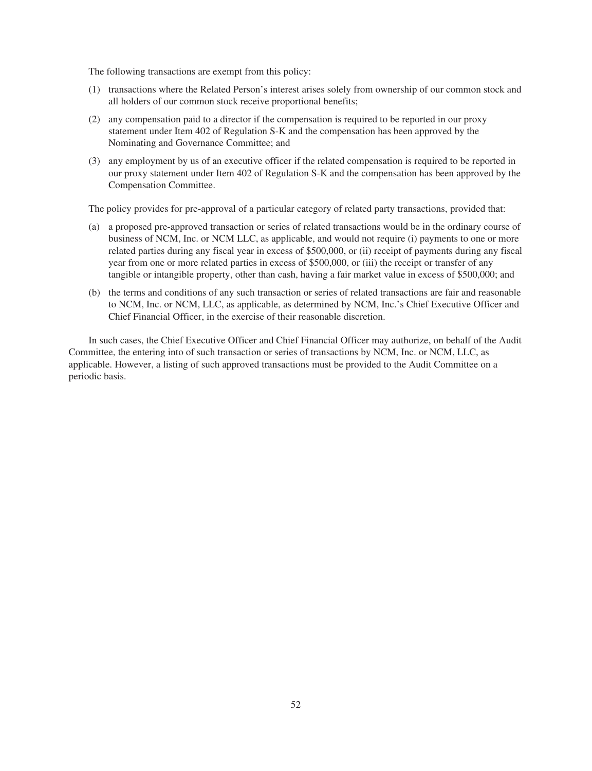The following transactions are exempt from this policy:

(1) transactions where the Related Person's interest arises solely from ownership of our common stock and all holders of our common stock receive proportional benefits;

(2) any compensation paid to a director if the compensation is required to be reported in our proxy statement under Item 402 of Regulation S-K and the compensation has been approved by the Nominating and Governance Committee; and

(3) any employment by us of an executive officer if the related compensation is required to be reported in our proxy statement under Item 402 of Regulation S-K and the compensation has been approved by the Compensation Committee.

The policy provides for pre-approval of a particular category of related party transactions, provided that:

(a) a proposed pre-approved transaction or series of related transactions would be in the ordinary course of business of NCM, Inc. or NCM LLC, as applicable, and would not require (i) payments to one or more related parties during any fiscal year in excess of $500,000, or (ii) receipt of payments during any fiscal year from one or more related parties in excess of $500,000, or (iii) the receipt or transfer of any tangible or intangible property, other than cash, having a fair market value in excess of $500,000; and

(b) the terms and conditions of any such transaction or series of related transactions are fair and reasonable to NCM, Inc. or NCM, LLC, as applicable, as determined by NCM, Inc.'s Chief Executive Officer and Chief Financial Officer, in the exercise of their reasonable discretion.

In such cases, the Chief Executive Officer and Chief Financial Officer may authorize, on behalf of the Audit Committee, the entering into of such transaction or series of transactions by NCM, Inc. or NCM, LLC, as applicable. However, a listing of such approved transactions must be provided to the Audit Committee on a periodic basis.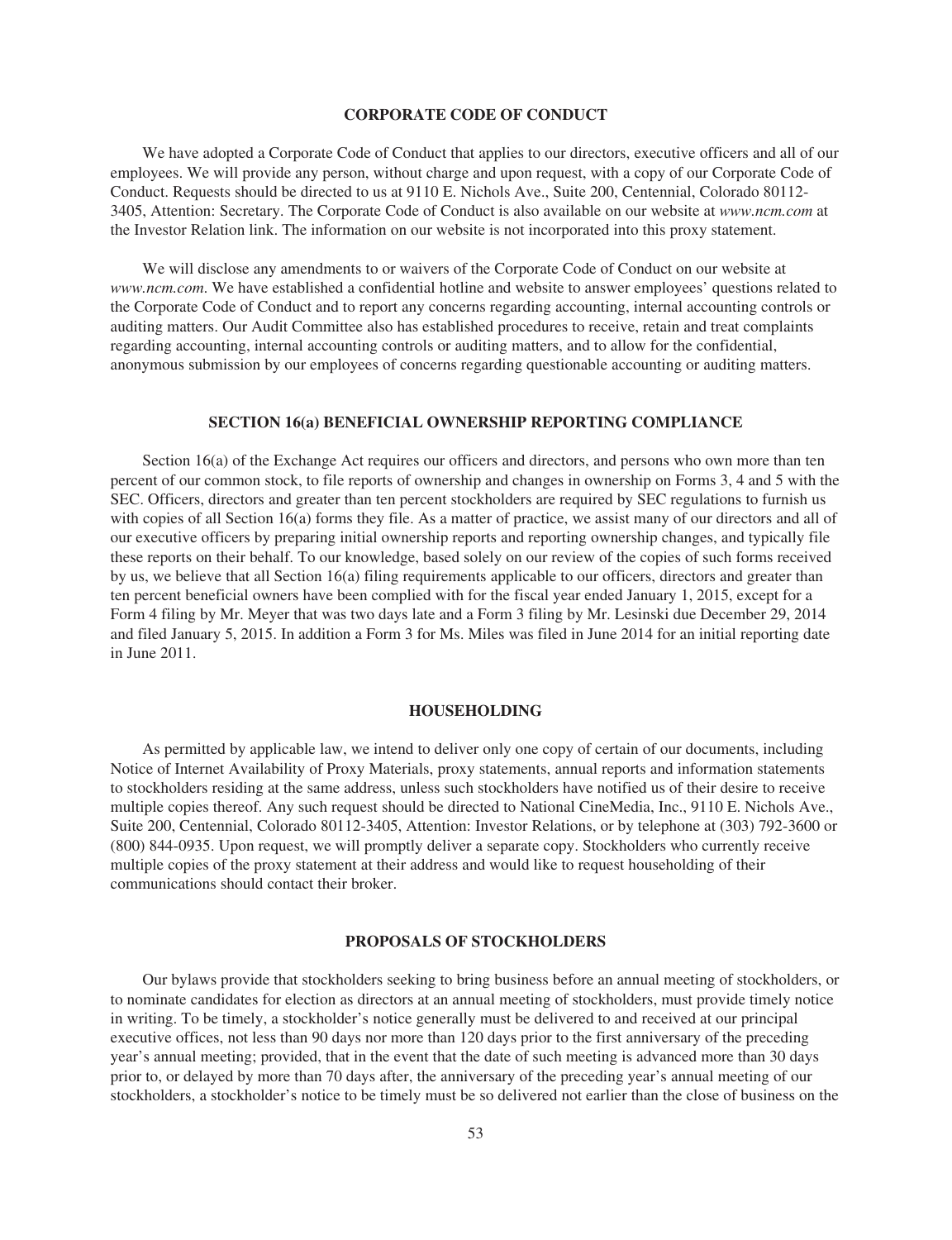## CORPORATE CODE OF CONDUCT

We have adopted a Corporate Code of Conduct that applies to our directors, executive officers and all of our employees. We will provide any person, without charge and upon request, with a copy of our Corporate Code of Conduct. Requests should be directed to us at 9110 E. Nichols Ave., Suite 200, Centennial, Colorado 80112-3405, Attention: Secretary. The Corporate Code of Conduct is also available on our website at *www.ncm.com* at the Investor Relation link. The information on our website is not incorporated into this proxy statement.

We will disclose any amendments to or waivers of the Corporate Code of Conduct on our website at *www.ncm.com*. We have established a confidential hotline and website to answer employees' questions related to the Corporate Code of Conduct and to report any concerns regarding accounting, internal accounting controls or auditing matters. Our Audit Committee also has established procedures to receive, retain and treat complaints regarding accounting, internal accounting controls or auditing matters, and to allow for the confidential, anonymous submission by our employees of concerns regarding questionable accounting or auditing matters.

## SECTION 16(a) BENEFICIAL OWNERSHIP REPORTING COMPLIANCE

Section 16(a) of the Exchange Act requires our officers and directors, and persons who own more than ten percent of our common stock, to file reports of ownership and changes in ownership on Forms 3, 4 and 5 with the SEC. Officers, directors and greater than ten percent stockholders are required by SEC regulations to furnish us with copies of all Section 16(a) forms they file. As a matter of practice, we assist many of our directors and all of our executive officers by preparing initial ownership reports and reporting ownership changes, and typically file these reports on their behalf. To our knowledge, based solely on our review of the copies of such forms received by us, we believe that all Section 16(a) filing requirements applicable to our officers, directors and greater than ten percent beneficial owners have been complied with for the fiscal year ended January 1, 2015, except for a Form 4 filing by Mr. Meyer that was two days late and a Form 3 filing by Mr. Lesinski due December 29, 2014 and filed January 5, 2015. In addition a Form 3 for Ms. Miles was filed in June 2014 for an initial reporting date in June 2011.

## HOUSEHOLDING

As permitted by applicable law, we intend to deliver only one copy of certain of our documents, including Notice of Internet Availability of Proxy Materials, proxy statements, annual reports and information statements to stockholders residing at the same address, unless such stockholders have notified us of their desire to receive multiple copies thereof. Any such request should be directed to National CineMedia, Inc., 9110 E. Nichols Ave., Suite 200, Centennial, Colorado 80112-3405, Attention: Investor Relations, or by telephone at (303) 792-3600 or (800) 844-0935. Upon request, we will promptly deliver a separate copy. Stockholders who currently receive multiple copies of the proxy statement at their address and would like to request householding of their communications should contact their broker.

## PROPOSALS OF STOCKHOLDERS

Our bylaws provide that stockholders seeking to bring business before an annual meeting of stockholders, or to nominate candidates for election as directors at an annual meeting of stockholders, must provide timely notice in writing. To be timely, a stockholder's notice generally must be delivered to and received at our principal executive offices, not less than 90 days nor more than 120 days prior to the first anniversary of the preceding year's annual meeting; provided, that in the event that the date of such meeting is advanced more than 30 days prior to, or delayed by more than 70 days after, the anniversary of the preceding year's annual meeting of our stockholders, a stockholder's notice to be timely must be so delivered not earlier than the close of business on the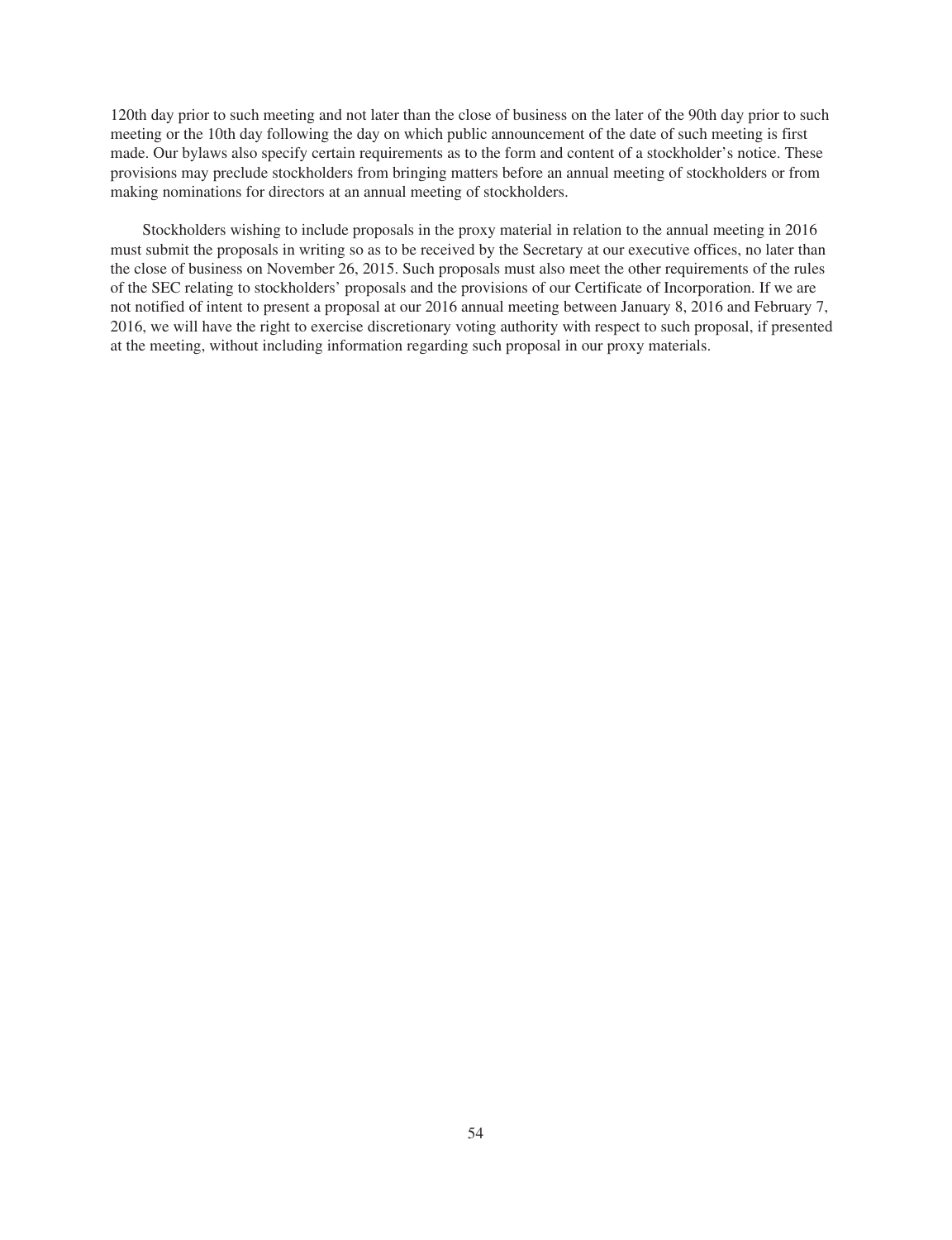120th day prior to such meeting and not later than the close of business on the later of the 90th day prior to such meeting or the 10th day following the day on which public announcement of the date of such meeting is first made. Our bylaws also specify certain requirements as to the form and content of a stockholder's notice. These provisions may preclude stockholders from bringing matters before an annual meeting of stockholders or from making nominations for directors at an annual meeting of stockholders.

Stockholders wishing to include proposals in the proxy material in relation to the annual meeting in 2016 must submit the proposals in writing so as to be received by the Secretary at our executive offices, no later than the close of business on November 26, 2015. Such proposals must also meet the other requirements of the rules of the SEC relating to stockholders' proposals and the provisions of our Certificate of Incorporation. If we are not notified of intent to present a proposal at our 2016 annual meeting between January 8, 2016 and February 7, 2016, we will have the right to exercise discretionary voting authority with respect to such proposal, if presented at the meeting, without including information regarding such proposal in our proxy materials.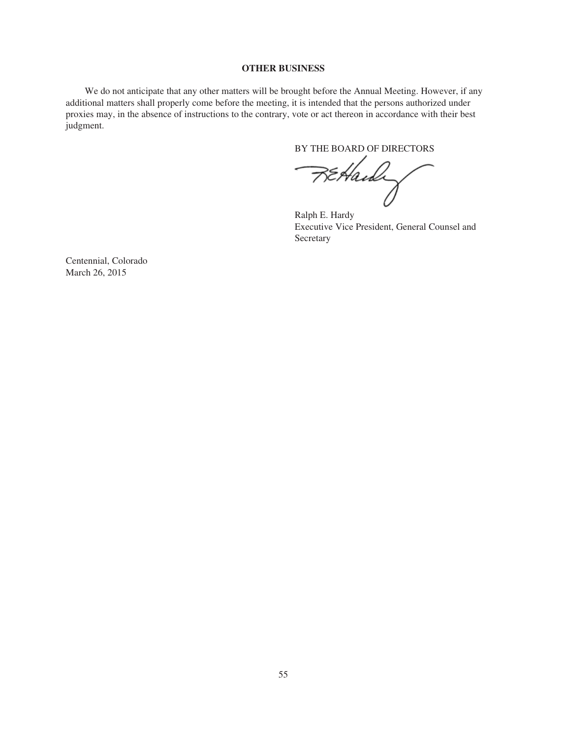## OTHER BUSINESS

We do not anticipate that any other matters will be brought before the Annual Meeting. However, if any additional matters shall properly come before the meeting, it is intended that the persons authorized under proxies may, in the absence of instructions to the contrary, vote or act thereon in accordance with their best judgment.

BY THE BOARD OF DIRECTORS

Ralph E. Hardy
Executive Vice President, General Counsel and Secretary

Centennial, Colorado
March 26, 2015